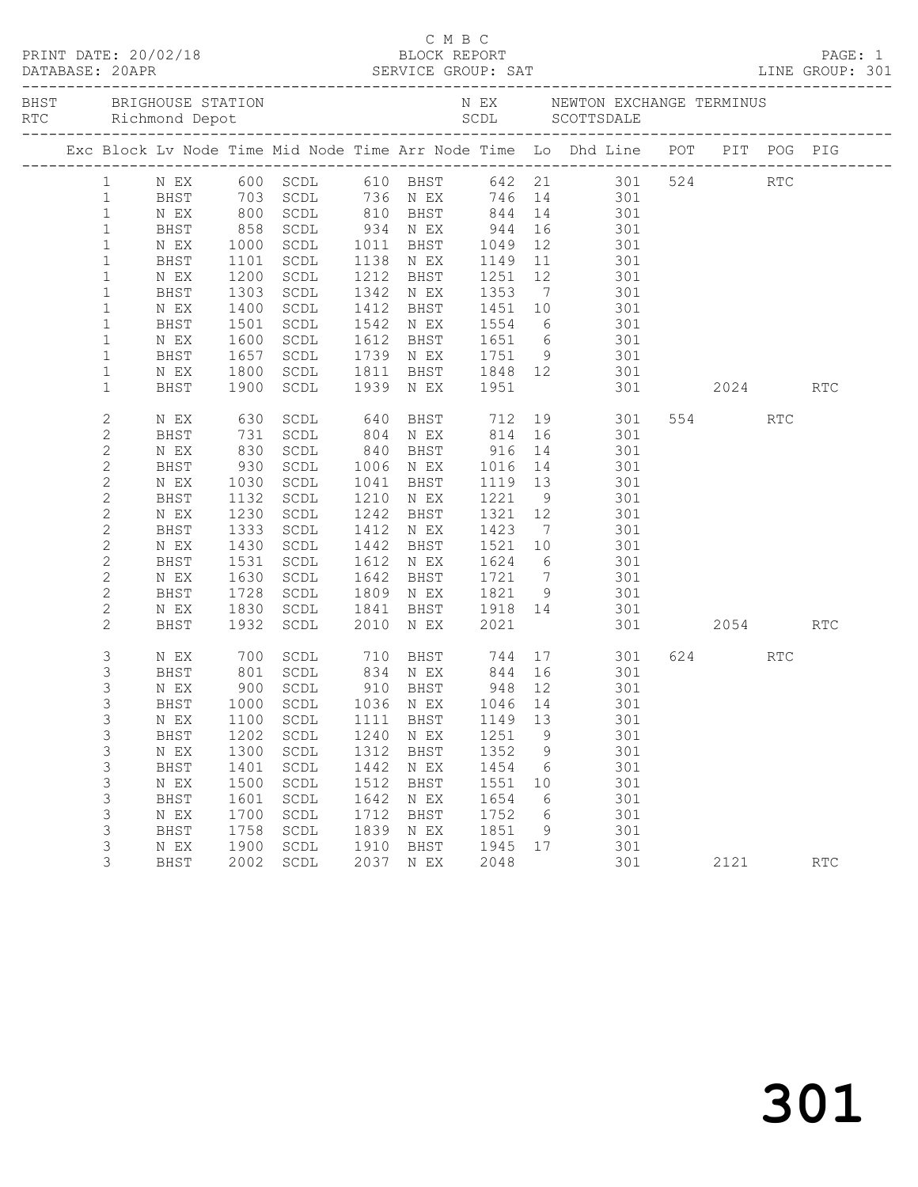C M B C
BLOCK REPORT
SERVICE GROUP: SAT

PRINT DATE: 20/02/18
DATABASE: 20APR
LINE GROUP: 301

BHST BRIGHOUSE STATION    N EX NEWTON EXCHANGE TERMINUS
RTC Richmond Depot    SCDL SCOTTSDALE

| Exc | Block | Lv Node | Time | Mid Node | Time | Arr Node | Time | Lo | Dhd Line | POT | PIT | POG | PIG |
|---|---|---|---|---|---|---|---|---|---|---|---|---|---|
| | 1 | N EX | 600 | SCDL | 610 | BHST | 642 | 21 | 301 | 524 | | RTC | |
| | 1 | BHST | 703 | SCDL | 736 | N EX | 746 | 14 | 301 | | | | |
| | 1 | N EX | 800 | SCDL | 810 | BHST | 844 | 14 | 301 | | | | |
| | 1 | BHST | 858 | SCDL | 934 | N EX | 944 | 16 | 301 | | | | |
| | 1 | N EX | 1000 | SCDL | 1011 | BHST | 1049 | 12 | 301 | | | | |
| | 1 | BHST | 1101 | SCDL | 1138 | N EX | 1149 | 11 | 301 | | | | |
| | 1 | N EX | 1200 | SCDL | 1212 | BHST | 1251 | 12 | 301 | | | | |
| | 1 | BHST | 1303 | SCDL | 1342 | N EX | 1353 | 7 | 301 | | | | |
| | 1 | N EX | 1400 | SCDL | 1412 | BHST | 1451 | 10 | 301 | | | | |
| | 1 | BHST | 1501 | SCDL | 1542 | N EX | 1554 | 6 | 301 | | | | |
| | 1 | N EX | 1600 | SCDL | 1612 | BHST | 1651 | 6 | 301 | | | | |
| | 1 | BHST | 1657 | SCDL | 1739 | N EX | 1751 | 9 | 301 | | | | |
| | 1 | N EX | 1800 | SCDL | 1811 | BHST | 1848 | 12 | 301 | | | | |
| | 1 | BHST | 1900 | SCDL | 1939 | N EX | 1951 | | 301 | | 2024 | | RTC |
| | 2 | N EX | 630 | SCDL | 640 | BHST | 712 | 19 | 301 | 554 | | RTC | |
| | 2 | BHST | 731 | SCDL | 804 | N EX | 814 | 16 | 301 | | | | |
| | 2 | N EX | 830 | SCDL | 840 | BHST | 916 | 14 | 301 | | | | |
| | 2 | BHST | 930 | SCDL | 1006 | N EX | 1016 | 14 | 301 | | | | |
| | 2 | N EX | 1030 | SCDL | 1041 | BHST | 1119 | 13 | 301 | | | | |
| | 2 | BHST | 1132 | SCDL | 1210 | N EX | 1221 | 9 | 301 | | | | |
| | 2 | N EX | 1230 | SCDL | 1242 | BHST | 1321 | 12 | 301 | | | | |
| | 2 | BHST | 1333 | SCDL | 1412 | N EX | 1423 | 7 | 301 | | | | |
| | 2 | N EX | 1430 | SCDL | 1442 | BHST | 1521 | 10 | 301 | | | | |
| | 2 | BHST | 1531 | SCDL | 1612 | N EX | 1624 | 6 | 301 | | | | |
| | 2 | N EX | 1630 | SCDL | 1642 | BHST | 1721 | 7 | 301 | | | | |
| | 2 | BHST | 1728 | SCDL | 1809 | N EX | 1821 | 9 | 301 | | | | |
| | 2 | N EX | 1830 | SCDL | 1841 | BHST | 1918 | 14 | 301 | | | | |
| | 2 | BHST | 1932 | SCDL | 2010 | N EX | 2021 | | 301 | | 2054 | | RTC |
| | 3 | N EX | 700 | SCDL | 710 | BHST | 744 | 17 | 301 | 624 | | RTC | |
| | 3 | BHST | 801 | SCDL | 834 | N EX | 844 | 16 | 301 | | | | |
| | 3 | N EX | 900 | SCDL | 910 | BHST | 948 | 12 | 301 | | | | |
| | 3 | BHST | 1000 | SCDL | 1036 | N EX | 1046 | 14 | 301 | | | | |
| | 3 | N EX | 1100 | SCDL | 1111 | BHST | 1149 | 13 | 301 | | | | |
| | 3 | BHST | 1202 | SCDL | 1240 | N EX | 1251 | 9 | 301 | | | | |
| | 3 | N EX | 1300 | SCDL | 1312 | BHST | 1352 | 9 | 301 | | | | |
| | 3 | BHST | 1401 | SCDL | 1442 | N EX | 1454 | 6 | 301 | | | | |
| | 3 | N EX | 1500 | SCDL | 1512 | BHST | 1551 | 10 | 301 | | | | |
| | 3 | BHST | 1601 | SCDL | 1642 | N EX | 1654 | 6 | 301 | | | | |
| | 3 | N EX | 1700 | SCDL | 1712 | BHST | 1752 | 6 | 301 | | | | |
| | 3 | BHST | 1758 | SCDL | 1839 | N EX | 1851 | 9 | 301 | | | | |
| | 3 | N EX | 1900 | SCDL | 1910 | BHST | 1945 | 17 | 301 | | | | |
| | 3 | BHST | 2002 | SCDL | 2037 | N EX | 2048 | | 301 | | 2121 | | RTC |

# 301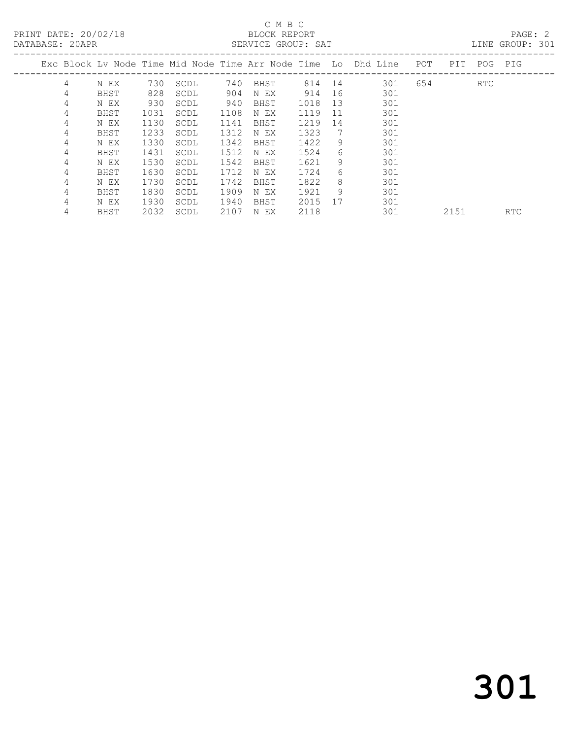C M B C

BLOCK REPORT

SERVICE GROUP: SAT

PRINT DATE: 20/02/18

DATABASE: 20APR

LINE GROUP: 301

| Exc | Block | Lv | Node | Time | Mid Node | Time | Arr Node | Time | Lo | Dhd Line | POT | PIT | POG | PIG |
|---|---|---|---|---|---|---|---|---|---|---|---|---|---|---|
| | 4 | | N EX | 730 | SCDL | 740 | BHST | 814 | 14 | 301 | 654 | | RTC | |
| | 4 | | BHST | 828 | SCDL | 904 | N EX | 914 | 16 | 301 | | | | |
| | 4 | | N EX | 930 | SCDL | 940 | BHST | 1018 | 13 | 301 | | | | |
| | 4 | | BHST | 1031 | SCDL | 1108 | N EX | 1119 | 11 | 301 | | | | |
| | 4 | | N EX | 1130 | SCDL | 1141 | BHST | 1219 | 14 | 301 | | | | |
| | 4 | | BHST | 1233 | SCDL | 1312 | N EX | 1323 | 7 | 301 | | | | |
| | 4 | | N EX | 1330 | SCDL | 1342 | BHST | 1422 | 9 | 301 | | | | |
| | 4 | | BHST | 1431 | SCDL | 1512 | N EX | 1524 | 6 | 301 | | | | |
| | 4 | | N EX | 1530 | SCDL | 1542 | BHST | 1621 | 9 | 301 | | | | |
| | 4 | | BHST | 1630 | SCDL | 1712 | N EX | 1724 | 6 | 301 | | | | |
| | 4 | | N EX | 1730 | SCDL | 1742 | BHST | 1822 | 8 | 301 | | | | |
| | 4 | | BHST | 1830 | SCDL | 1909 | N EX | 1921 | 9 | 301 | | | | |
| | 4 | | N EX | 1930 | SCDL | 1940 | BHST | 2015 | 17 | 301 | | | | |
| | 4 | | BHST | 2032 | SCDL | 2107 | N EX | 2118 | | 301 | | 2151 | | RTC |

# 301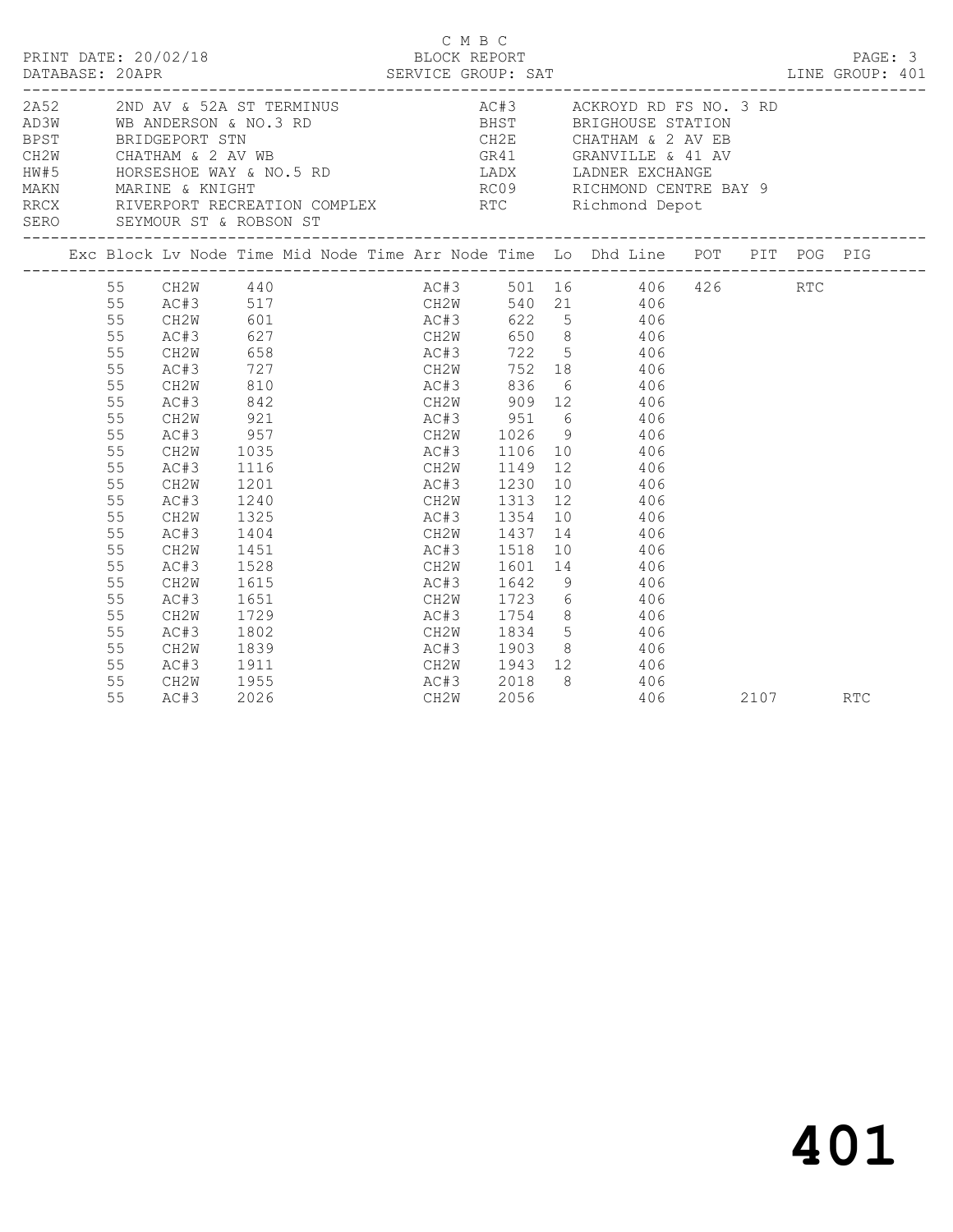C M B C

PRINT DATE: 20/02/18 BLOCK REPORT

DATABASE: 20APR SERVICE GROUP: SAT LINE GROUP: 401

| Code | Description | Code | Description |
|---|---|---|---|
| 2A52 | 2ND AV & 52A ST TERMINUS | AC#3 | ACKROYD RD FS NO. 3 RD |
| AD3W | WB ANDERSON & NO.3 RD | BHST | BRIGHOUSE STATION |
| BPST | BRIDGEPORT STN | CH2E | CHATHAM & 2 AV EB |
| CH2W | CHATHAM & 2 AV WB | GR41 | GRANVILLE & 41 AV |
| HW#5 | HORSESHOE WAY & NO.5 RD | LADX | LADNER EXCHANGE |
| MAKN | MARINE & KNIGHT | RC09 | RICHMOND CENTRE BAY 9 |
| RRCX | RIVERPORT RECREATION COMPLEX | RTC | Richmond Depot |
| SERO | SEYMOUR ST & ROBSON ST | | |

| Exc | Block | Lv Node | Time | Mid Node | Time | Arr Node | Time | Lo | Dhd Line | POT | PIT | POG | PIG |
|---|---|---|---|---|---|---|---|---|---|---|---|---|---|
| | 55 | CH2W | 440 | | | AC#3 | 501 | 16 | 406 | 426 | | RTC | |
| | 55 | AC#3 | 517 | | | CH2W | 540 | 21 | 406 | | | | |
| | 55 | CH2W | 601 | | | AC#3 | 622 | 5 | 406 | | | | |
| | 55 | AC#3 | 627 | | | CH2W | 650 | 8 | 406 | | | | |
| | 55 | CH2W | 658 | | | AC#3 | 722 | 5 | 406 | | | | |
| | 55 | AC#3 | 727 | | | CH2W | 752 | 18 | 406 | | | | |
| | 55 | CH2W | 810 | | | AC#3 | 836 | 6 | 406 | | | | |
| | 55 | AC#3 | 842 | | | CH2W | 909 | 12 | 406 | | | | |
| | 55 | CH2W | 921 | | | AC#3 | 951 | 6 | 406 | | | | |
| | 55 | AC#3 | 957 | | | CH2W | 1026 | 9 | 406 | | | | |
| | 55 | CH2W | 1035 | | | AC#3 | 1106 | 10 | 406 | | | | |
| | 55 | AC#3 | 1116 | | | CH2W | 1149 | 12 | 406 | | | | |
| | 55 | CH2W | 1201 | | | AC#3 | 1230 | 10 | 406 | | | | |
| | 55 | AC#3 | 1240 | | | CH2W | 1313 | 12 | 406 | | | | |
| | 55 | CH2W | 1325 | | | AC#3 | 1354 | 10 | 406 | | | | |
| | 55 | AC#3 | 1404 | | | CH2W | 1437 | 14 | 406 | | | | |
| | 55 | CH2W | 1451 | | | AC#3 | 1518 | 10 | 406 | | | | |
| | 55 | AC#3 | 1528 | | | CH2W | 1601 | 14 | 406 | | | | |
| | 55 | CH2W | 1615 | | | AC#3 | 1642 | 9 | 406 | | | | |
| | 55 | AC#3 | 1651 | | | CH2W | 1723 | 6 | 406 | | | | |
| | 55 | CH2W | 1729 | | | AC#3 | 1754 | 8 | 406 | | | | |
| | 55 | AC#3 | 1802 | | | CH2W | 1834 | 5 | 406 | | | | |
| | 55 | CH2W | 1839 | | | AC#3 | 1903 | 8 | 406 | | | | |
| | 55 | AC#3 | 1911 | | | CH2W | 1943 | 12 | 406 | | | | |
| | 55 | CH2W | 1955 | | | AC#3 | 2018 | 8 | 406 | | | | |
| | 55 | AC#3 | 2026 | | | CH2W | 2056 | | 406 | | 2107 | | RTC |

**401**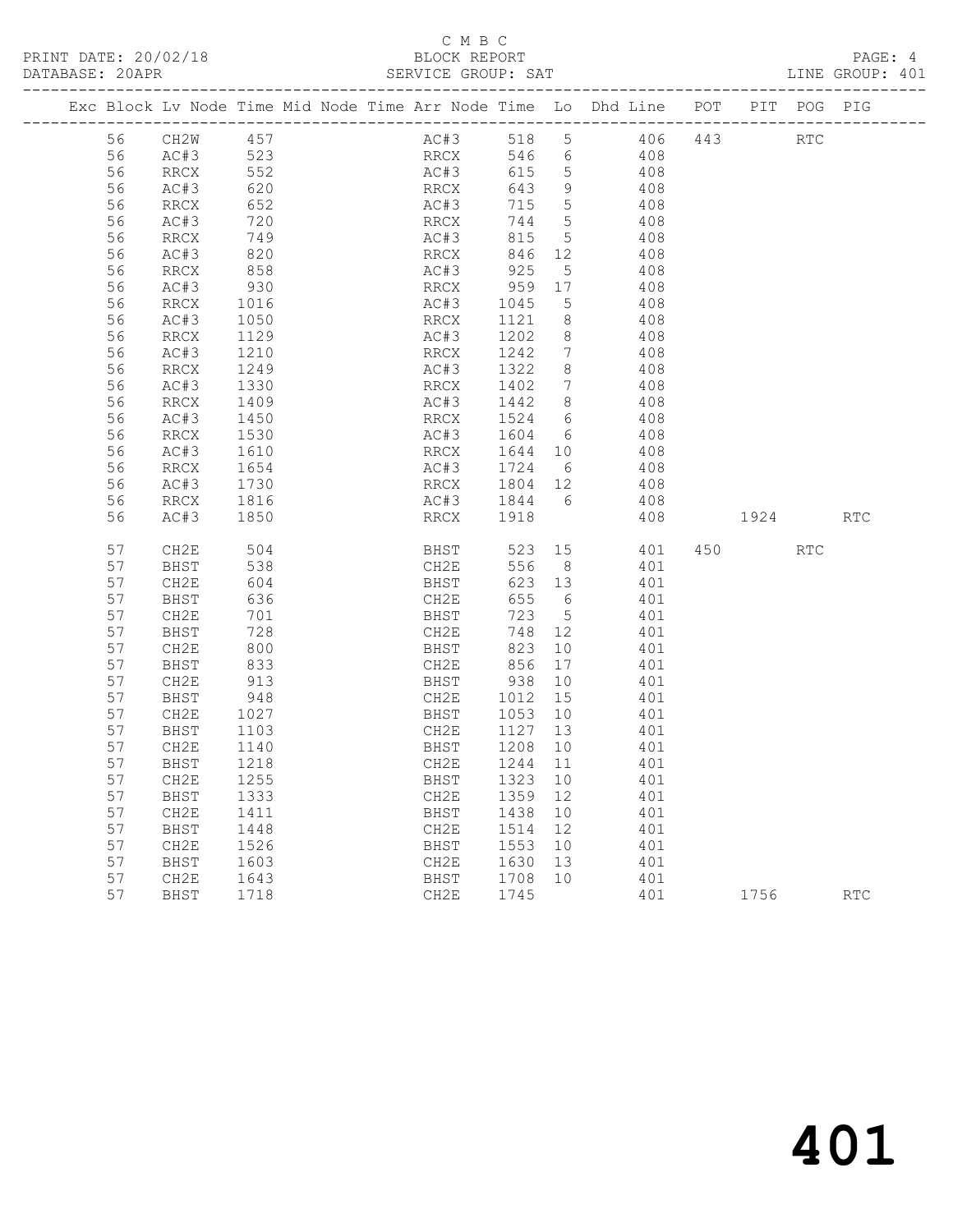C M B C
BLOCK REPORT
SERVICE GROUP: SAT
LINE GROUP: 401

| Exc | Block | Lv | Node | Time | Mid Node | Time | Arr Node | Time | Lo | Dhd Line | POT | PIT | POG | PIG |
|---|---|---|---|---|---|---|---|---|---|---|---|---|---|---|
| | 56 | | CH2W | 457 | | | AC#3 | 518 | 5 | 406 | 443 | | RTC | |
| | 56 | | AC#3 | 523 | | | RRCX | 546 | 6 | 408 | | | | |
| | 56 | | RRCX | 552 | | | AC#3 | 615 | 5 | 408 | | | | |
| | 56 | | AC#3 | 620 | | | RRCX | 643 | 9 | 408 | | | | |
| | 56 | | RRCX | 652 | | | AC#3 | 715 | 5 | 408 | | | | |
| | 56 | | AC#3 | 720 | | | RRCX | 744 | 5 | 408 | | | | |
| | 56 | | RRCX | 749 | | | AC#3 | 815 | 5 | 408 | | | | |
| | 56 | | AC#3 | 820 | | | RRCX | 846 | 12 | 408 | | | | |
| | 56 | | RRCX | 858 | | | AC#3 | 925 | 5 | 408 | | | | |
| | 56 | | AC#3 | 930 | | | RRCX | 959 | 17 | 408 | | | | |
| | 56 | | RRCX | 1016 | | | AC#3 | 1045 | 5 | 408 | | | | |
| | 56 | | AC#3 | 1050 | | | RRCX | 1121 | 8 | 408 | | | | |
| | 56 | | RRCX | 1129 | | | AC#3 | 1202 | 8 | 408 | | | | |
| | 56 | | AC#3 | 1210 | | | RRCX | 1242 | 7 | 408 | | | | |
| | 56 | | RRCX | 1249 | | | AC#3 | 1322 | 8 | 408 | | | | |
| | 56 | | AC#3 | 1330 | | | RRCX | 1402 | 7 | 408 | | | | |
| | 56 | | RRCX | 1409 | | | AC#3 | 1442 | 8 | 408 | | | | |
| | 56 | | AC#3 | 1450 | | | RRCX | 1524 | 6 | 408 | | | | |
| | 56 | | RRCX | 1530 | | | AC#3 | 1604 | 6 | 408 | | | | |
| | 56 | | AC#3 | 1610 | | | RRCX | 1644 | 10 | 408 | | | | |
| | 56 | | RRCX | 1654 | | | AC#3 | 1724 | 6 | 408 | | | | |
| | 56 | | AC#3 | 1730 | | | RRCX | 1804 | 12 | 408 | | | | |
| | 56 | | RRCX | 1816 | | | AC#3 | 1844 | 6 | 408 | | | | |
| | 56 | | AC#3 | 1850 | | | RRCX | 1918 | | 408 | | 1924 | | RTC |
| | 57 | | CH2E | 504 | | | BHST | 523 | 15 | 401 | 450 | | RTC | |
| | 57 | | BHST | 538 | | | CH2E | 556 | 8 | 401 | | | | |
| | 57 | | CH2E | 604 | | | BHST | 623 | 13 | 401 | | | | |
| | 57 | | BHST | 636 | | | CH2E | 655 | 6 | 401 | | | | |
| | 57 | | CH2E | 701 | | | BHST | 723 | 5 | 401 | | | | |
| | 57 | | BHST | 728 | | | CH2E | 748 | 12 | 401 | | | | |
| | 57 | | CH2E | 800 | | | BHST | 823 | 10 | 401 | | | | |
| | 57 | | BHST | 833 | | | CH2E | 856 | 17 | 401 | | | | |
| | 57 | | CH2E | 913 | | | BHST | 938 | 10 | 401 | | | | |
| | 57 | | BHST | 948 | | | CH2E | 1012 | 15 | 401 | | | | |
| | 57 | | CH2E | 1027 | | | BHST | 1053 | 10 | 401 | | | | |
| | 57 | | BHST | 1103 | | | CH2E | 1127 | 13 | 401 | | | | |
| | 57 | | CH2E | 1140 | | | BHST | 1208 | 10 | 401 | | | | |
| | 57 | | BHST | 1218 | | | CH2E | 1244 | 11 | 401 | | | | |
| | 57 | | CH2E | 1255 | | | BHST | 1323 | 10 | 401 | | | | |
| | 57 | | BHST | 1333 | | | CH2E | 1359 | 12 | 401 | | | | |
| | 57 | | CH2E | 1411 | | | BHST | 1438 | 10 | 401 | | | | |
| | 57 | | BHST | 1448 | | | CH2E | 1514 | 12 | 401 | | | | |
| | 57 | | CH2E | 1526 | | | BHST | 1553 | 10 | 401 | | | | |
| | 57 | | BHST | 1603 | | | CH2E | 1630 | 13 | 401 | | | | |
| | 57 | | CH2E | 1643 | | | BHST | 1708 | 10 | 401 | | | | |
| | 57 | | BHST | 1718 | | | CH2E | 1745 | | 401 | | 1756 | | RTC |

401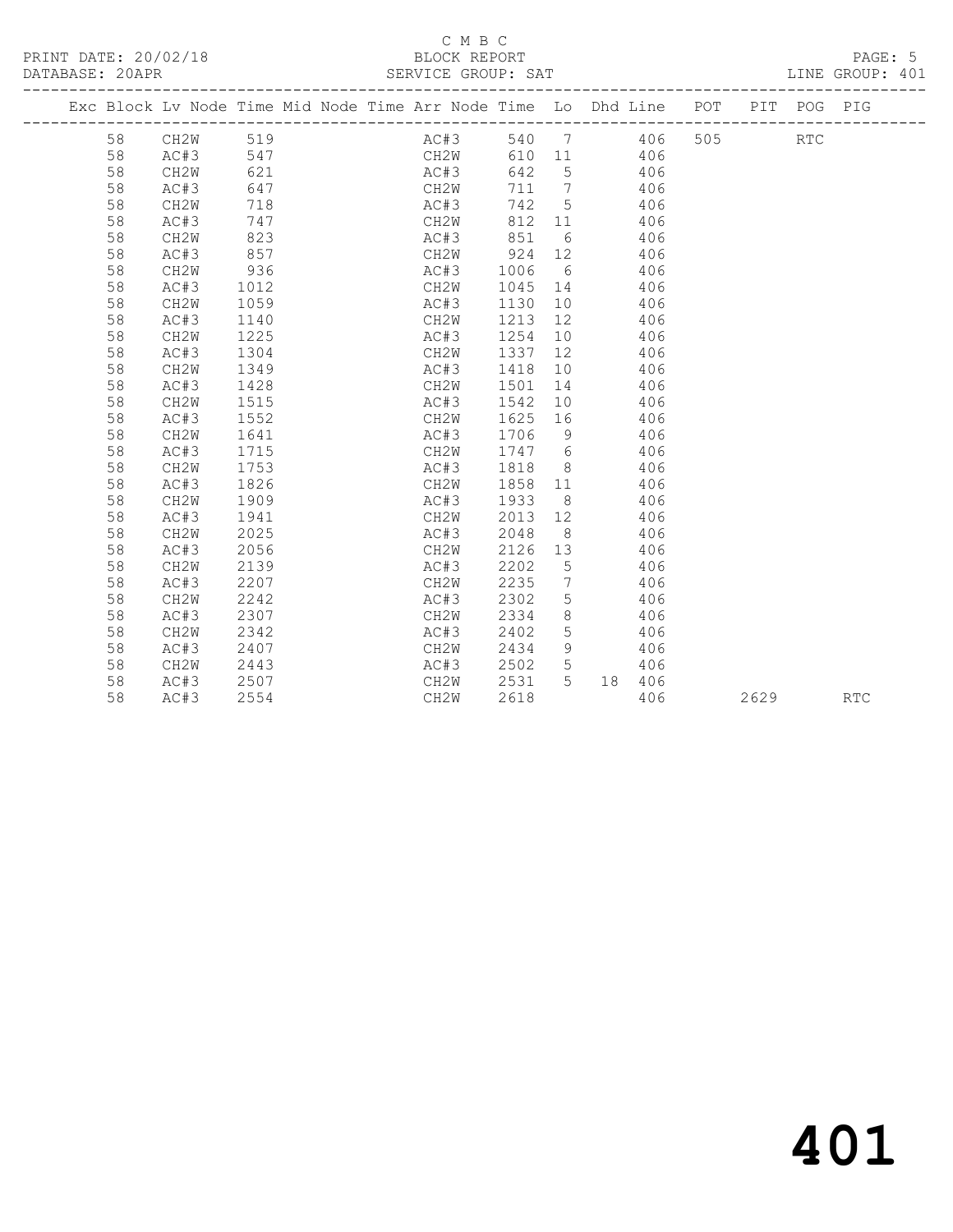C M B C

PRINT DATE: 20/02/18 BLOCK REPORT

DATABASE: 20APR SERVICE GROUP: SAT LINE GROUP: 401

| Exc | Block | Lv | Node | Time | Mid Node | Time | Arr Node | Time | Lo | Dhd | Line | POT | PIT | POG | PIG |
|---|---|---|---|---|---|---|---|---|---|---|---|---|---|---|---|
| | 58 | | CH2W | 519 | | | AC#3 | 540 | 7 | | 406 | 505 | | RTC | |
| | 58 | | AC#3 | 547 | | | CH2W | 610 | 11 | | 406 | | | | |
| | 58 | | CH2W | 621 | | | AC#3 | 642 | 5 | | 406 | | | | |
| | 58 | | AC#3 | 647 | | | CH2W | 711 | 7 | | 406 | | | | |
| | 58 | | CH2W | 718 | | | AC#3 | 742 | 5 | | 406 | | | | |
| | 58 | | AC#3 | 747 | | | CH2W | 812 | 11 | | 406 | | | | |
| | 58 | | CH2W | 823 | | | AC#3 | 851 | 6 | | 406 | | | | |
| | 58 | | AC#3 | 857 | | | CH2W | 924 | 12 | | 406 | | | | |
| | 58 | | CH2W | 936 | | | AC#3 | 1006 | 6 | | 406 | | | | |
| | 58 | | AC#3 | 1012 | | | CH2W | 1045 | 14 | | 406 | | | | |
| | 58 | | CH2W | 1059 | | | AC#3 | 1130 | 10 | | 406 | | | | |
| | 58 | | AC#3 | 1140 | | | CH2W | 1213 | 12 | | 406 | | | | |
| | 58 | | CH2W | 1225 | | | AC#3 | 1254 | 10 | | 406 | | | | |
| | 58 | | AC#3 | 1304 | | | CH2W | 1337 | 12 | | 406 | | | | |
| | 58 | | CH2W | 1349 | | | AC#3 | 1418 | 10 | | 406 | | | | |
| | 58 | | AC#3 | 1428 | | | CH2W | 1501 | 14 | | 406 | | | | |
| | 58 | | CH2W | 1515 | | | AC#3 | 1542 | 10 | | 406 | | | | |
| | 58 | | AC#3 | 1552 | | | CH2W | 1625 | 16 | | 406 | | | | |
| | 58 | | CH2W | 1641 | | | AC#3 | 1706 | 9 | | 406 | | | | |
| | 58 | | AC#3 | 1715 | | | CH2W | 1747 | 6 | | 406 | | | | |
| | 58 | | CH2W | 1753 | | | AC#3 | 1818 | 8 | | 406 | | | | |
| | 58 | | AC#3 | 1826 | | | CH2W | 1858 | 11 | | 406 | | | | |
| | 58 | | CH2W | 1909 | | | AC#3 | 1933 | 8 | | 406 | | | | |
| | 58 | | AC#3 | 1941 | | | CH2W | 2013 | 12 | | 406 | | | | |
| | 58 | | CH2W | 2025 | | | AC#3 | 2048 | 8 | | 406 | | | | |
| | 58 | | AC#3 | 2056 | | | CH2W | 2126 | 13 | | 406 | | | | |
| | 58 | | CH2W | 2139 | | | AC#3 | 2202 | 5 | | 406 | | | | |
| | 58 | | AC#3 | 2207 | | | CH2W | 2235 | 7 | | 406 | | | | |
| | 58 | | CH2W | 2242 | | | AC#3 | 2302 | 5 | | 406 | | | | |
| | 58 | | AC#3 | 2307 | | | CH2W | 2334 | 8 | | 406 | | | | |
| | 58 | | CH2W | 2342 | | | AC#3 | 2402 | 5 | | 406 | | | | |
| | 58 | | AC#3 | 2407 | | | CH2W | 2434 | 9 | | 406 | | | | |
| | 58 | | CH2W | 2443 | | | AC#3 | 2502 | 5 | | 406 | | | | |
| | 58 | | AC#3 | 2507 | | | CH2W | 2531 | 5 | 18 | 406 | | | | |
| | 58 | | AC#3 | 2554 | | | CH2W | 2618 | | | 406 | | 2629 | | RTC |

# 401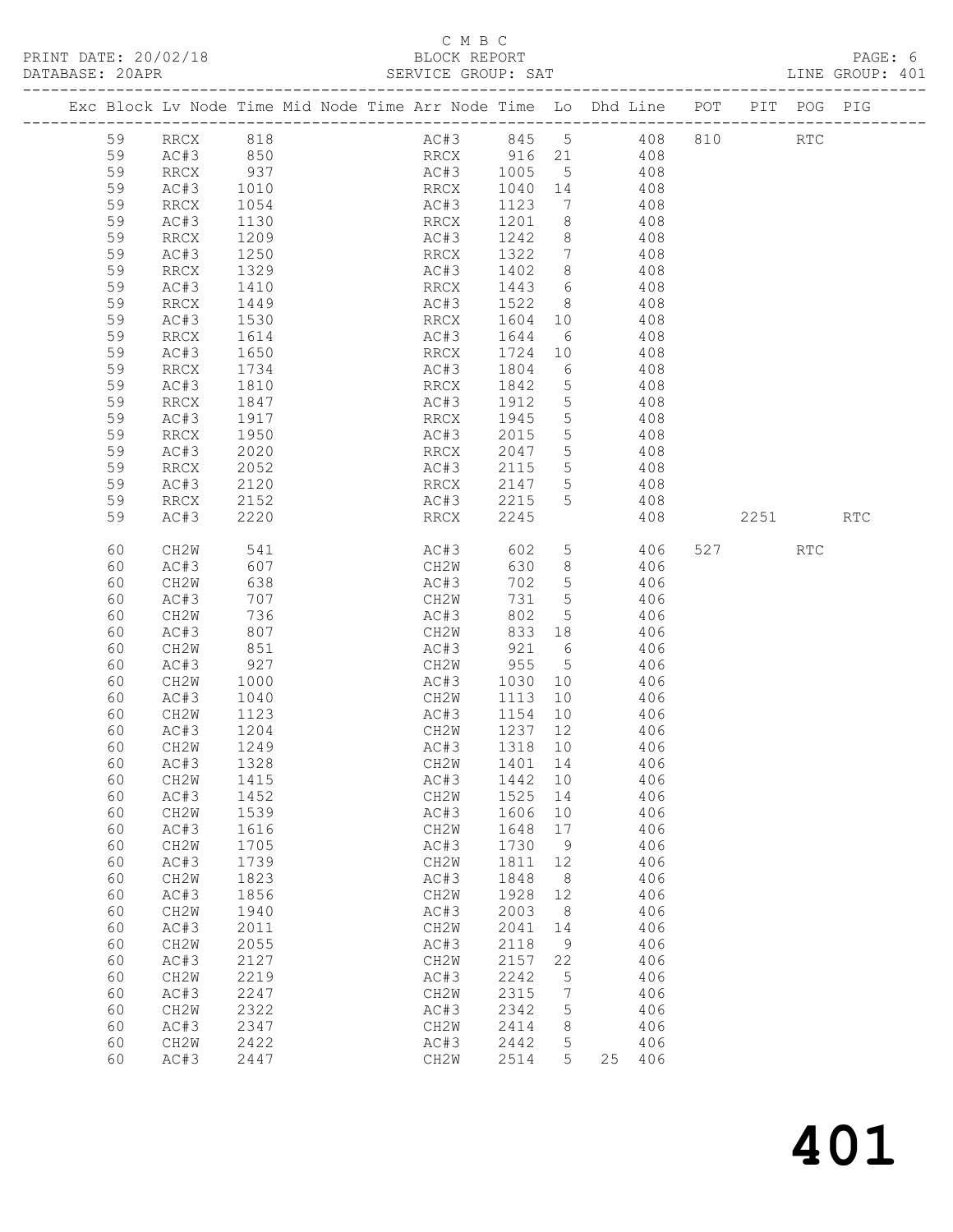C M B C
PRINT DATE: 20/02/18 BLOCK REPORT
DATABASE: 20APR SERVICE GROUP: SAT LINE GROUP: 401

| Exc | Block | Lv | Node | Time | Mid Node | Time | Arr Node | Time | Lo | Dhd | Line | POT | PIT | POG | PIG |
|---|---|---|---|---|---|---|---|---|---|---|---|---|---|---|---|
| | 59 | | RRCX | 818 | | | AC#3 | 845 | 5 | | 408 | 810 | | RTC | |
| | 59 | | AC#3 | 850 | | | RRCX | 916 | 21 | | 408 | | | | |
| | 59 | | RRCX | 937 | | | AC#3 | 1005 | 5 | | 408 | | | | |
| | 59 | | AC#3 | 1010 | | | RRCX | 1040 | 14 | | 408 | | | | |
| | 59 | | RRCX | 1054 | | | AC#3 | 1123 | 7 | | 408 | | | | |
| | 59 | | AC#3 | 1130 | | | RRCX | 1201 | 8 | | 408 | | | | |
| | 59 | | RRCX | 1209 | | | AC#3 | 1242 | 8 | | 408 | | | | |
| | 59 | | AC#3 | 1250 | | | RRCX | 1322 | 7 | | 408 | | | | |
| | 59 | | RRCX | 1329 | | | AC#3 | 1402 | 8 | | 408 | | | | |
| | 59 | | AC#3 | 1410 | | | RRCX | 1443 | 6 | | 408 | | | | |
| | 59 | | RRCX | 1449 | | | AC#3 | 1522 | 8 | | 408 | | | | |
| | 59 | | AC#3 | 1530 | | | RRCX | 1604 | 10 | | 408 | | | | |
| | 59 | | RRCX | 1614 | | | AC#3 | 1644 | 6 | | 408 | | | | |
| | 59 | | AC#3 | 1650 | | | RRCX | 1724 | 10 | | 408 | | | | |
| | 59 | | RRCX | 1734 | | | AC#3 | 1804 | 6 | | 408 | | | | |
| | 59 | | AC#3 | 1810 | | | RRCX | 1842 | 5 | | 408 | | | | |
| | 59 | | RRCX | 1847 | | | AC#3 | 1912 | 5 | | 408 | | | | |
| | 59 | | AC#3 | 1917 | | | RRCX | 1945 | 5 | | 408 | | | | |
| | 59 | | RRCX | 1950 | | | AC#3 | 2015 | 5 | | 408 | | | | |
| | 59 | | AC#3 | 2020 | | | RRCX | 2047 | 5 | | 408 | | | | |
| | 59 | | RRCX | 2052 | | | AC#3 | 2115 | 5 | | 408 | | | | |
| | 59 | | AC#3 | 2120 | | | RRCX | 2147 | 5 | | 408 | | | | |
| | 59 | | RRCX | 2152 | | | AC#3 | 2215 | 5 | | 408 | | | | |
| | 59 | | AC#3 | 2220 | | | RRCX | 2245 | | | 408 | | 2251 | | RTC |
| | 60 | | CH2W | 541 | | | AC#3 | 602 | 5 | | 406 | 527 | | RTC | |
| | 60 | | AC#3 | 607 | | | CH2W | 630 | 8 | | 406 | | | | |
| | 60 | | CH2W | 638 | | | AC#3 | 702 | 5 | | 406 | | | | |
| | 60 | | AC#3 | 707 | | | CH2W | 731 | 5 | | 406 | | | | |
| | 60 | | CH2W | 736 | | | AC#3 | 802 | 5 | | 406 | | | | |
| | 60 | | AC#3 | 807 | | | CH2W | 833 | 18 | | 406 | | | | |
| | 60 | | CH2W | 851 | | | AC#3 | 921 | 6 | | 406 | | | | |
| | 60 | | AC#3 | 927 | | | CH2W | 955 | 5 | | 406 | | | | |
| | 60 | | CH2W | 1000 | | | AC#3 | 1030 | 10 | | 406 | | | | |
| | 60 | | AC#3 | 1040 | | | CH2W | 1113 | 10 | | 406 | | | | |
| | 60 | | CH2W | 1123 | | | AC#3 | 1154 | 10 | | 406 | | | | |
| | 60 | | AC#3 | 1204 | | | CH2W | 1237 | 12 | | 406 | | | | |
| | 60 | | CH2W | 1249 | | | AC#3 | 1318 | 10 | | 406 | | | | |
| | 60 | | AC#3 | 1328 | | | CH2W | 1401 | 14 | | 406 | | | | |
| | 60 | | CH2W | 1415 | | | AC#3 | 1442 | 10 | | 406 | | | | |
| | 60 | | AC#3 | 1452 | | | CH2W | 1525 | 14 | | 406 | | | | |
| | 60 | | CH2W | 1539 | | | AC#3 | 1606 | 10 | | 406 | | | | |
| | 60 | | AC#3 | 1616 | | | CH2W | 1648 | 17 | | 406 | | | | |
| | 60 | | CH2W | 1705 | | | AC#3 | 1730 | 9 | | 406 | | | | |
| | 60 | | AC#3 | 1739 | | | CH2W | 1811 | 12 | | 406 | | | | |
| | 60 | | CH2W | 1823 | | | AC#3 | 1848 | 8 | | 406 | | | | |
| | 60 | | AC#3 | 1856 | | | CH2W | 1928 | 12 | | 406 | | | | |
| | 60 | | CH2W | 1940 | | | AC#3 | 2003 | 8 | | 406 | | | | |
| | 60 | | AC#3 | 2011 | | | CH2W | 2041 | 14 | | 406 | | | | |
| | 60 | | CH2W | 2055 | | | AC#3 | 2118 | 9 | | 406 | | | | |
| | 60 | | AC#3 | 2127 | | | CH2W | 2157 | 22 | | 406 | | | | |
| | 60 | | CH2W | 2219 | | | AC#3 | 2242 | 5 | | 406 | | | | |
| | 60 | | AC#3 | 2247 | | | CH2W | 2315 | 7 | | 406 | | | | |
| | 60 | | CH2W | 2322 | | | AC#3 | 2342 | 5 | | 406 | | | | |
| | 60 | | AC#3 | 2347 | | | CH2W | 2414 | 8 | | 406 | | | | |
| | 60 | | CH2W | 2422 | | | AC#3 | 2442 | 5 | | 406 | | | | |
| | 60 | | AC#3 | 2447 | | | CH2W | 2514 | 5 | 25 | 406 | | | | |

401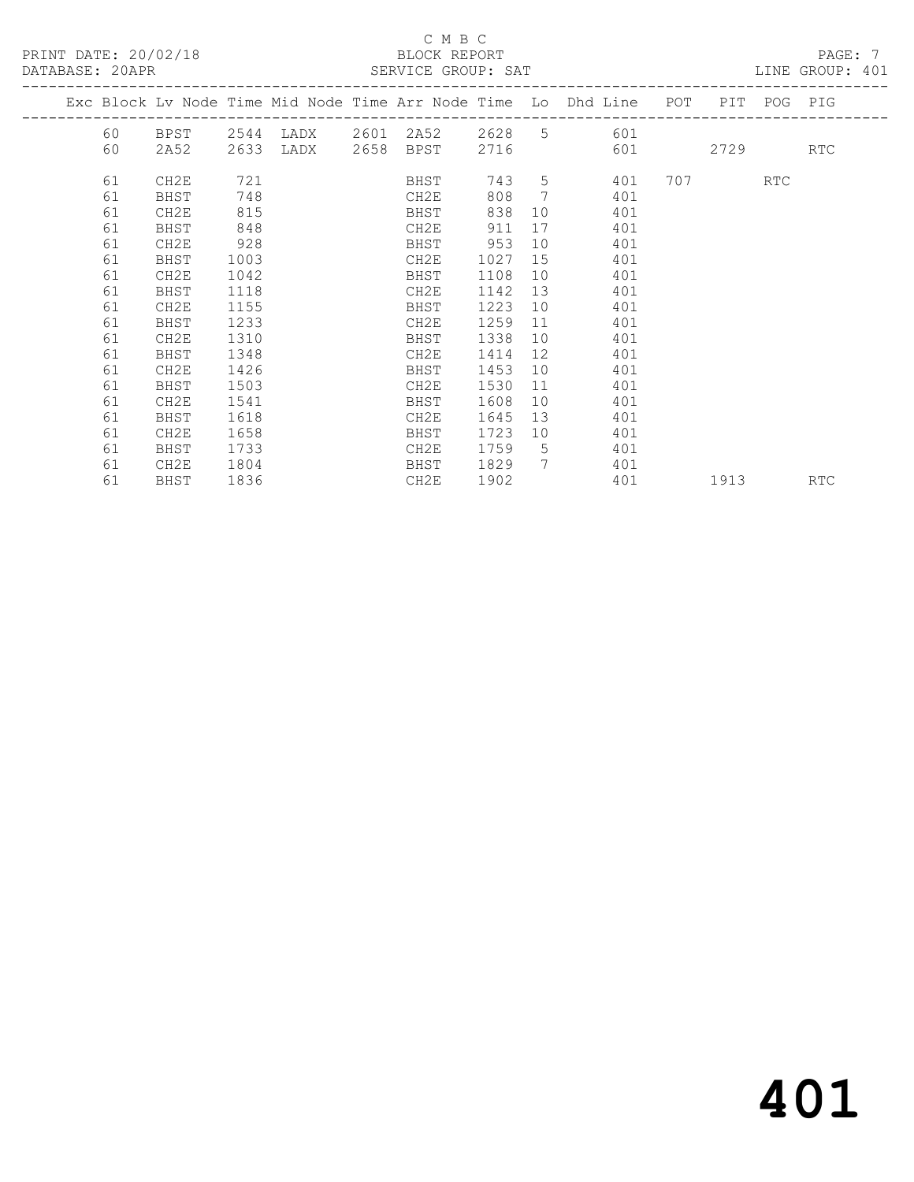C M B C

BLOCK REPORT

PRINT DATE: 20/02/18 DATABASE: 20APR SERVICE GROUP: SAT LINE GROUP: 401

| Exc | Block | Lv | Node | Time | Mid Node | Time | Arr Node | Time | Lo | Dhd Line | POT | PIT | POG | PIG |
|---|---|---|---|---|---|---|---|---|---|---|---|---|---|---|
| | 60 | | BPST | 2544 | LADX | 2601 | 2A52 | 2628 | 5 | 601 | | | | |
| | 60 | | 2A52 | 2633 | LADX | 2658 | BPST | 2716 | | 601 | | 2729 | | RTC |
| | 61 | | CH2E | 721 | | | BHST | 743 | 5 | 401 | 707 | | RTC | |
| | 61 | | BHST | 748 | | | CH2E | 808 | 7 | 401 | | | | |
| | 61 | | CH2E | 815 | | | BHST | 838 | 10 | 401 | | | | |
| | 61 | | BHST | 848 | | | CH2E | 911 | 17 | 401 | | | | |
| | 61 | | CH2E | 928 | | | BHST | 953 | 10 | 401 | | | | |
| | 61 | | BHST | 1003 | | | CH2E | 1027 | 15 | 401 | | | | |
| | 61 | | CH2E | 1042 | | | BHST | 1108 | 10 | 401 | | | | |
| | 61 | | BHST | 1118 | | | CH2E | 1142 | 13 | 401 | | | | |
| | 61 | | CH2E | 1155 | | | BHST | 1223 | 10 | 401 | | | | |
| | 61 | | BHST | 1233 | | | CH2E | 1259 | 11 | 401 | | | | |
| | 61 | | CH2E | 1310 | | | BHST | 1338 | 10 | 401 | | | | |
| | 61 | | BHST | 1348 | | | CH2E | 1414 | 12 | 401 | | | | |
| | 61 | | CH2E | 1426 | | | BHST | 1453 | 10 | 401 | | | | |
| | 61 | | BHST | 1503 | | | CH2E | 1530 | 11 | 401 | | | | |
| | 61 | | CH2E | 1541 | | | BHST | 1608 | 10 | 401 | | | | |
| | 61 | | BHST | 1618 | | | CH2E | 1645 | 13 | 401 | | | | |
| | 61 | | CH2E | 1658 | | | BHST | 1723 | 10 | 401 | | | | |
| | 61 | | BHST | 1733 | | | CH2E | 1759 | 5 | 401 | | | | |
| | 61 | | CH2E | 1804 | | | BHST | 1829 | 7 | 401 | | | | |
| | 61 | | BHST | 1836 | | | CH2E | 1902 | | 401 | | 1913 | | RTC |

# 401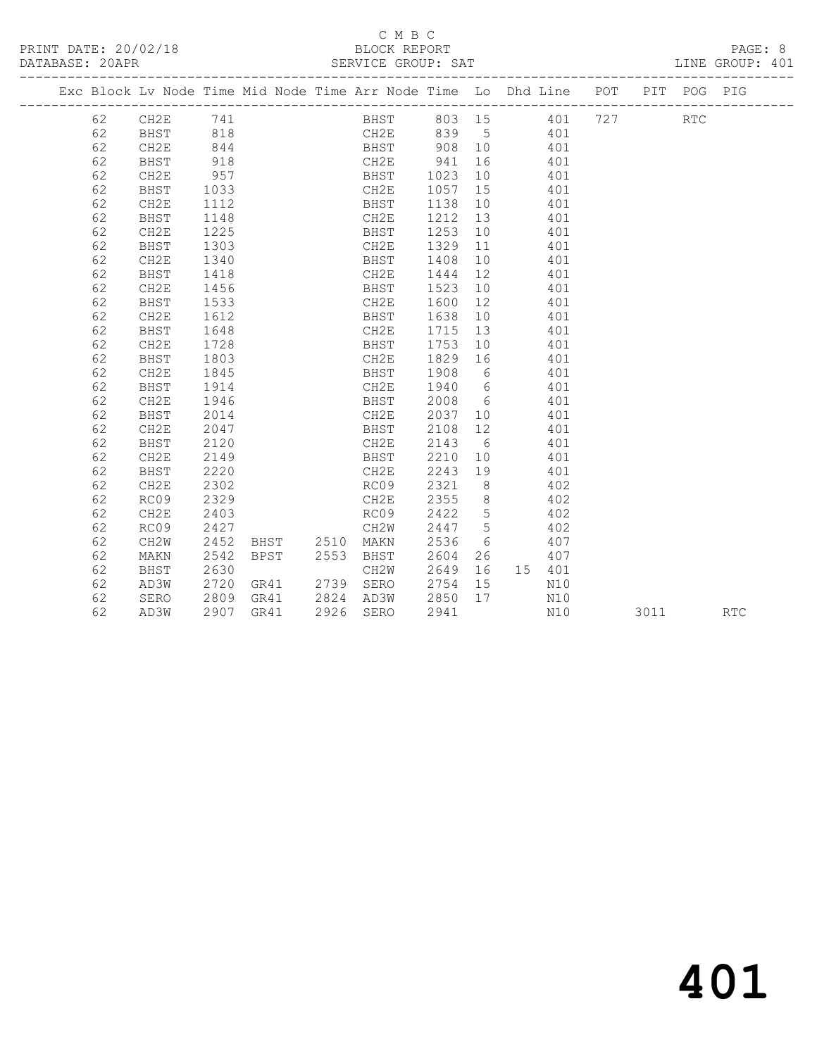C M B C

BLOCK REPORT

SERVICE GROUP: SAT

PRINT DATE: 20/02/18
DATABASE: 20APR

PAGE: 8
LINE GROUP: 401

| Exc | Block | Lv | Node | Time | Mid Node | Time | Arr Node | Time | Lo | Dhd | Line | POT | PIT | POG | PIG |
|---|---|---|---|---|---|---|---|---|---|---|---|---|---|---|---|
| | 62 | | CH2E | 741 | | | BHST | 803 | 15 | | 401 | 727 | | RTC | |
| | 62 | | BHST | 818 | | | CH2E | 839 | 5 | | 401 | | | | |
| | 62 | | CH2E | 844 | | | BHST | 908 | 10 | | 401 | | | | |
| | 62 | | BHST | 918 | | | CH2E | 941 | 16 | | 401 | | | | |
| | 62 | | CH2E | 957 | | | BHST | 1023 | 10 | | 401 | | | | |
| | 62 | | BHST | 1033 | | | CH2E | 1057 | 15 | | 401 | | | | |
| | 62 | | CH2E | 1112 | | | BHST | 1138 | 10 | | 401 | | | | |
| | 62 | | BHST | 1148 | | | CH2E | 1212 | 13 | | 401 | | | | |
| | 62 | | CH2E | 1225 | | | BHST | 1253 | 10 | | 401 | | | | |
| | 62 | | BHST | 1303 | | | CH2E | 1329 | 11 | | 401 | | | | |
| | 62 | | CH2E | 1340 | | | BHST | 1408 | 10 | | 401 | | | | |
| | 62 | | BHST | 1418 | | | CH2E | 1444 | 12 | | 401 | | | | |
| | 62 | | CH2E | 1456 | | | BHST | 1523 | 10 | | 401 | | | | |
| | 62 | | BHST | 1533 | | | CH2E | 1600 | 12 | | 401 | | | | |
| | 62 | | CH2E | 1612 | | | BHST | 1638 | 10 | | 401 | | | | |
| | 62 | | BHST | 1648 | | | CH2E | 1715 | 13 | | 401 | | | | |
| | 62 | | CH2E | 1728 | | | BHST | 1753 | 10 | | 401 | | | | |
| | 62 | | BHST | 1803 | | | CH2E | 1829 | 16 | | 401 | | | | |
| | 62 | | CH2E | 1845 | | | BHST | 1908 | 6 | | 401 | | | | |
| | 62 | | BHST | 1914 | | | CH2E | 1940 | 6 | | 401 | | | | |
| | 62 | | CH2E | 1946 | | | BHST | 2008 | 6 | | 401 | | | | |
| | 62 | | BHST | 2014 | | | CH2E | 2037 | 10 | | 401 | | | | |
| | 62 | | CH2E | 2047 | | | BHST | 2108 | 12 | | 401 | | | | |
| | 62 | | BHST | 2120 | | | CH2E | 2143 | 6 | | 401 | | | | |
| | 62 | | CH2E | 2149 | | | BHST | 2210 | 10 | | 401 | | | | |
| | 62 | | BHST | 2220 | | | CH2E | 2243 | 19 | | 401 | | | | |
| | 62 | | CH2E | 2302 | | | RC09 | 2321 | 8 | | 402 | | | | |
| | 62 | | RC09 | 2329 | | | CH2E | 2355 | 8 | | 402 | | | | |
| | 62 | | CH2E | 2403 | | | RC09 | 2422 | 5 | | 402 | | | | |
| | 62 | | RC09 | 2427 | | | CH2W | 2447 | 5 | | 402 | | | | |
| | 62 | | CH2W | 2452 | BHST | 2510 | MAKN | 2536 | 6 | | 407 | | | | |
| | 62 | | MAKN | 2542 | BPST | 2553 | BHST | 2604 | 26 | | 407 | | | | |
| | 62 | | BHST | 2630 | | | CH2W | 2649 | 16 | 15 | 401 | | | | |
| | 62 | | AD3W | 2720 | GR41 | 2739 | SERO | 2754 | 15 | | N10 | | | | |
| | 62 | | SERO | 2809 | GR41 | 2824 | AD3W | 2850 | 17 | | N10 | | | | |
| | 62 | | AD3W | 2907 | GR41 | 2926 | SERO | 2941 | | | N10 | | 3011 | | RTC |

401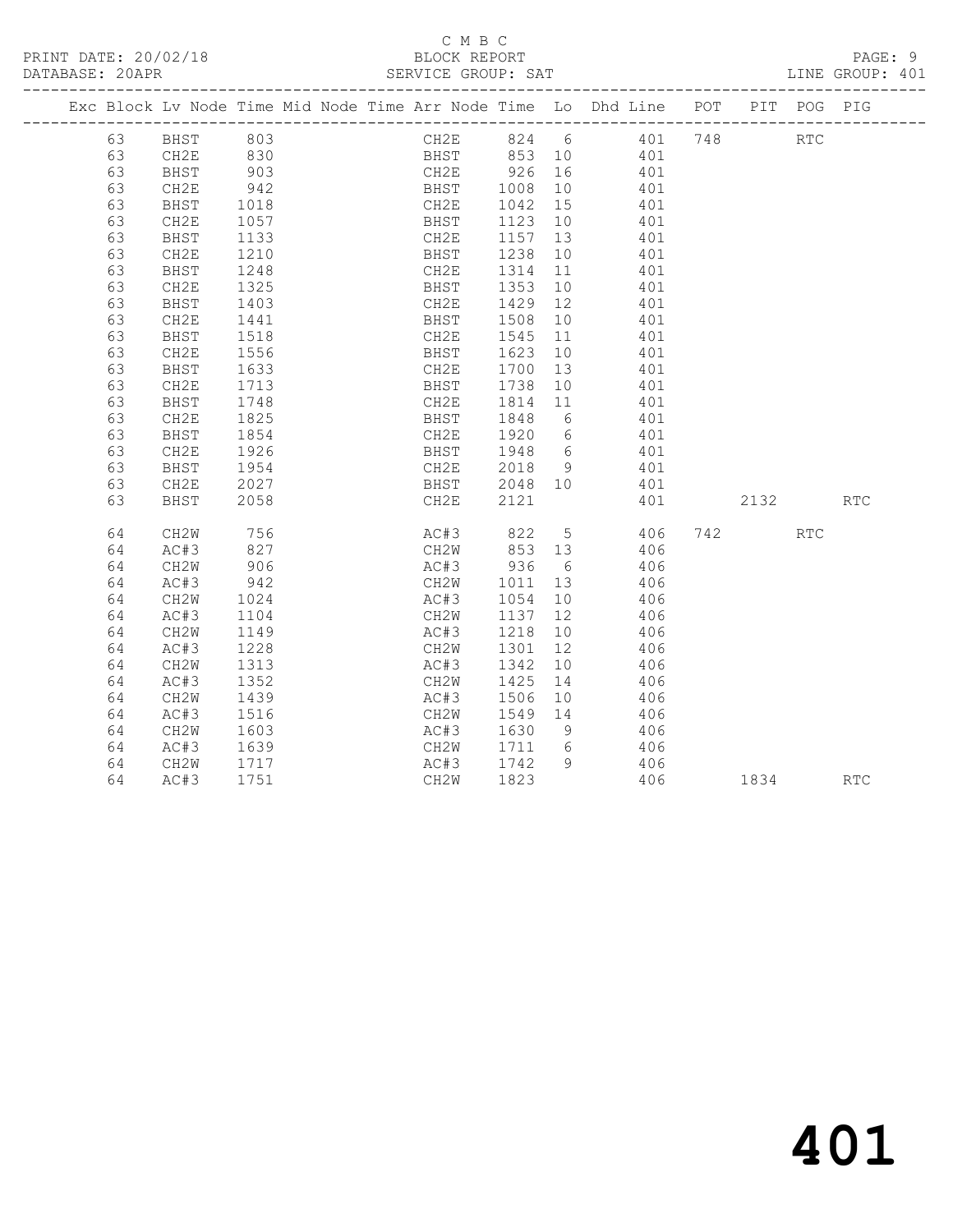C M B C
PRINT DATE: 20/02/18 BLOCK REPORT
DATABASE: 20APR SERVICE GROUP: SAT LINE GROUP: 401

| Exc | Block | Lv | Node | Time | Mid Node | Time | Arr Node | Time | Lo | Dhd Line | POT | PIT | POG | PIG |
|---|---|---|---|---|---|---|---|---|---|---|---|---|---|---|
| | 63 | | BHST | 803 | | | CH2E | 824 | 6 | 401 | 748 | | RTC | |
| | 63 | | CH2E | 830 | | | BHST | 853 | 10 | 401 | | | | |
| | 63 | | BHST | 903 | | | CH2E | 926 | 16 | 401 | | | | |
| | 63 | | CH2E | 942 | | | BHST | 1008 | 10 | 401 | | | | |
| | 63 | | BHST | 1018 | | | CH2E | 1042 | 15 | 401 | | | | |
| | 63 | | CH2E | 1057 | | | BHST | 1123 | 10 | 401 | | | | |
| | 63 | | BHST | 1133 | | | CH2E | 1157 | 13 | 401 | | | | |
| | 63 | | CH2E | 1210 | | | BHST | 1238 | 10 | 401 | | | | |
| | 63 | | BHST | 1248 | | | CH2E | 1314 | 11 | 401 | | | | |
| | 63 | | CH2E | 1325 | | | BHST | 1353 | 10 | 401 | | | | |
| | 63 | | BHST | 1403 | | | CH2E | 1429 | 12 | 401 | | | | |
| | 63 | | CH2E | 1441 | | | BHST | 1508 | 10 | 401 | | | | |
| | 63 | | BHST | 1518 | | | CH2E | 1545 | 11 | 401 | | | | |
| | 63 | | CH2E | 1556 | | | BHST | 1623 | 10 | 401 | | | | |
| | 63 | | BHST | 1633 | | | CH2E | 1700 | 13 | 401 | | | | |
| | 63 | | CH2E | 1713 | | | BHST | 1738 | 10 | 401 | | | | |
| | 63 | | BHST | 1748 | | | CH2E | 1814 | 11 | 401 | | | | |
| | 63 | | CH2E | 1825 | | | BHST | 1848 | 6 | 401 | | | | |
| | 63 | | BHST | 1854 | | | CH2E | 1920 | 6 | 401 | | | | |
| | 63 | | CH2E | 1926 | | | BHST | 1948 | 6 | 401 | | | | |
| | 63 | | BHST | 1954 | | | CH2E | 2018 | 9 | 401 | | | | |
| | 63 | | CH2E | 2027 | | | BHST | 2048 | 10 | 401 | | | | |
| | 63 | | BHST | 2058 | | | CH2E | 2121 | | 401 | | 2132 | | RTC |
| | 64 | | CH2W | 756 | | | AC#3 | 822 | 5 | 406 | 742 | | RTC | |
| | 64 | | AC#3 | 827 | | | CH2W | 853 | 13 | 406 | | | | |
| | 64 | | CH2W | 906 | | | AC#3 | 936 | 6 | 406 | | | | |
| | 64 | | AC#3 | 942 | | | CH2W | 1011 | 13 | 406 | | | | |
| | 64 | | CH2W | 1024 | | | AC#3 | 1054 | 10 | 406 | | | | |
| | 64 | | AC#3 | 1104 | | | CH2W | 1137 | 12 | 406 | | | | |
| | 64 | | CH2W | 1149 | | | AC#3 | 1218 | 10 | 406 | | | | |
| | 64 | | AC#3 | 1228 | | | CH2W | 1301 | 12 | 406 | | | | |
| | 64 | | CH2W | 1313 | | | AC#3 | 1342 | 10 | 406 | | | | |
| | 64 | | AC#3 | 1352 | | | CH2W | 1425 | 14 | 406 | | | | |
| | 64 | | CH2W | 1439 | | | AC#3 | 1506 | 10 | 406 | | | | |
| | 64 | | AC#3 | 1516 | | | CH2W | 1549 | 14 | 406 | | | | |
| | 64 | | CH2W | 1603 | | | AC#3 | 1630 | 9 | 406 | | | | |
| | 64 | | AC#3 | 1639 | | | CH2W | 1711 | 6 | 406 | | | | |
| | 64 | | CH2W | 1717 | | | AC#3 | 1742 | 9 | 406 | | | | |
| | 64 | | AC#3 | 1751 | | | CH2W | 1823 | | 406 | | 1834 | | RTC |

# 401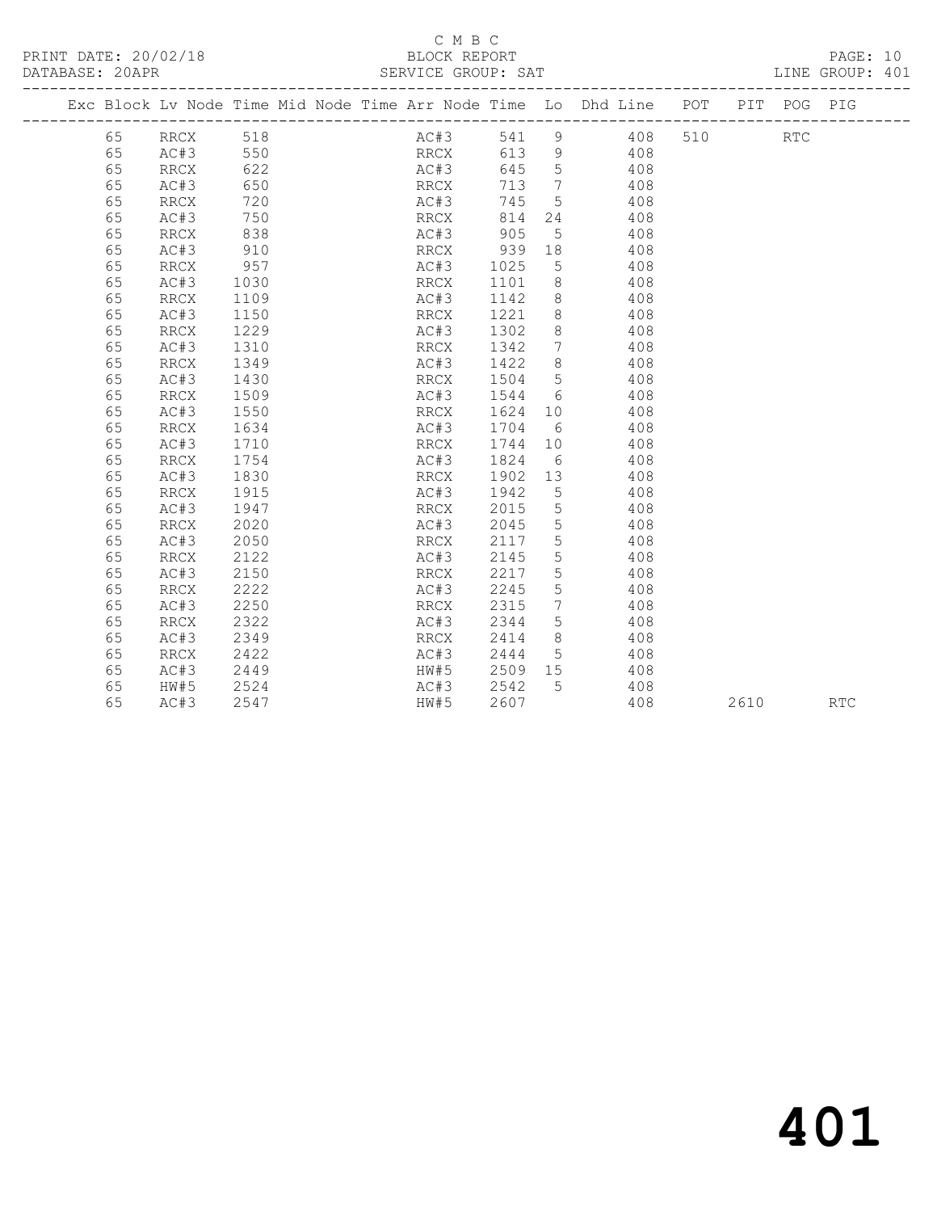C M B C

BLOCK REPORT

SERVICE GROUP: SAT

PRINT DATE: 20/02/18
DATABASE: 20APR

LINE GROUP: 401

| Exc | Block | Lv | Node | Time | Mid | Node | Time | Arr | Node | Time | Lo | Dhd | Line | POT | PIT | POG | PIG |
|---|---|---|---|---|---|---|---|---|---|---|---|---|---|---|---|---|---|
| | 65 | | RRCX | 518 | | | | | AC#3 | 541 | 9 | | 408 | 510 | | RTC | |
| | 65 | | AC#3 | 550 | | | | | RRCX | 613 | 9 | | 408 | | | | |
| | 65 | | RRCX | 622 | | | | | AC#3 | 645 | 5 | | 408 | | | | |
| | 65 | | AC#3 | 650 | | | | | RRCX | 713 | 7 | | 408 | | | | |
| | 65 | | RRCX | 720 | | | | | AC#3 | 745 | 5 | | 408 | | | | |
| | 65 | | AC#3 | 750 | | | | | RRCX | 814 | 24 | | 408 | | | | |
| | 65 | | RRCX | 838 | | | | | AC#3 | 905 | 5 | | 408 | | | | |
| | 65 | | AC#3 | 910 | | | | | RRCX | 939 | 18 | | 408 | | | | |
| | 65 | | RRCX | 957 | | | | | AC#3 | 1025 | 5 | | 408 | | | | |
| | 65 | | AC#3 | 1030 | | | | | RRCX | 1101 | 8 | | 408 | | | | |
| | 65 | | RRCX | 1109 | | | | | AC#3 | 1142 | 8 | | 408 | | | | |
| | 65 | | AC#3 | 1150 | | | | | RRCX | 1221 | 8 | | 408 | | | | |
| | 65 | | RRCX | 1229 | | | | | AC#3 | 1302 | 8 | | 408 | | | | |
| | 65 | | AC#3 | 1310 | | | | | RRCX | 1342 | 7 | | 408 | | | | |
| | 65 | | RRCX | 1349 | | | | | AC#3 | 1422 | 8 | | 408 | | | | |
| | 65 | | AC#3 | 1430 | | | | | RRCX | 1504 | 5 | | 408 | | | | |
| | 65 | | RRCX | 1509 | | | | | AC#3 | 1544 | 6 | | 408 | | | | |
| | 65 | | AC#3 | 1550 | | | | | RRCX | 1624 | 10 | | 408 | | | | |
| | 65 | | RRCX | 1634 | | | | | AC#3 | 1704 | 6 | | 408 | | | | |
| | 65 | | AC#3 | 1710 | | | | | RRCX | 1744 | 10 | | 408 | | | | |
| | 65 | | RRCX | 1754 | | | | | AC#3 | 1824 | 6 | | 408 | | | | |
| | 65 | | AC#3 | 1830 | | | | | RRCX | 1902 | 13 | | 408 | | | | |
| | 65 | | RRCX | 1915 | | | | | AC#3 | 1942 | 5 | | 408 | | | | |
| | 65 | | AC#3 | 1947 | | | | | RRCX | 2015 | 5 | | 408 | | | | |
| | 65 | | RRCX | 2020 | | | | | AC#3 | 2045 | 5 | | 408 | | | | |
| | 65 | | AC#3 | 2050 | | | | | RRCX | 2117 | 5 | | 408 | | | | |
| | 65 | | RRCX | 2122 | | | | | AC#3 | 2145 | 5 | | 408 | | | | |
| | 65 | | AC#3 | 2150 | | | | | RRCX | 2217 | 5 | | 408 | | | | |
| | 65 | | RRCX | 2222 | | | | | AC#3 | 2245 | 5 | | 408 | | | | |
| | 65 | | AC#3 | 2250 | | | | | RRCX | 2315 | 7 | | 408 | | | | |
| | 65 | | RRCX | 2322 | | | | | AC#3 | 2344 | 5 | | 408 | | | | |
| | 65 | | AC#3 | 2349 | | | | | RRCX | 2414 | 8 | | 408 | | | | |
| | 65 | | RRCX | 2422 | | | | | AC#3 | 2444 | 5 | | 408 | | | | |
| | 65 | | AC#3 | 2449 | | | | | HW#5 | 2509 | 15 | | 408 | | | | |
| | 65 | | HW#5 | 2524 | | | | | AC#3 | 2542 | 5 | | 408 | | | | |
| | 65 | | AC#3 | 2547 | | | | | HW#5 | 2607 | | | 408 | | 2610 | | RTC |

401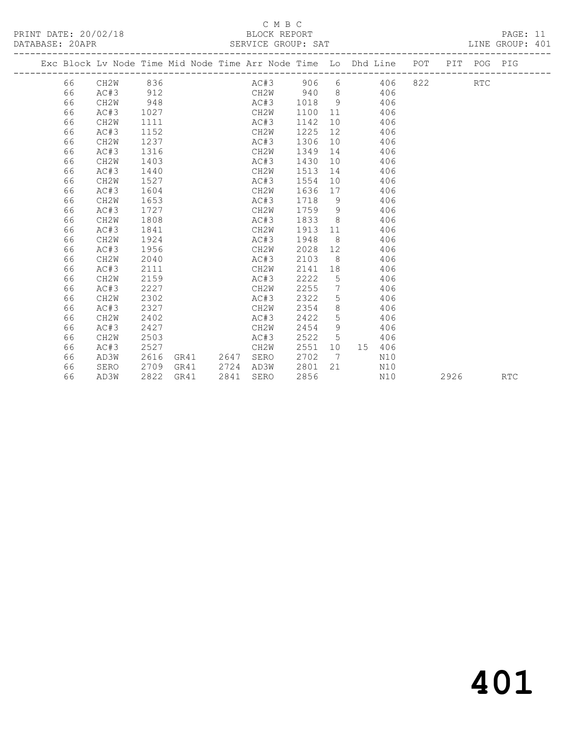C M B C

BLOCK REPORT

SERVICE GROUP: SAT

PRINT DATE: 20/02/18
DATABASE: 20APR
LINE GROUP: 401

| Exc | Block | Lv | Node | Time | Mid Node | Time | Arr Node | Time | Lo | Dhd | Line | POT | PIT | POG | PIG |
|---|---|---|---|---|---|---|---|---|---|---|---|---|---|---|---|
| | 66 | | CH2W | 836 | | | AC#3 | 906 | 6 | | 406 | 822 | | RTC | |
| | 66 | | AC#3 | 912 | | | CH2W | 940 | 8 | | 406 | | | | |
| | 66 | | CH2W | 948 | | | AC#3 | 1018 | 9 | | 406 | | | | |
| | 66 | | AC#3 | 1027 | | | CH2W | 1100 | 11 | | 406 | | | | |
| | 66 | | CH2W | 1111 | | | AC#3 | 1142 | 10 | | 406 | | | | |
| | 66 | | AC#3 | 1152 | | | CH2W | 1225 | 12 | | 406 | | | | |
| | 66 | | CH2W | 1237 | | | AC#3 | 1306 | 10 | | 406 | | | | |
| | 66 | | AC#3 | 1316 | | | CH2W | 1349 | 14 | | 406 | | | | |
| | 66 | | CH2W | 1403 | | | AC#3 | 1430 | 10 | | 406 | | | | |
| | 66 | | AC#3 | 1440 | | | CH2W | 1513 | 14 | | 406 | | | | |
| | 66 | | CH2W | 1527 | | | AC#3 | 1554 | 10 | | 406 | | | | |
| | 66 | | AC#3 | 1604 | | | CH2W | 1636 | 17 | | 406 | | | | |
| | 66 | | CH2W | 1653 | | | AC#3 | 1718 | 9 | | 406 | | | | |
| | 66 | | AC#3 | 1727 | | | CH2W | 1759 | 9 | | 406 | | | | |
| | 66 | | CH2W | 1808 | | | AC#3 | 1833 | 8 | | 406 | | | | |
| | 66 | | AC#3 | 1841 | | | CH2W | 1913 | 11 | | 406 | | | | |
| | 66 | | CH2W | 1924 | | | AC#3 | 1948 | 8 | | 406 | | | | |
| | 66 | | AC#3 | 1956 | | | CH2W | 2028 | 12 | | 406 | | | | |
| | 66 | | CH2W | 2040 | | | AC#3 | 2103 | 8 | | 406 | | | | |
| | 66 | | AC#3 | 2111 | | | CH2W | 2141 | 18 | | 406 | | | | |
| | 66 | | CH2W | 2159 | | | AC#3 | 2222 | 5 | | 406 | | | | |
| | 66 | | AC#3 | 2227 | | | CH2W | 2255 | 7 | | 406 | | | | |
| | 66 | | CH2W | 2302 | | | AC#3 | 2322 | 5 | | 406 | | | | |
| | 66 | | AC#3 | 2327 | | | CH2W | 2354 | 8 | | 406 | | | | |
| | 66 | | CH2W | 2402 | | | AC#3 | 2422 | 5 | | 406 | | | | |
| | 66 | | AC#3 | 2427 | | | CH2W | 2454 | 9 | | 406 | | | | |
| | 66 | | CH2W | 2503 | | | AC#3 | 2522 | 5 | | 406 | | | | |
| | 66 | | AC#3 | 2527 | | | CH2W | 2551 | 10 | 15 | 406 | | | | |
| | 66 | | AD3W | 2616 | GR41 | 2647 | SERO | 2702 | 7 | | N10 | | | | |
| | 66 | | SERO | 2709 | GR41 | 2724 | AD3W | 2801 | 21 | | N10 | | | | |
| | 66 | | AD3W | 2822 | GR41 | 2841 | SERO | 2856 | | | N10 | | 2926 | | RTC |

401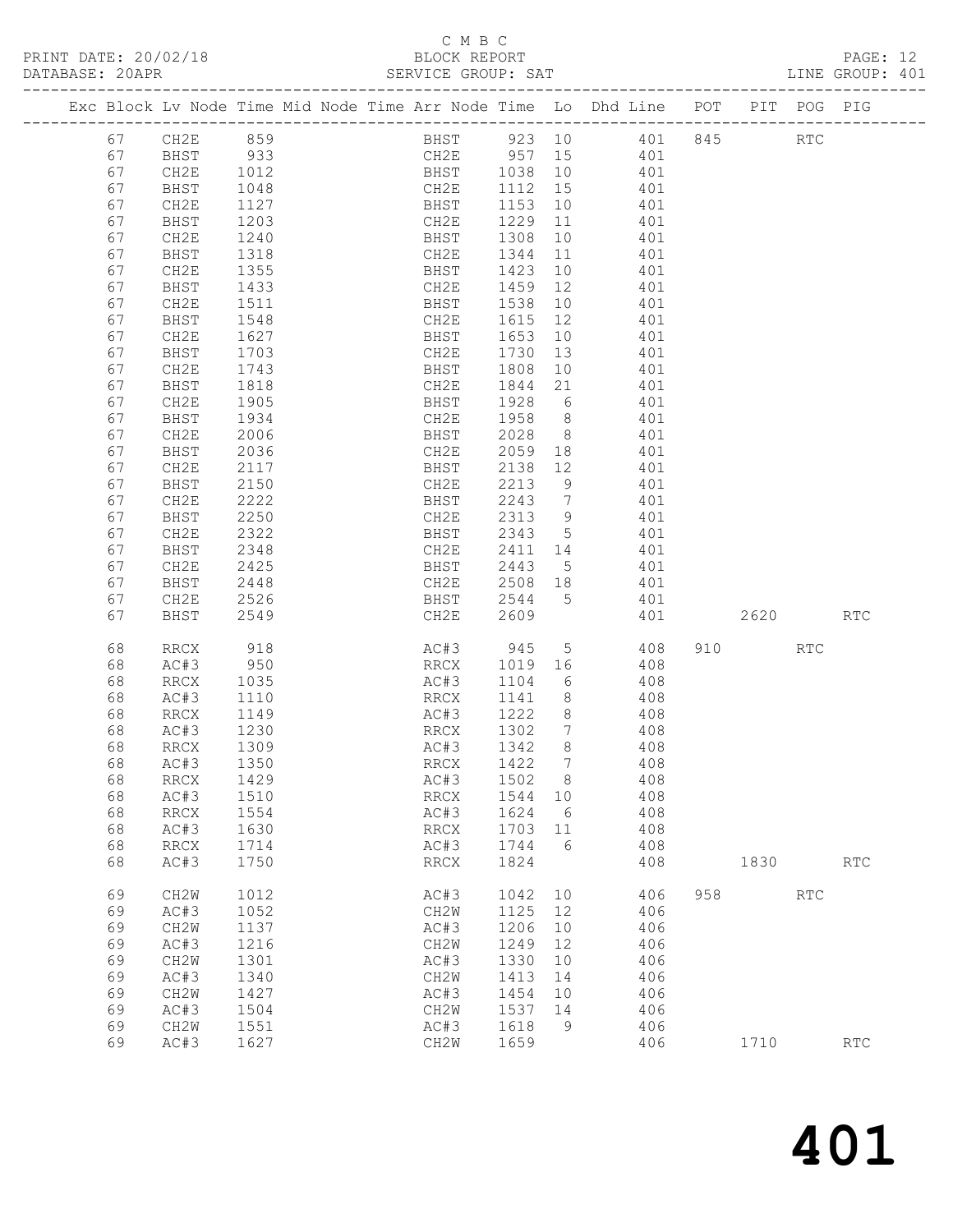C M B C

PRINT DATE: 20/02/18 BLOCK REPORT

DATABASE: 20APR SERVICE GROUP: SAT LINE GROUP: 401

| Exc | Block | Lv | Node | Time | Mid Node | Time | Arr Node | Time | Lo | Dhd Line | POT | PIT | POG | PIG |
|---|---|---|---|---|---|---|---|---|---|---|---|---|---|---|
| | 67 | | CH2E | 859 | | | BHST | 923 | 10 | 401 | 845 | | RTC | |
| | 67 | | BHST | 933 | | | CH2E | 957 | 15 | 401 | | | | |
| | 67 | | CH2E | 1012 | | | BHST | 1038 | 10 | 401 | | | | |
| | 67 | | BHST | 1048 | | | CH2E | 1112 | 15 | 401 | | | | |
| | 67 | | CH2E | 1127 | | | BHST | 1153 | 10 | 401 | | | | |
| | 67 | | BHST | 1203 | | | CH2E | 1229 | 11 | 401 | | | | |
| | 67 | | CH2E | 1240 | | | BHST | 1308 | 10 | 401 | | | | |
| | 67 | | BHST | 1318 | | | CH2E | 1344 | 11 | 401 | | | | |
| | 67 | | CH2E | 1355 | | | BHST | 1423 | 10 | 401 | | | | |
| | 67 | | BHST | 1433 | | | CH2E | 1459 | 12 | 401 | | | | |
| | 67 | | CH2E | 1511 | | | BHST | 1538 | 10 | 401 | | | | |
| | 67 | | BHST | 1548 | | | CH2E | 1615 | 12 | 401 | | | | |
| | 67 | | CH2E | 1627 | | | BHST | 1653 | 10 | 401 | | | | |
| | 67 | | BHST | 1703 | | | CH2E | 1730 | 13 | 401 | | | | |
| | 67 | | CH2E | 1743 | | | BHST | 1808 | 10 | 401 | | | | |
| | 67 | | BHST | 1818 | | | CH2E | 1844 | 21 | 401 | | | | |
| | 67 | | CH2E | 1905 | | | BHST | 1928 | 6 | 401 | | | | |
| | 67 | | BHST | 1934 | | | CH2E | 1958 | 8 | 401 | | | | |
| | 67 | | CH2E | 2006 | | | BHST | 2028 | 8 | 401 | | | | |
| | 67 | | BHST | 2036 | | | CH2E | 2059 | 18 | 401 | | | | |
| | 67 | | CH2E | 2117 | | | BHST | 2138 | 12 | 401 | | | | |
| | 67 | | BHST | 2150 | | | CH2E | 2213 | 9 | 401 | | | | |
| | 67 | | CH2E | 2222 | | | BHST | 2243 | 7 | 401 | | | | |
| | 67 | | BHST | 2250 | | | CH2E | 2313 | 9 | 401 | | | | |
| | 67 | | CH2E | 2322 | | | BHST | 2343 | 5 | 401 | | | | |
| | 67 | | BHST | 2348 | | | CH2E | 2411 | 14 | 401 | | | | |
| | 67 | | CH2E | 2425 | | | BHST | 2443 | 5 | 401 | | | | |
| | 67 | | BHST | 2448 | | | CH2E | 2508 | 18 | 401 | | | | |
| | 67 | | CH2E | 2526 | | | BHST | 2544 | 5 | 401 | | | | |
| | 67 | | BHST | 2549 | | | CH2E | 2609 | | 401 | | 2620 | | RTC |
| | 68 | | RRCX | 918 | | | AC#3 | 945 | 5 | 408 | 910 | | RTC | |
| | 68 | | AC#3 | 950 | | | RRCX | 1019 | 16 | 408 | | | | |
| | 68 | | RRCX | 1035 | | | AC#3 | 1104 | 6 | 408 | | | | |
| | 68 | | AC#3 | 1110 | | | RRCX | 1141 | 8 | 408 | | | | |
| | 68 | | RRCX | 1149 | | | AC#3 | 1222 | 8 | 408 | | | | |
| | 68 | | AC#3 | 1230 | | | RRCX | 1302 | 7 | 408 | | | | |
| | 68 | | RRCX | 1309 | | | AC#3 | 1342 | 8 | 408 | | | | |
| | 68 | | AC#3 | 1350 | | | RRCX | 1422 | 7 | 408 | | | | |
| | 68 | | RRCX | 1429 | | | AC#3 | 1502 | 8 | 408 | | | | |
| | 68 | | AC#3 | 1510 | | | RRCX | 1544 | 10 | 408 | | | | |
| | 68 | | RRCX | 1554 | | | AC#3 | 1624 | 6 | 408 | | | | |
| | 68 | | AC#3 | 1630 | | | RRCX | 1703 | 11 | 408 | | | | |
| | 68 | | RRCX | 1714 | | | AC#3 | 1744 | 6 | 408 | | | | |
| | 68 | | AC#3 | 1750 | | | RRCX | 1824 | | 408 | | 1830 | | RTC |
| | 69 | | CH2W | 1012 | | | AC#3 | 1042 | 10 | 406 | 958 | | RTC | |
| | 69 | | AC#3 | 1052 | | | CH2W | 1125 | 12 | 406 | | | | |
| | 69 | | CH2W | 1137 | | | AC#3 | 1206 | 10 | 406 | | | | |
| | 69 | | AC#3 | 1216 | | | CH2W | 1249 | 12 | 406 | | | | |
| | 69 | | CH2W | 1301 | | | AC#3 | 1330 | 10 | 406 | | | | |
| | 69 | | AC#3 | 1340 | | | CH2W | 1413 | 14 | 406 | | | | |
| | 69 | | CH2W | 1427 | | | AC#3 | 1454 | 10 | 406 | | | | |
| | 69 | | AC#3 | 1504 | | | CH2W | 1537 | 14 | 406 | | | | |
| | 69 | | CH2W | 1551 | | | AC#3 | 1618 | 9 | 406 | | | | |
| | 69 | | AC#3 | 1627 | | | CH2W | 1659 | | 406 | | 1710 | | RTC |

401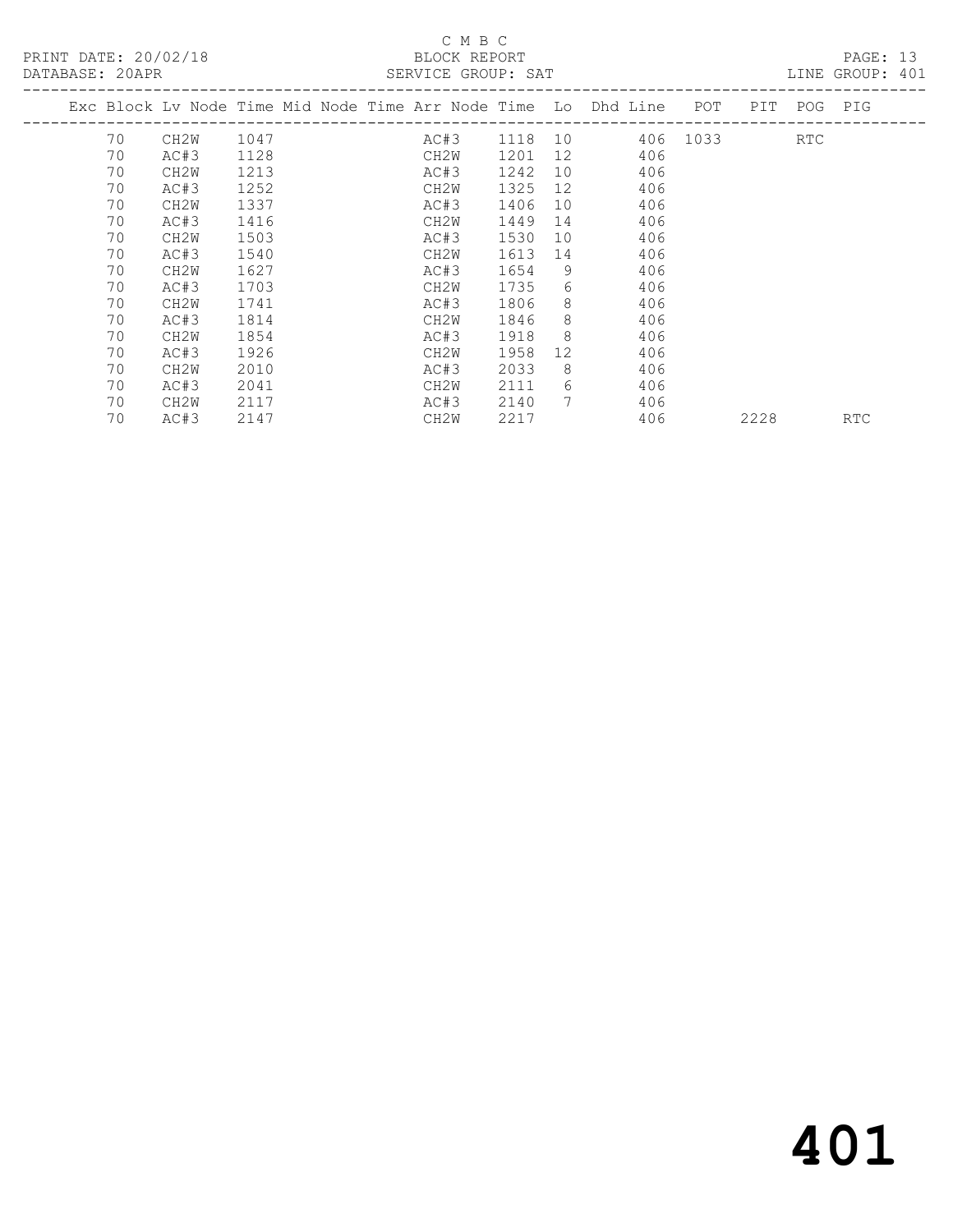C M B C

BLOCK REPORT

PRINT DATE: 20/02/18 DATABASE: 20APR SERVICE GROUP: SAT LINE GROUP: 401

| Exc | Block | Lv | Node | Time | Mid Node | Time | Arr Node | Time | Lo | Dhd Line | POT | PIT | POG | PIG |
|---|---|---|---|---|---|---|---|---|---|---|---|---|---|---|
| | 70 | | CH2W | 1047 | | | AC#3 | 1118 | 10 | 406 | 1033 | | RTC | |
| | 70 | | AC#3 | 1128 | | | CH2W | 1201 | 12 | 406 | | | | |
| | 70 | | CH2W | 1213 | | | AC#3 | 1242 | 10 | 406 | | | | |
| | 70 | | AC#3 | 1252 | | | CH2W | 1325 | 12 | 406 | | | | |
| | 70 | | CH2W | 1337 | | | AC#3 | 1406 | 10 | 406 | | | | |
| | 70 | | AC#3 | 1416 | | | CH2W | 1449 | 14 | 406 | | | | |
| | 70 | | CH2W | 1503 | | | AC#3 | 1530 | 10 | 406 | | | | |
| | 70 | | AC#3 | 1540 | | | CH2W | 1613 | 14 | 406 | | | | |
| | 70 | | CH2W | 1627 | | | AC#3 | 1654 | 9 | 406 | | | | |
| | 70 | | AC#3 | 1703 | | | CH2W | 1735 | 6 | 406 | | | | |
| | 70 | | CH2W | 1741 | | | AC#3 | 1806 | 8 | 406 | | | | |
| | 70 | | AC#3 | 1814 | | | CH2W | 1846 | 8 | 406 | | | | |
| | 70 | | CH2W | 1854 | | | AC#3 | 1918 | 8 | 406 | | | | |
| | 70 | | AC#3 | 1926 | | | CH2W | 1958 | 12 | 406 | | | | |
| | 70 | | CH2W | 2010 | | | AC#3 | 2033 | 8 | 406 | | | | |
| | 70 | | AC#3 | 2041 | | | CH2W | 2111 | 6 | 406 | | | | |
| | 70 | | CH2W | 2117 | | | AC#3 | 2140 | 7 | 406 | | | | |
| | 70 | | AC#3 | 2147 | | | CH2W | 2217 | | 406 | | 2228 | | RTC |

# 401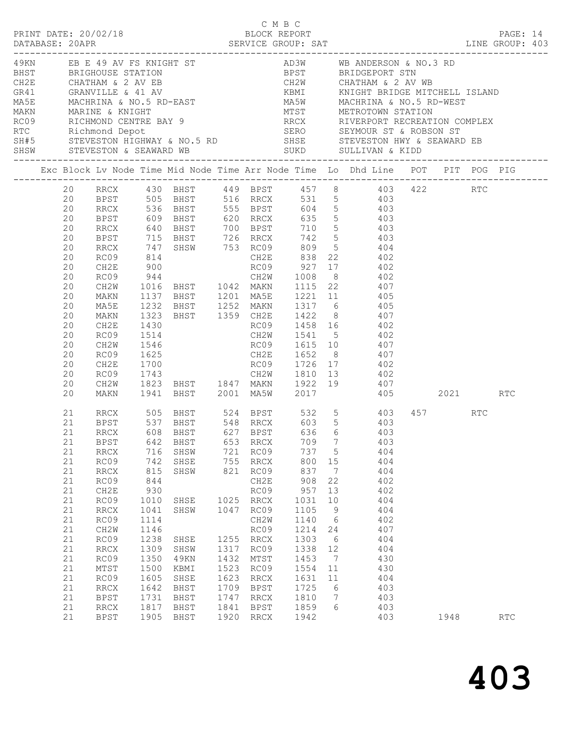C M B C
PRINT DATE: 20/02/18 BLOCK REPORT
DATABASE: 20APR SERVICE GROUP: SAT LINE GROUP: 403

| Code | Description | Code | Description |
|---|---|---|---|
| 49KN | EB E 49 AV FS KNIGHT ST | AD3W | WB ANDERSON & NO.3 RD |
| BHST | BRIGHOUSE STATION | BPST | BRIDGEPORT STN |
| CH2E | CHATHAM & 2 AV EB | CH2W | CHATHAM & 2 AV WB |
| GR41 | GRANVILLE & 41 AV | KBMI | KNIGHT BRIDGE MITCHELL ISLAND |
| MA5E | MACHRINA & NO.5 RD-EAST | MA5W | MACHRINA & NO.5 RD-WEST |
| MAKN | MARINE & KNIGHT | MTST | METROTOWN STATION |
| RC09 | RICHMOND CENTRE BAY 9 | RRCX | RIVERPORT RECREATION COMPLEX |
| RTC | Richmond Depot | SERO | SEYMOUR ST & ROBSON ST |
| SH#5 | STEVESTON HIGHWAY & NO.5 RD | SHSE | STEVESTON HWY & SEAWARD EB |
| SHSW | STEVESTON & SEAWARD WB | SUKD | SULLIVAN & KIDD |

| Exc | Block | Lv Node | Time | Mid Node | Time | Arr Node | Time | Lo | Dhd Line | POT | PIT | POG | PIG |
|---|---|---|---|---|---|---|---|---|---|---|---|---|---|
| | 20 | RRCX | 430 | BHST | 449 | BPST | 457 | 8 | 403 | 422 | | RTC | |
| | 20 | BPST | 505 | BHST | 516 | RRCX | 531 | 5 | 403 | | | | |
| | 20 | RRCX | 536 | BHST | 555 | BPST | 604 | 5 | 403 | | | | |
| | 20 | BPST | 609 | BHST | 620 | RRCX | 635 | 5 | 403 | | | | |
| | 20 | RRCX | 640 | BHST | 700 | BPST | 710 | 5 | 403 | | | | |
| | 20 | BPST | 715 | BHST | 726 | RRCX | 742 | 5 | 403 | | | | |
| | 20 | RRCX | 747 | SHSW | 753 | RC09 | 809 | 5 | 404 | | | | |
| | 20 | RC09 | 814 | | | CH2E | 838 | 22 | 402 | | | | |
| | 20 | CH2E | 900 | | | RC09 | 927 | 17 | 402 | | | | |
| | 20 | RC09 | 944 | | | CH2W | 1008 | 8 | 402 | | | | |
| | 20 | CH2W | 1016 | BHST | 1042 | MAKN | 1115 | 22 | 407 | | | | |
| | 20 | MAKN | 1137 | BHST | 1201 | MA5E | 1221 | 11 | 405 | | | | |
| | 20 | MA5E | 1232 | BHST | 1252 | MAKN | 1317 | 6 | 405 | | | | |
| | 20 | MAKN | 1323 | BHST | 1359 | CH2E | 1422 | 8 | 407 | | | | |
| | 20 | CH2E | 1430 | | | RC09 | 1458 | 16 | 402 | | | | |
| | 20 | RC09 | 1514 | | | CH2W | 1541 | 5 | 402 | | | | |
| | 20 | CH2W | 1546 | | | RC09 | 1615 | 10 | 407 | | | | |
| | 20 | RC09 | 1625 | | | CH2E | 1652 | 8 | 407 | | | | |
| | 20 | CH2E | 1700 | | | RC09 | 1726 | 17 | 402 | | | | |
| | 20 | RC09 | 1743 | | | CH2W | 1810 | 13 | 402 | | | | |
| | 20 | CH2W | 1823 | BHST | 1847 | MAKN | 1922 | 19 | 407 | | | | |
| | 20 | MAKN | 1941 | BHST | 2001 | MA5W | 2017 | | 405 | | 2021 | | RTC |
| | 21 | RRCX | 505 | BHST | 524 | BPST | 532 | 5 | 403 | 457 | | RTC | |
| | 21 | BPST | 537 | BHST | 548 | RRCX | 603 | 5 | 403 | | | | |
| | 21 | RRCX | 608 | BHST | 627 | BPST | 636 | 6 | 403 | | | | |
| | 21 | BPST | 642 | BHST | 653 | RRCX | 709 | 7 | 403 | | | | |
| | 21 | RRCX | 716 | SHSW | 721 | RC09 | 737 | 5 | 404 | | | | |
| | 21 | RC09 | 742 | SHSE | 755 | RRCX | 800 | 15 | 404 | | | | |
| | 21 | RRCX | 815 | SHSW | 821 | RC09 | 837 | 7 | 404 | | | | |
| | 21 | RC09 | 844 | | | CH2E | 908 | 22 | 402 | | | | |
| | 21 | CH2E | 930 | | | RC09 | 957 | 13 | 402 | | | | |
| | 21 | RC09 | 1010 | SHSE | 1025 | RRCX | 1031 | 10 | 404 | | | | |
| | 21 | RRCX | 1041 | SHSW | 1047 | RC09 | 1105 | 9 | 404 | | | | |
| | 21 | RC09 | 1114 | | | CH2W | 1140 | 6 | 402 | | | | |
| | 21 | CH2W | 1146 | | | RC09 | 1214 | 24 | 407 | | | | |
| | 21 | RC09 | 1238 | SHSE | 1255 | RRCX | 1303 | 6 | 404 | | | | |
| | 21 | RRCX | 1309 | SHSW | 1317 | RC09 | 1338 | 12 | 404 | | | | |
| | 21 | RC09 | 1350 | 49KN | 1432 | MTST | 1453 | 7 | 430 | | | | |
| | 21 | MTST | 1500 | KBMI | 1523 | RC09 | 1554 | 11 | 430 | | | | |
| | 21 | RC09 | 1605 | SHSE | 1623 | RRCX | 1631 | 11 | 404 | | | | |
| | 21 | RRCX | 1642 | BHST | 1709 | BPST | 1725 | 6 | 403 | | | | |
| | 21 | BPST | 1731 | BHST | 1747 | RRCX | 1810 | 7 | 403 | | | | |
| | 21 | RRCX | 1817 | BHST | 1841 | BPST | 1859 | 6 | 403 | | | | |
| | 21 | BPST | 1905 | BHST | 1920 | RRCX | 1942 | | 403 | | 1948 | | RTC |

403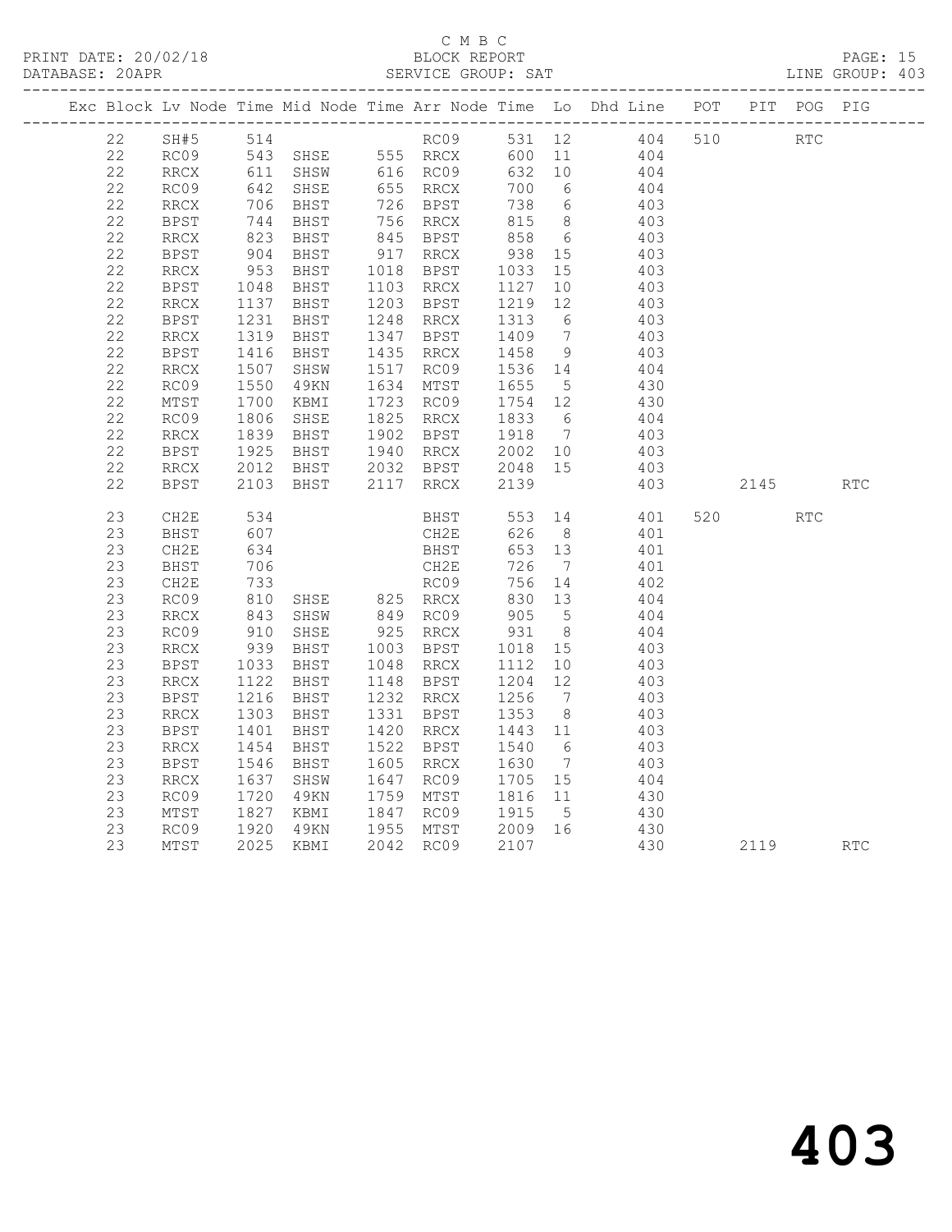C M B C

BLOCK REPORT

SERVICE GROUP: SAT

PRINT DATE: 20/02/18

DATABASE: 20APR

LINE GROUP: 403

| Exc | Block | Lv | Node | Time | Mid Node | Time | Arr Node | Time | Lo | Dhd Line | POT | PIT | POG | PIG |
|---|---|---|---|---|---|---|---|---|---|---|---|---|---|---|
| | 22 | | SH#5 | 514 | | | RC09 | 531 | 12 | 404 | 510 | | RTC | |
| | 22 | | RC09 | 543 | SHSE | 555 | RRCX | 600 | 11 | 404 | | | | |
| | 22 | | RRCX | 611 | SHSW | 616 | RC09 | 632 | 10 | 404 | | | | |
| | 22 | | RC09 | 642 | SHSE | 655 | RRCX | 700 | 6 | 404 | | | | |
| | 22 | | RRCX | 706 | BHST | 726 | BPST | 738 | 6 | 403 | | | | |
| | 22 | | BPST | 744 | BHST | 756 | RRCX | 815 | 8 | 403 | | | | |
| | 22 | | RRCX | 823 | BHST | 845 | BPST | 858 | 6 | 403 | | | | |
| | 22 | | BPST | 904 | BHST | 917 | RRCX | 938 | 15 | 403 | | | | |
| | 22 | | RRCX | 953 | BHST | 1018 | BPST | 1033 | 15 | 403 | | | | |
| | 22 | | BPST | 1048 | BHST | 1103 | RRCX | 1127 | 10 | 403 | | | | |
| | 22 | | RRCX | 1137 | BHST | 1203 | BPST | 1219 | 12 | 403 | | | | |
| | 22 | | BPST | 1231 | BHST | 1248 | RRCX | 1313 | 6 | 403 | | | | |
| | 22 | | RRCX | 1319 | BHST | 1347 | BPST | 1409 | 7 | 403 | | | | |
| | 22 | | BPST | 1416 | BHST | 1435 | RRCX | 1458 | 9 | 403 | | | | |
| | 22 | | RRCX | 1507 | SHSW | 1517 | RC09 | 1536 | 14 | 404 | | | | |
| | 22 | | RC09 | 1550 | 49KN | 1634 | MTST | 1655 | 5 | 430 | | | | |
| | 22 | | MTST | 1700 | KBMI | 1723 | RC09 | 1754 | 12 | 430 | | | | |
| | 22 | | RC09 | 1806 | SHSE | 1825 | RRCX | 1833 | 6 | 404 | | | | |
| | 22 | | RRCX | 1839 | BHST | 1902 | BPST | 1918 | 7 | 403 | | | | |
| | 22 | | BPST | 1925 | BHST | 1940 | RRCX | 2002 | 10 | 403 | | | | |
| | 22 | | RRCX | 2012 | BHST | 2032 | BPST | 2048 | 15 | 403 | | | | |
| | 22 | | BPST | 2103 | BHST | 2117 | RRCX | 2139 | | 403 | | 2145 | | RTC |
| | 23 | | CH2E | 534 | | | BHST | 553 | 14 | 401 | 520 | | RTC | |
| | 23 | | BHST | 607 | | | CH2E | 626 | 8 | 401 | | | | |
| | 23 | | CH2E | 634 | | | BHST | 653 | 13 | 401 | | | | |
| | 23 | | BHST | 706 | | | CH2E | 726 | 7 | 401 | | | | |
| | 23 | | CH2E | 733 | | | RC09 | 756 | 14 | 402 | | | | |
| | 23 | | RC09 | 810 | SHSE | 825 | RRCX | 830 | 13 | 404 | | | | |
| | 23 | | RRCX | 843 | SHSW | 849 | RC09 | 905 | 5 | 404 | | | | |
| | 23 | | RC09 | 910 | SHSE | 925 | RRCX | 931 | 8 | 404 | | | | |
| | 23 | | RRCX | 939 | BHST | 1003 | BPST | 1018 | 15 | 403 | | | | |
| | 23 | | BPST | 1033 | BHST | 1048 | RRCX | 1112 | 10 | 403 | | | | |
| | 23 | | RRCX | 1122 | BHST | 1148 | BPST | 1204 | 12 | 403 | | | | |
| | 23 | | BPST | 1216 | BHST | 1232 | RRCX | 1256 | 7 | 403 | | | | |
| | 23 | | RRCX | 1303 | BHST | 1331 | BPST | 1353 | 8 | 403 | | | | |
| | 23 | | BPST | 1401 | BHST | 1420 | RRCX | 1443 | 11 | 403 | | | | |
| | 23 | | RRCX | 1454 | BHST | 1522 | BPST | 1540 | 6 | 403 | | | | |
| | 23 | | BPST | 1546 | BHST | 1605 | RRCX | 1630 | 7 | 403 | | | | |
| | 23 | | RRCX | 1637 | SHSW | 1647 | RC09 | 1705 | 15 | 404 | | | | |
| | 23 | | RC09 | 1720 | 49KN | 1759 | MTST | 1816 | 11 | 430 | | | | |
| | 23 | | MTST | 1827 | KBMI | 1847 | RC09 | 1915 | 5 | 430 | | | | |
| | 23 | | RC09 | 1920 | 49KN | 1955 | MTST | 2009 | 16 | 430 | | | | |
| | 23 | | MTST | 2025 | KBMI | 2042 | RC09 | 2107 | | 430 | | 2119 | | RTC |

403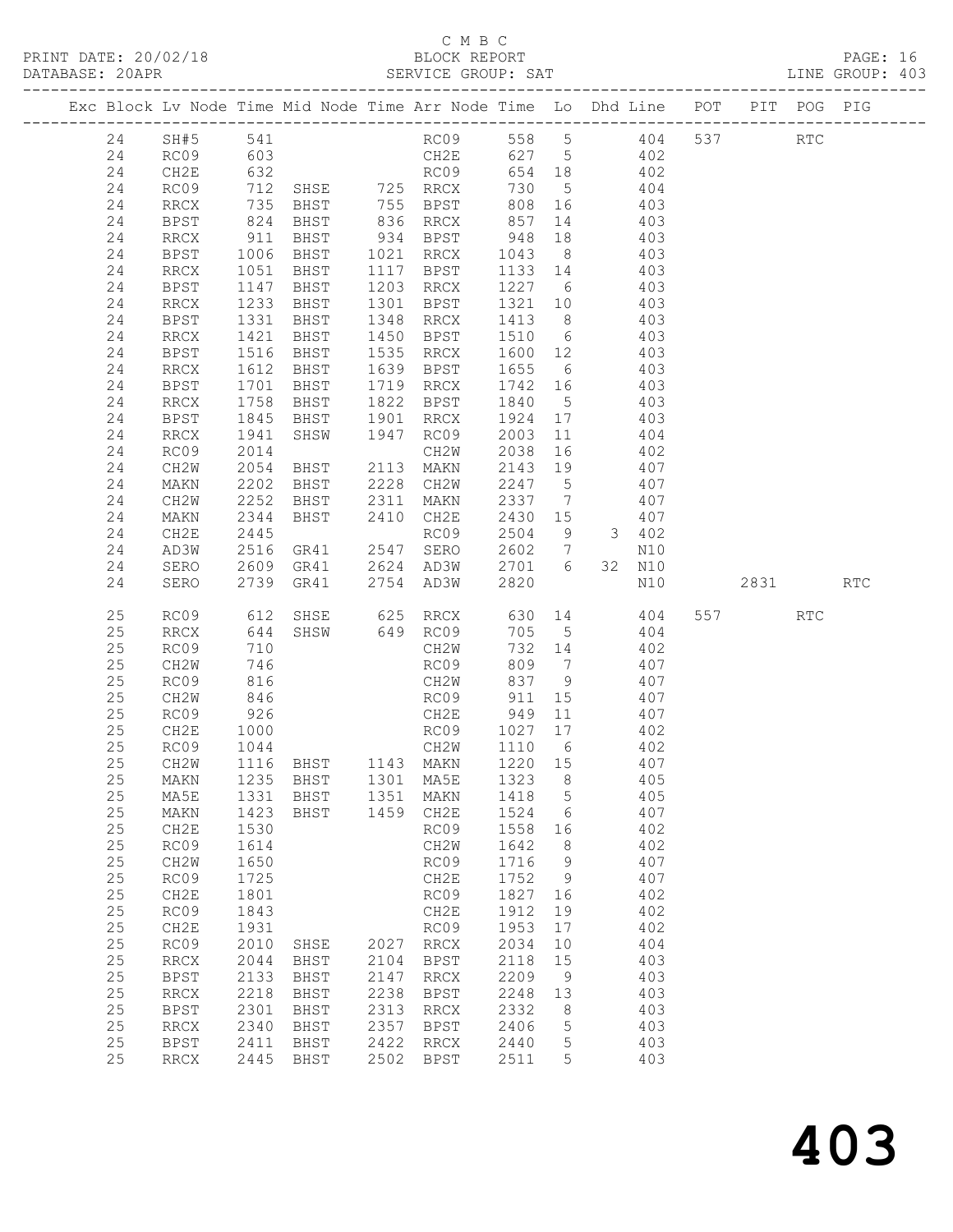C M B C

PRINT DATE: 20/02/18 BLOCK REPORT

DATABASE: 20APR SERVICE GROUP: SAT LINE GROUP: 403

| Exc | Block | Lv | Node | Time | Mid Node | Time | Arr Node | Time | Lo | Dhd | Line | POT | PIT | POG | PIG |
|---|---|---|---|---|---|---|---|---|---|---|---|---|---|---|---|
| | 24 | | SH#5 | 541 | | | RC09 | 558 | 5 | | 404 | 537 | | RTC | |
| | 24 | | RC09 | 603 | | | CH2E | 627 | 5 | | 402 | | | | |
| | 24 | | CH2E | 632 | | | RC09 | 654 | 18 | | 402 | | | | |
| | 24 | | RC09 | 712 | SHSE | 725 | RRCX | 730 | 5 | | 404 | | | | |
| | 24 | | RRCX | 735 | BHST | 755 | BPST | 808 | 16 | | 403 | | | | |
| | 24 | | BPST | 824 | BHST | 836 | RRCX | 857 | 14 | | 403 | | | | |
| | 24 | | RRCX | 911 | BHST | 934 | BPST | 948 | 18 | | 403 | | | | |
| | 24 | | BPST | 1006 | BHST | 1021 | RRCX | 1043 | 8 | | 403 | | | | |
| | 24 | | RRCX | 1051 | BHST | 1117 | BPST | 1133 | 14 | | 403 | | | | |
| | 24 | | BPST | 1147 | BHST | 1203 | RRCX | 1227 | 6 | | 403 | | | | |
| | 24 | | RRCX | 1233 | BHST | 1301 | BPST | 1321 | 10 | | 403 | | | | |
| | 24 | | BPST | 1331 | BHST | 1348 | RRCX | 1413 | 8 | | 403 | | | | |
| | 24 | | RRCX | 1421 | BHST | 1450 | BPST | 1510 | 6 | | 403 | | | | |
| | 24 | | BPST | 1516 | BHST | 1535 | RRCX | 1600 | 12 | | 403 | | | | |
| | 24 | | RRCX | 1612 | BHST | 1639 | BPST | 1655 | 6 | | 403 | | | | |
| | 24 | | BPST | 1701 | BHST | 1719 | RRCX | 1742 | 16 | | 403 | | | | |
| | 24 | | RRCX | 1758 | BHST | 1822 | BPST | 1840 | 5 | | 403 | | | | |
| | 24 | | BPST | 1845 | BHST | 1901 | RRCX | 1924 | 17 | | 403 | | | | |
| | 24 | | RRCX | 1941 | SHSW | 1947 | RC09 | 2003 | 11 | | 404 | | | | |
| | 24 | | RC09 | 2014 | | | CH2W | 2038 | 16 | | 402 | | | | |
| | 24 | | CH2W | 2054 | BHST | 2113 | MAKN | 2143 | 19 | | 407 | | | | |
| | 24 | | MAKN | 2202 | BHST | 2228 | CH2W | 2247 | 5 | | 407 | | | | |
| | 24 | | CH2W | 2252 | BHST | 2311 | MAKN | 2337 | 7 | | 407 | | | | |
| | 24 | | MAKN | 2344 | BHST | 2410 | CH2E | 2430 | 15 | | 407 | | | | |
| | 24 | | CH2E | 2445 | | | RC09 | 2504 | 9 | 3 | 402 | | | | |
| | 24 | | AD3W | 2516 | GR41 | 2547 | SERO | 2602 | 7 | | N10 | | | | |
| | 24 | | SERO | 2609 | GR41 | 2624 | AD3W | 2701 | 6 | 32 | N10 | | | | |
| | 24 | | SERO | 2739 | GR41 | 2754 | AD3W | 2820 | | | N10 | | 2831 | | RTC |
| | 25 | | RC09 | 612 | SHSE | 625 | RRCX | 630 | 14 | | 404 | 557 | | RTC | |
| | 25 | | RRCX | 644 | SHSW | 649 | RC09 | 705 | 5 | | 404 | | | | |
| | 25 | | RC09 | 710 | | | CH2W | 732 | 14 | | 402 | | | | |
| | 25 | | CH2W | 746 | | | RC09 | 809 | 7 | | 407 | | | | |
| | 25 | | RC09 | 816 | | | CH2W | 837 | 9 | | 407 | | | | |
| | 25 | | CH2W | 846 | | | RC09 | 911 | 15 | | 407 | | | | |
| | 25 | | RC09 | 926 | | | CH2E | 949 | 11 | | 407 | | | | |
| | 25 | | CH2E | 1000 | | | RC09 | 1027 | 17 | | 402 | | | | |
| | 25 | | RC09 | 1044 | | | CH2W | 1110 | 6 | | 402 | | | | |
| | 25 | | CH2W | 1116 | BHST | 1143 | MAKN | 1220 | 15 | | 407 | | | | |
| | 25 | | MAKN | 1235 | BHST | 1301 | MA5E | 1323 | 8 | | 405 | | | | |
| | 25 | | MA5E | 1331 | BHST | 1351 | MAKN | 1418 | 5 | | 405 | | | | |
| | 25 | | MAKN | 1423 | BHST | 1459 | CH2E | 1524 | 6 | | 407 | | | | |
| | 25 | | CH2E | 1530 | | | RC09 | 1558 | 16 | | 402 | | | | |
| | 25 | | RC09 | 1614 | | | CH2W | 1642 | 8 | | 402 | | | | |
| | 25 | | CH2W | 1650 | | | RC09 | 1716 | 9 | | 407 | | | | |
| | 25 | | RC09 | 1725 | | | CH2E | 1752 | 9 | | 407 | | | | |
| | 25 | | CH2E | 1801 | | | RC09 | 1827 | 16 | | 402 | | | | |
| | 25 | | RC09 | 1843 | | | CH2E | 1912 | 19 | | 402 | | | | |
| | 25 | | CH2E | 1931 | | | RC09 | 1953 | 17 | | 402 | | | | |
| | 25 | | RC09 | 2010 | SHSE | 2027 | RRCX | 2034 | 10 | | 404 | | | | |
| | 25 | | RRCX | 2044 | BHST | 2104 | BPST | 2118 | 15 | | 403 | | | | |
| | 25 | | BPST | 2133 | BHST | 2147 | RRCX | 2209 | 9 | | 403 | | | | |
| | 25 | | RRCX | 2218 | BHST | 2238 | BPST | 2248 | 13 | | 403 | | | | |
| | 25 | | BPST | 2301 | BHST | 2313 | RRCX | 2332 | 8 | | 403 | | | | |
| | 25 | | RRCX | 2340 | BHST | 2357 | BPST | 2406 | 5 | | 403 | | | | |
| | 25 | | BPST | 2411 | BHST | 2422 | RRCX | 2440 | 5 | | 403 | | | | |
| | 25 | | RRCX | 2445 | BHST | 2502 | BPST | 2511 | 5 | | 403 | | | | |

# 403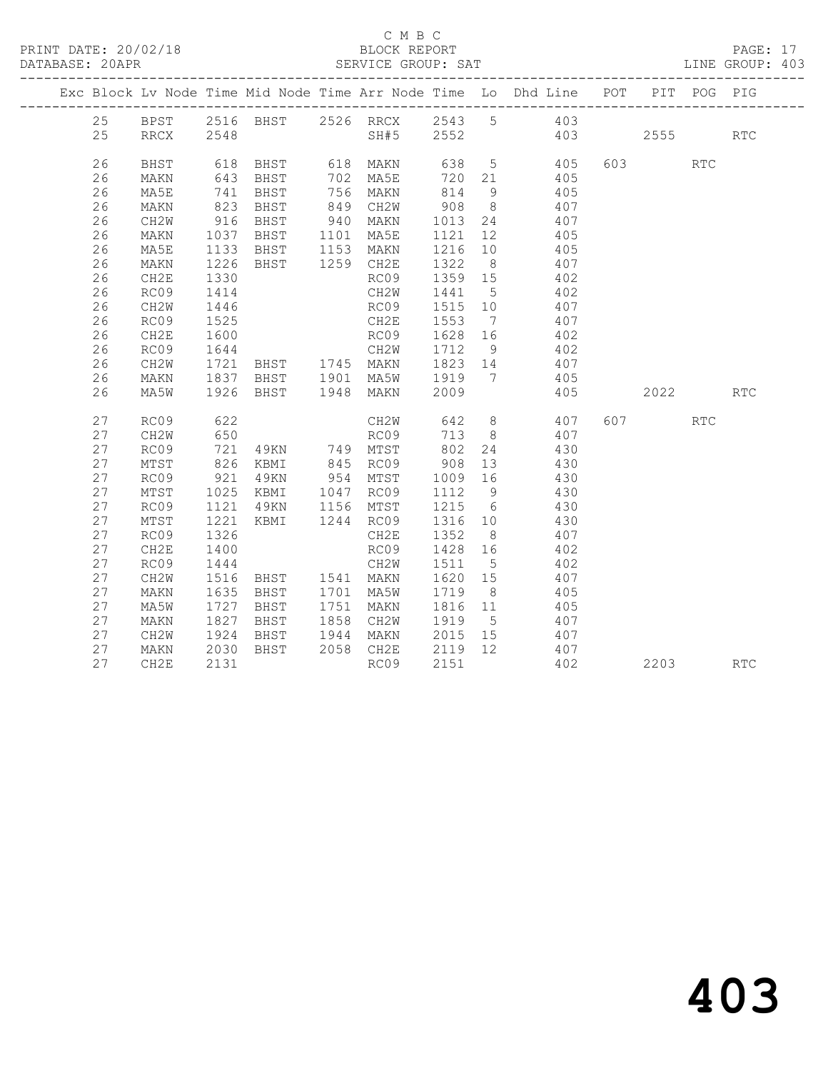C M B C

PRINT DATE: 20/02/18 BLOCK REPORT

DATABASE: 20APR SERVICE GROUP: SAT LINE GROUP: 403

| Exc | Block | Lv Node | Time | Mid Node | Time | Arr Node | Time | Lo | Dhd Line | POT | PIT | POG | PIG |
|---|---|---|---|---|---|---|---|---|---|---|---|---|---|
| | 25 | BPST | 2516 | BHST | 2526 | RRCX | 2543 | 5 | 403 | | | | |
| | 25 | RRCX | 2548 | | | SH#5 | 2552 | | 403 | | 2555 | | RTC |
| | 26 | BHST | 618 | BHST | 618 | MAKN | 638 | 5 | 405 | 603 | | RTC | |
| | 26 | MAKN | 643 | BHST | 702 | MA5E | 720 | 21 | 405 | | | | |
| | 26 | MA5E | 741 | BHST | 756 | MAKN | 814 | 9 | 405 | | | | |
| | 26 | MAKN | 823 | BHST | 849 | CH2W | 908 | 8 | 407 | | | | |
| | 26 | CH2W | 916 | BHST | 940 | MAKN | 1013 | 24 | 407 | | | | |
| | 26 | MAKN | 1037 | BHST | 1101 | MA5E | 1121 | 12 | 405 | | | | |
| | 26 | MA5E | 1133 | BHST | 1153 | MAKN | 1216 | 10 | 405 | | | | |
| | 26 | MAKN | 1226 | BHST | 1259 | CH2E | 1322 | 8 | 407 | | | | |
| | 26 | CH2E | 1330 | | | RC09 | 1359 | 15 | 402 | | | | |
| | 26 | RC09 | 1414 | | | CH2W | 1441 | 5 | 402 | | | | |
| | 26 | CH2W | 1446 | | | RC09 | 1515 | 10 | 407 | | | | |
| | 26 | RC09 | 1525 | | | CH2E | 1553 | 7 | 407 | | | | |
| | 26 | CH2E | 1600 | | | RC09 | 1628 | 16 | 402 | | | | |
| | 26 | RC09 | 1644 | | | CH2W | 1712 | 9 | 402 | | | | |
| | 26 | CH2W | 1721 | BHST | 1745 | MAKN | 1823 | 14 | 407 | | | | |
| | 26 | MAKN | 1837 | BHST | 1901 | MA5W | 1919 | 7 | 405 | | | | |
| | 26 | MA5W | 1926 | BHST | 1948 | MAKN | 2009 | | 405 | | 2022 | | RTC |
| | 27 | RC09 | 622 | | | CH2W | 642 | 8 | 407 | 607 | | RTC | |
| | 27 | CH2W | 650 | | | RC09 | 713 | 8 | 407 | | | | |
| | 27 | RC09 | 721 | 49KN | 749 | MTST | 802 | 24 | 430 | | | | |
| | 27 | MTST | 826 | KBMI | 845 | RC09 | 908 | 13 | 430 | | | | |
| | 27 | RC09 | 921 | 49KN | 954 | MTST | 1009 | 16 | 430 | | | | |
| | 27 | MTST | 1025 | KBMI | 1047 | RC09 | 1112 | 9 | 430 | | | | |
| | 27 | RC09 | 1121 | 49KN | 1156 | MTST | 1215 | 6 | 430 | | | | |
| | 27 | MTST | 1221 | KBMI | 1244 | RC09 | 1316 | 10 | 430 | | | | |
| | 27 | RC09 | 1326 | | | CH2E | 1352 | 8 | 407 | | | | |
| | 27 | CH2E | 1400 | | | RC09 | 1428 | 16 | 402 | | | | |
| | 27 | RC09 | 1444 | | | CH2W | 1511 | 5 | 402 | | | | |
| | 27 | CH2W | 1516 | BHST | 1541 | MAKN | 1620 | 15 | 407 | | | | |
| | 27 | MAKN | 1635 | BHST | 1701 | MA5W | 1719 | 8 | 405 | | | | |
| | 27 | MA5W | 1727 | BHST | 1751 | MAKN | 1816 | 11 | 405 | | | | |
| | 27 | MAKN | 1827 | BHST | 1858 | CH2W | 1919 | 5 | 407 | | | | |
| | 27 | CH2W | 1924 | BHST | 1944 | MAKN | 2015 | 15 | 407 | | | | |
| | 27 | MAKN | 2030 | BHST | 2058 | CH2E | 2119 | 12 | 407 | | | | |
| | 27 | CH2E | 2131 | | | RC09 | 2151 | | 402 | | 2203 | | RTC |

# 403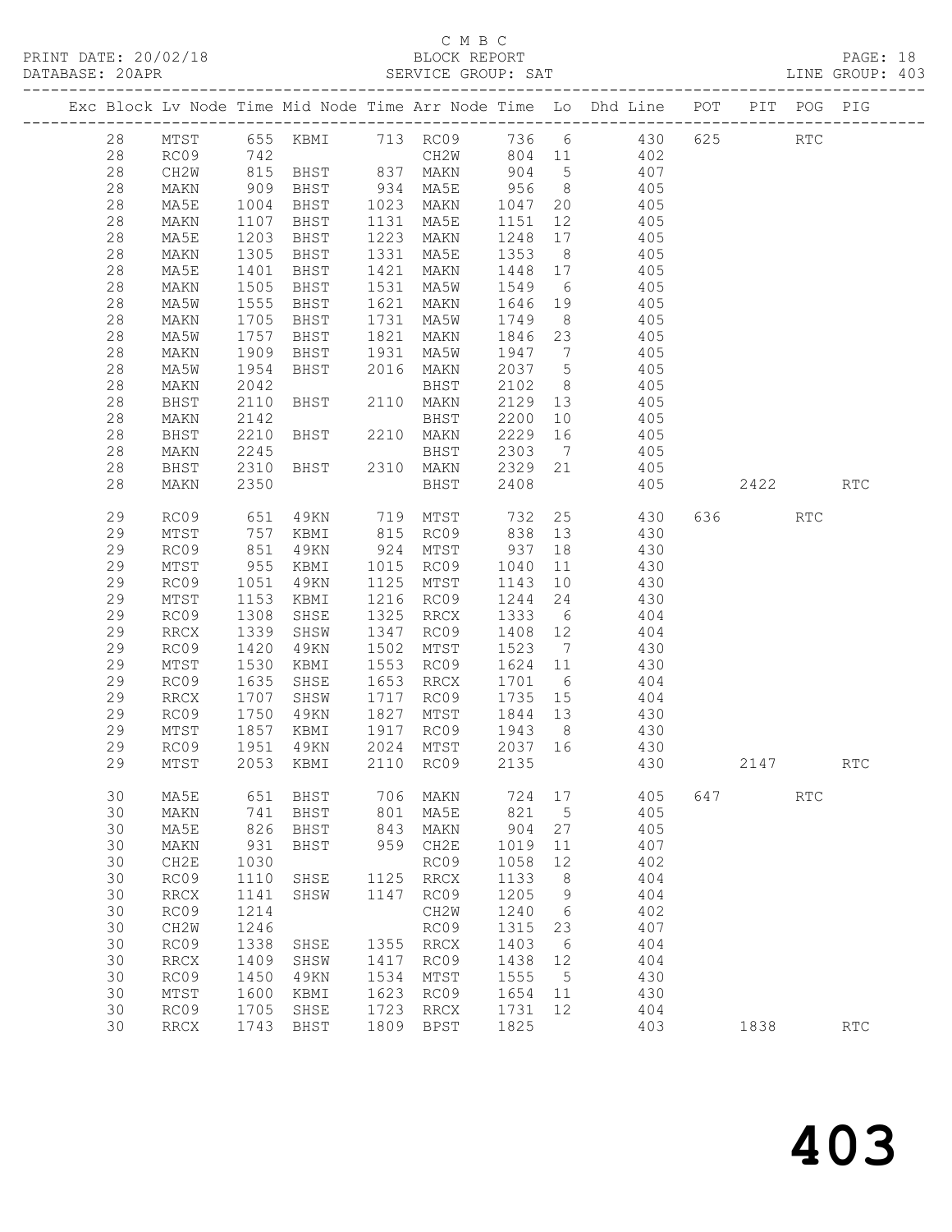C M B C

PRINT DATE: 20/02/18 BLOCK REPORT
DATABASE: 20APR SERVICE GROUP: SAT LINE GROUP: 403

| Exc | Block | Lv | Node | Time | Mid Node | Time | Arr Node | Time | Lo | Dhd Line | POT | PIT | POG | PIG |
|---|---|---|---|---|---|---|---|---|---|---|---|---|---|---|
| | 28 | | MTST | 655 | KBMI | 713 | RC09 | 736 | 6 | 430 | 625 | | RTC | |
| | 28 | | RC09 | 742 | | | CH2W | 804 | 11 | 402 | | | | |
| | 28 | | CH2W | 815 | BHST | 837 | MAKN | 904 | 5 | 407 | | | | |
| | 28 | | MAKN | 909 | BHST | 934 | MA5E | 956 | 8 | 405 | | | | |
| | 28 | | MA5E | 1004 | BHST | 1023 | MAKN | 1047 | 20 | 405 | | | | |
| | 28 | | MAKN | 1107 | BHST | 1131 | MA5E | 1151 | 12 | 405 | | | | |
| | 28 | | MA5E | 1203 | BHST | 1223 | MAKN | 1248 | 17 | 405 | | | | |
| | 28 | | MAKN | 1305 | BHST | 1331 | MA5E | 1353 | 8 | 405 | | | | |
| | 28 | | MA5E | 1401 | BHST | 1421 | MAKN | 1448 | 17 | 405 | | | | |
| | 28 | | MAKN | 1505 | BHST | 1531 | MA5W | 1549 | 6 | 405 | | | | |
| | 28 | | MA5W | 1555 | BHST | 1621 | MAKN | 1646 | 19 | 405 | | | | |
| | 28 | | MAKN | 1705 | BHST | 1731 | MA5W | 1749 | 8 | 405 | | | | |
| | 28 | | MA5W | 1757 | BHST | 1821 | MAKN | 1846 | 23 | 405 | | | | |
| | 28 | | MAKN | 1909 | BHST | 1931 | MA5W | 1947 | 7 | 405 | | | | |
| | 28 | | MA5W | 1954 | BHST | 2016 | MAKN | 2037 | 5 | 405 | | | | |
| | 28 | | MAKN | 2042 | | | BHST | 2102 | 8 | 405 | | | | |
| | 28 | | BHST | 2110 | BHST | 2110 | MAKN | 2129 | 13 | 405 | | | | |
| | 28 | | MAKN | 2142 | | | BHST | 2200 | 10 | 405 | | | | |
| | 28 | | BHST | 2210 | BHST | 2210 | MAKN | 2229 | 16 | 405 | | | | |
| | 28 | | MAKN | 2245 | | | BHST | 2303 | 7 | 405 | | | | |
| | 28 | | BHST | 2310 | BHST | 2310 | MAKN | 2329 | 21 | 405 | | | | |
| | 28 | | MAKN | 2350 | | | BHST | 2408 | | 405 | | 2422 | | RTC |
| | 29 | | RC09 | 651 | 49KN | 719 | MTST | 732 | 25 | 430 | 636 | | RTC | |
| | 29 | | MTST | 757 | KBMI | 815 | RC09 | 838 | 13 | 430 | | | | |
| | 29 | | RC09 | 851 | 49KN | 924 | MTST | 937 | 18 | 430 | | | | |
| | 29 | | MTST | 955 | KBMI | 1015 | RC09 | 1040 | 11 | 430 | | | | |
| | 29 | | RC09 | 1051 | 49KN | 1125 | MTST | 1143 | 10 | 430 | | | | |
| | 29 | | MTST | 1153 | KBMI | 1216 | RC09 | 1244 | 24 | 430 | | | | |
| | 29 | | RC09 | 1308 | SHSE | 1325 | RRCX | 1333 | 6 | 404 | | | | |
| | 29 | | RRCX | 1339 | SHSW | 1347 | RC09 | 1408 | 12 | 404 | | | | |
| | 29 | | RC09 | 1420 | 49KN | 1502 | MTST | 1523 | 7 | 430 | | | | |
| | 29 | | MTST | 1530 | KBMI | 1553 | RC09 | 1624 | 11 | 430 | | | | |
| | 29 | | RC09 | 1635 | SHSE | 1653 | RRCX | 1701 | 6 | 404 | | | | |
| | 29 | | RRCX | 1707 | SHSW | 1717 | RC09 | 1735 | 15 | 404 | | | | |
| | 29 | | RC09 | 1750 | 49KN | 1827 | MTST | 1844 | 13 | 430 | | | | |
| | 29 | | MTST | 1857 | KBMI | 1917 | RC09 | 1943 | 8 | 430 | | | | |
| | 29 | | RC09 | 1951 | 49KN | 2024 | MTST | 2037 | 16 | 430 | | | | |
| | 29 | | MTST | 2053 | KBMI | 2110 | RC09 | 2135 | | 430 | | 2147 | | RTC |
| | 30 | | MA5E | 651 | BHST | 706 | MAKN | 724 | 17 | 405 | 647 | | RTC | |
| | 30 | | MAKN | 741 | BHST | 801 | MA5E | 821 | 5 | 405 | | | | |
| | 30 | | MA5E | 826 | BHST | 843 | MAKN | 904 | 27 | 405 | | | | |
| | 30 | | MAKN | 931 | BHST | 959 | CH2E | 1019 | 11 | 407 | | | | |
| | 30 | | CH2E | 1030 | | | RC09 | 1058 | 12 | 402 | | | | |
| | 30 | | RC09 | 1110 | SHSE | 1125 | RRCX | 1133 | 8 | 404 | | | | |
| | 30 | | RRCX | 1141 | SHSW | 1147 | RC09 | 1205 | 9 | 404 | | | | |
| | 30 | | RC09 | 1214 | | | CH2W | 1240 | 6 | 402 | | | | |
| | 30 | | CH2W | 1246 | | | RC09 | 1315 | 23 | 407 | | | | |
| | 30 | | RC09 | 1338 | SHSE | 1355 | RRCX | 1403 | 6 | 404 | | | | |
| | 30 | | RRCX | 1409 | SHSW | 1417 | RC09 | 1438 | 12 | 404 | | | | |
| | 30 | | RC09 | 1450 | 49KN | 1534 | MTST | 1555 | 5 | 430 | | | | |
| | 30 | | MTST | 1600 | KBMI | 1623 | RC09 | 1654 | 11 | 430 | | | | |
| | 30 | | RC09 | 1705 | SHSE | 1723 | RRCX | 1731 | 12 | 404 | | | | |
| | 30 | | RRCX | 1743 | BHST | 1809 | BPST | 1825 | | 403 | | 1838 | | RTC |

403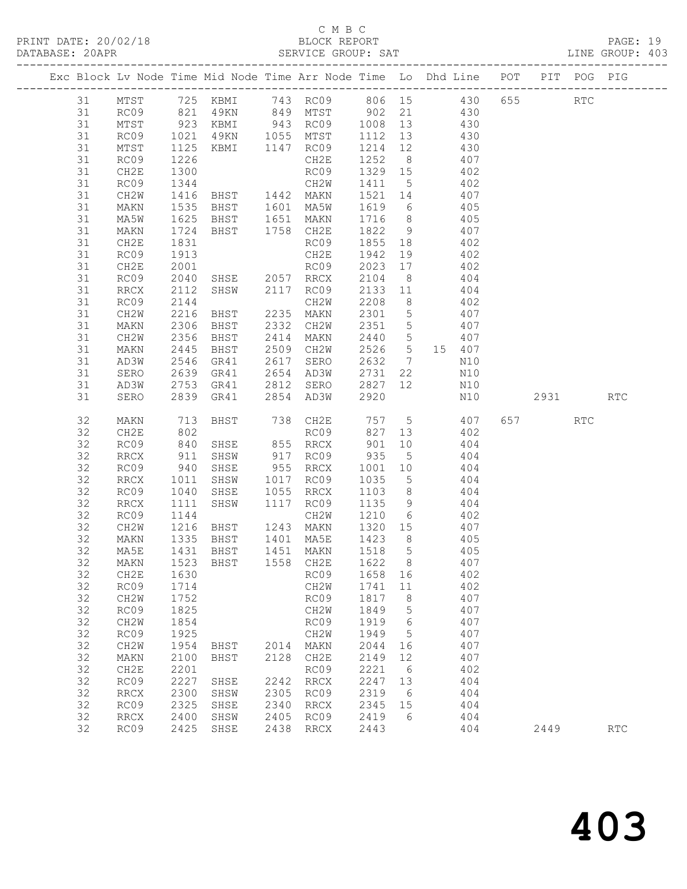C M B C

PRINT DATE: 20/02/18 BLOCK REPORT

DATABASE: 20APR SERVICE GROUP: SAT LINE GROUP: 403

| Exc | Block | Lv | Node | Time | Mid Node | Time | Arr Node | Time | Lo | Dhd Line | POT | PIT | POG | PIG |
|---|---|---|---|---|---|---|---|---|---|---|---|---|---|---|
| | 31 | | MTST | 725 | KBMI | 743 | RC09 | 806 | 15 | 430 | 655 | | RTC | |
| | 31 | | RC09 | 821 | 49KN | 849 | MTST | 902 | 21 | 430 | | | | |
| | 31 | | MTST | 923 | KBMI | 943 | RC09 | 1008 | 13 | 430 | | | | |
| | 31 | | RC09 | 1021 | 49KN | 1055 | MTST | 1112 | 13 | 430 | | | | |
| | 31 | | MTST | 1125 | KBMI | 1147 | RC09 | 1214 | 12 | 430 | | | | |
| | 31 | | RC09 | 1226 | | | CH2E | 1252 | 8 | 407 | | | | |
| | 31 | | CH2E | 1300 | | | RC09 | 1329 | 15 | 402 | | | | |
| | 31 | | RC09 | 1344 | | | CH2W | 1411 | 5 | 402 | | | | |
| | 31 | | CH2W | 1416 | BHST | 1442 | MAKN | 1521 | 14 | 407 | | | | |
| | 31 | | MAKN | 1535 | BHST | 1601 | MA5W | 1619 | 6 | 405 | | | | |
| | 31 | | MA5W | 1625 | BHST | 1651 | MAKN | 1716 | 8 | 405 | | | | |
| | 31 | | MAKN | 1724 | BHST | 1758 | CH2E | 1822 | 9 | 407 | | | | |
| | 31 | | CH2E | 1831 | | | RC09 | 1855 | 18 | 402 | | | | |
| | 31 | | RC09 | 1913 | | | CH2E | 1942 | 19 | 402 | | | | |
| | 31 | | CH2E | 2001 | | | RC09 | 2023 | 17 | 402 | | | | |
| | 31 | | RC09 | 2040 | SHSE | 2057 | RRCX | 2104 | 8 | 404 | | | | |
| | 31 | | RRCX | 2112 | SHSW | 2117 | RC09 | 2133 | 11 | 404 | | | | |
| | 31 | | RC09 | 2144 | | | CH2W | 2208 | 8 | 402 | | | | |
| | 31 | | CH2W | 2216 | BHST | 2235 | MAKN | 2301 | 5 | 407 | | | | |
| | 31 | | MAKN | 2306 | BHST | 2332 | CH2W | 2351 | 5 | 407 | | | | |
| | 31 | | CH2W | 2356 | BHST | 2414 | MAKN | 2440 | 5 | 407 | | | | |
| | 31 | | MAKN | 2445 | BHST | 2509 | CH2W | 2526 | 5 | 15 407 | | | | |
| | 31 | | AD3W | 2546 | GR41 | 2617 | SERO | 2632 | 7 | N10 | | | | |
| | 31 | | SERO | 2639 | GR41 | 2654 | AD3W | 2731 | 22 | N10 | | | | |
| | 31 | | AD3W | 2753 | GR41 | 2812 | SERO | 2827 | 12 | N10 | | | | |
| | 31 | | SERO | 2839 | GR41 | 2854 | AD3W | 2920 | | N10 | | 2931 | | RTC |
| | 32 | | MAKN | 713 | BHST | 738 | CH2E | 757 | 5 | 407 | 657 | | RTC | |
| | 32 | | CH2E | 802 | | | RC09 | 827 | 13 | 402 | | | | |
| | 32 | | RC09 | 840 | SHSE | 855 | RRCX | 901 | 10 | 404 | | | | |
| | 32 | | RRCX | 911 | SHSW | 917 | RC09 | 935 | 5 | 404 | | | | |
| | 32 | | RC09 | 940 | SHSE | 955 | RRCX | 1001 | 10 | 404 | | | | |
| | 32 | | RRCX | 1011 | SHSW | 1017 | RC09 | 1035 | 5 | 404 | | | | |
| | 32 | | RC09 | 1040 | SHSE | 1055 | RRCX | 1103 | 8 | 404 | | | | |
| | 32 | | RRCX | 1111 | SHSW | 1117 | RC09 | 1135 | 9 | 404 | | | | |
| | 32 | | RC09 | 1144 | | | CH2W | 1210 | 6 | 402 | | | | |
| | 32 | | CH2W | 1216 | BHST | 1243 | MAKN | 1320 | 15 | 407 | | | | |
| | 32 | | MAKN | 1335 | BHST | 1401 | MA5E | 1423 | 8 | 405 | | | | |
| | 32 | | MA5E | 1431 | BHST | 1451 | MAKN | 1518 | 5 | 405 | | | | |
| | 32 | | MAKN | 1523 | BHST | 1558 | CH2E | 1622 | 8 | 407 | | | | |
| | 32 | | CH2E | 1630 | | | RC09 | 1658 | 16 | 402 | | | | |
| | 32 | | RC09 | 1714 | | | CH2W | 1741 | 11 | 402 | | | | |
| | 32 | | CH2W | 1752 | | | RC09 | 1817 | 8 | 407 | | | | |
| | 32 | | RC09 | 1825 | | | CH2W | 1849 | 5 | 407 | | | | |
| | 32 | | CH2W | 1854 | | | RC09 | 1919 | 6 | 407 | | | | |
| | 32 | | RC09 | 1925 | | | CH2W | 1949 | 5 | 407 | | | | |
| | 32 | | CH2W | 1954 | BHST | 2014 | MAKN | 2044 | 16 | 407 | | | | |
| | 32 | | MAKN | 2100 | BHST | 2128 | CH2E | 2149 | 12 | 407 | | | | |
| | 32 | | CH2E | 2201 | | | RC09 | 2221 | 6 | 402 | | | | |
| | 32 | | RC09 | 2227 | SHSE | 2242 | RRCX | 2247 | 13 | 404 | | | | |
| | 32 | | RRCX | 2300 | SHSW | 2305 | RC09 | 2319 | 6 | 404 | | | | |
| | 32 | | RC09 | 2325 | SHSE | 2340 | RRCX | 2345 | 15 | 404 | | | | |
| | 32 | | RRCX | 2400 | SHSW | 2405 | RC09 | 2419 | 6 | 404 | | | | |
| | 32 | | RC09 | 2425 | SHSE | 2438 | RRCX | 2443 | | 404 | | 2449 | | RTC |

# 403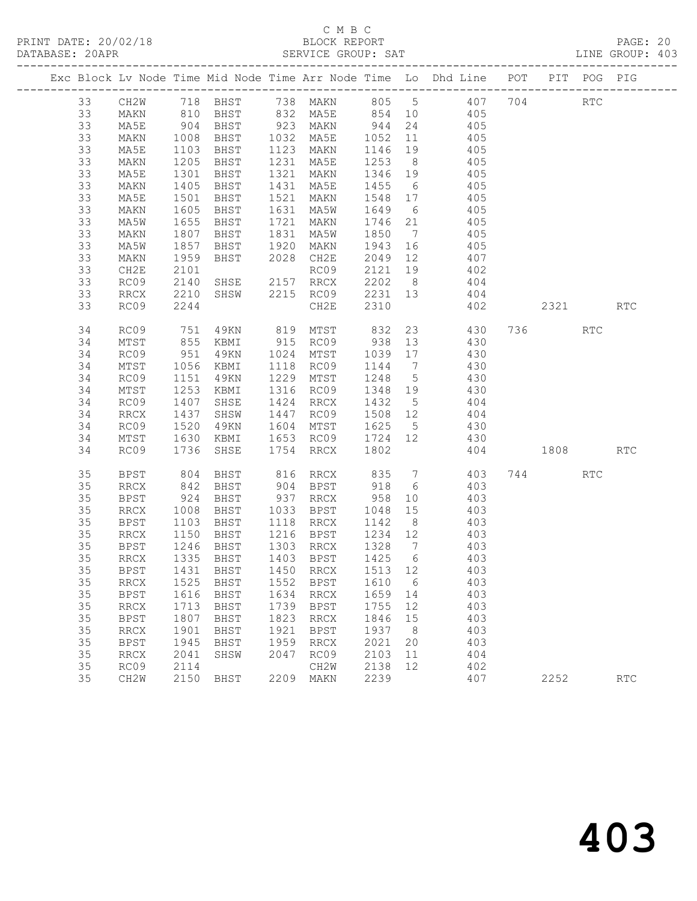C M B C
BLOCK REPORT
SERVICE GROUP: SAT

PRINT DATE: 20/02/18
DATABASE: 20APR
LINE GROUP: 403

| Exc | Block | Lv | Node | Time | Mid Node | Time | Arr Node | Time | Lo | Dhd Line | POT | PIT | POG | PIG |
|---|---|---|---|---|---|---|---|---|---|---|---|---|---|---|
| | 33 | | CH2W | 718 | BHST | 738 | MAKN | 805 | 5 | 407 | 704 | | RTC | |
| | 33 | | MAKN | 810 | BHST | 832 | MA5E | 854 | 10 | 405 | | | | |
| | 33 | | MA5E | 904 | BHST | 923 | MAKN | 944 | 24 | 405 | | | | |
| | 33 | | MAKN | 1008 | BHST | 1032 | MA5E | 1052 | 11 | 405 | | | | |
| | 33 | | MA5E | 1103 | BHST | 1123 | MAKN | 1146 | 19 | 405 | | | | |
| | 33 | | MAKN | 1205 | BHST | 1231 | MA5E | 1253 | 8 | 405 | | | | |
| | 33 | | MA5E | 1301 | BHST | 1321 | MAKN | 1346 | 19 | 405 | | | | |
| | 33 | | MAKN | 1405 | BHST | 1431 | MA5E | 1455 | 6 | 405 | | | | |
| | 33 | | MA5E | 1501 | BHST | 1521 | MAKN | 1548 | 17 | 405 | | | | |
| | 33 | | MAKN | 1605 | BHST | 1631 | MA5W | 1649 | 6 | 405 | | | | |
| | 33 | | MA5W | 1655 | BHST | 1721 | MAKN | 1746 | 21 | 405 | | | | |
| | 33 | | MAKN | 1807 | BHST | 1831 | MA5W | 1850 | 7 | 405 | | | | |
| | 33 | | MA5W | 1857 | BHST | 1920 | MAKN | 1943 | 16 | 405 | | | | |
| | 33 | | MAKN | 1959 | BHST | 2028 | CH2E | 2049 | 12 | 407 | | | | |
| | 33 | | CH2E | 2101 | | | RC09 | 2121 | 19 | 402 | | | | |
| | 33 | | RC09 | 2140 | SHSE | 2157 | RRCX | 2202 | 8 | 404 | | | | |
| | 33 | | RRCX | 2210 | SHSW | 2215 | RC09 | 2231 | 13 | 404 | | | | |
| | 33 | | RC09 | 2244 | | | CH2E | 2310 | | 402 | | 2321 | | RTC |
| | 34 | | RC09 | 751 | 49KN | 819 | MTST | 832 | 23 | 430 | 736 | | RTC | |
| | 34 | | MTST | 855 | KBMI | 915 | RC09 | 938 | 13 | 430 | | | | |
| | 34 | | RC09 | 951 | 49KN | 1024 | MTST | 1039 | 17 | 430 | | | | |
| | 34 | | MTST | 1056 | KBMI | 1118 | RC09 | 1144 | 7 | 430 | | | | |
| | 34 | | RC09 | 1151 | 49KN | 1229 | MTST | 1248 | 5 | 430 | | | | |
| | 34 | | MTST | 1253 | KBMI | 1316 | RC09 | 1348 | 19 | 430 | | | | |
| | 34 | | RC09 | 1407 | SHSE | 1424 | RRCX | 1432 | 5 | 404 | | | | |
| | 34 | | RRCX | 1437 | SHSW | 1447 | RC09 | 1508 | 12 | 404 | | | | |
| | 34 | | RC09 | 1520 | 49KN | 1604 | MTST | 1625 | 5 | 430 | | | | |
| | 34 | | MTST | 1630 | KBMI | 1653 | RC09 | 1724 | 12 | 430 | | | | |
| | 34 | | RC09 | 1736 | SHSE | 1754 | RRCX | 1802 | | 404 | | 1808 | | RTC |
| | 35 | | BPST | 804 | BHST | 816 | RRCX | 835 | 7 | 403 | 744 | | RTC | |
| | 35 | | RRCX | 842 | BHST | 904 | BPST | 918 | 6 | 403 | | | | |
| | 35 | | BPST | 924 | BHST | 937 | RRCX | 958 | 10 | 403 | | | | |
| | 35 | | RRCX | 1008 | BHST | 1033 | BPST | 1048 | 15 | 403 | | | | |
| | 35 | | BPST | 1103 | BHST | 1118 | RRCX | 1142 | 8 | 403 | | | | |
| | 35 | | RRCX | 1150 | BHST | 1216 | BPST | 1234 | 12 | 403 | | | | |
| | 35 | | BPST | 1246 | BHST | 1303 | RRCX | 1328 | 7 | 403 | | | | |
| | 35 | | RRCX | 1335 | BHST | 1403 | BPST | 1425 | 6 | 403 | | | | |
| | 35 | | BPST | 1431 | BHST | 1450 | RRCX | 1513 | 12 | 403 | | | | |
| | 35 | | RRCX | 1525 | BHST | 1552 | BPST | 1610 | 6 | 403 | | | | |
| | 35 | | BPST | 1616 | BHST | 1634 | RRCX | 1659 | 14 | 403 | | | | |
| | 35 | | RRCX | 1713 | BHST | 1739 | BPST | 1755 | 12 | 403 | | | | |
| | 35 | | BPST | 1807 | BHST | 1823 | RRCX | 1846 | 15 | 403 | | | | |
| | 35 | | RRCX | 1901 | BHST | 1921 | BPST | 1937 | 8 | 403 | | | | |
| | 35 | | BPST | 1945 | BHST | 1959 | RRCX | 2021 | 20 | 403 | | | | |
| | 35 | | RRCX | 2041 | SHSW | 2047 | RC09 | 2103 | 11 | 404 | | | | |
| | 35 | | RC09 | 2114 | | | CH2W | 2138 | 12 | 402 | | | | |
| | 35 | | CH2W | 2150 | BHST | 2209 | MAKN | 2239 | | 407 | | 2252 | | RTC |

403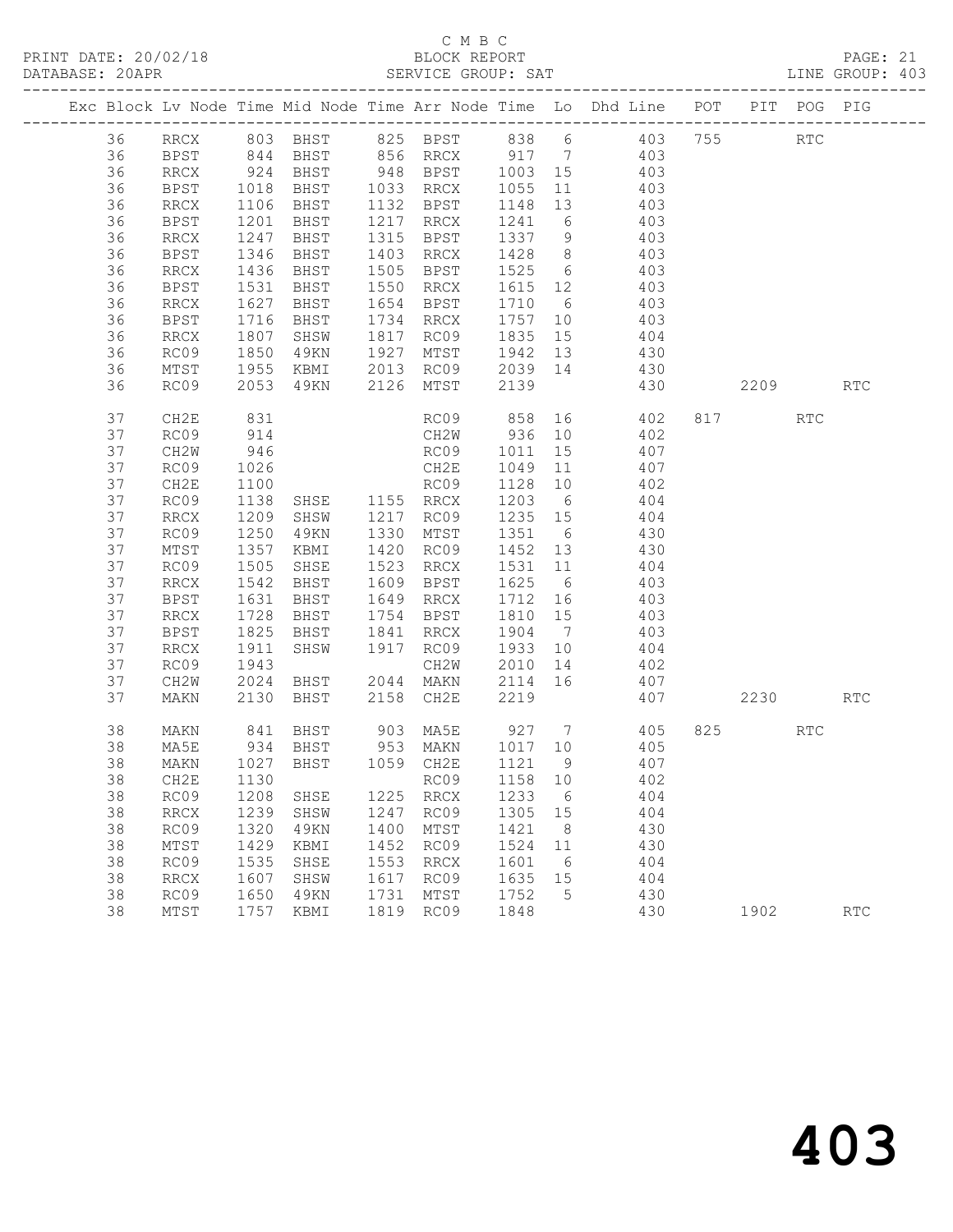C M B C

PRINT DATE: 20/02/18 BLOCK REPORT

DATABASE: 20APR SERVICE GROUP: SAT LINE GROUP: 403

| Exc | Block | Lv Node | Time | Mid Node | Time | Arr Node | Time | Lo | Dhd Line | POT | PIT | POG | PIG |
|---|---|---|---|---|---|---|---|---|---|---|---|---|---|
| | 36 | RRCX | 803 | BHST | 825 | BPST | 838 | 6 | 403 | 755 | | RTC | |
| | 36 | BPST | 844 | BHST | 856 | RRCX | 917 | 7 | 403 | | | | |
| | 36 | RRCX | 924 | BHST | 948 | BPST | 1003 | 15 | 403 | | | | |
| | 36 | BPST | 1018 | BHST | 1033 | RRCX | 1055 | 11 | 403 | | | | |
| | 36 | RRCX | 1106 | BHST | 1132 | BPST | 1148 | 13 | 403 | | | | |
| | 36 | BPST | 1201 | BHST | 1217 | RRCX | 1241 | 6 | 403 | | | | |
| | 36 | RRCX | 1247 | BHST | 1315 | BPST | 1337 | 9 | 403 | | | | |
| | 36 | BPST | 1346 | BHST | 1403 | RRCX | 1428 | 8 | 403 | | | | |
| | 36 | RRCX | 1436 | BHST | 1505 | BPST | 1525 | 6 | 403 | | | | |
| | 36 | BPST | 1531 | BHST | 1550 | RRCX | 1615 | 12 | 403 | | | | |
| | 36 | RRCX | 1627 | BHST | 1654 | BPST | 1710 | 6 | 403 | | | | |
| | 36 | BPST | 1716 | BHST | 1734 | RRCX | 1757 | 10 | 403 | | | | |
| | 36 | RRCX | 1807 | SHSW | 1817 | RC09 | 1835 | 15 | 404 | | | | |
| | 36 | RC09 | 1850 | 49KN | 1927 | MTST | 1942 | 13 | 430 | | | | |
| | 36 | MTST | 1955 | KBMI | 2013 | RC09 | 2039 | 14 | 430 | | | | |
| | 36 | RC09 | 2053 | 49KN | 2126 | MTST | 2139 | | 430 | | 2209 | | RTC |
| | 37 | CH2E | 831 | | | RC09 | 858 | 16 | 402 | 817 | | RTC | |
| | 37 | RC09 | 914 | | | CH2W | 936 | 10 | 402 | | | | |
| | 37 | CH2W | 946 | | | RC09 | 1011 | 15 | 407 | | | | |
| | 37 | RC09 | 1026 | | | CH2E | 1049 | 11 | 407 | | | | |
| | 37 | CH2E | 1100 | | | RC09 | 1128 | 10 | 402 | | | | |
| | 37 | RC09 | 1138 | SHSE | 1155 | RRCX | 1203 | 6 | 404 | | | | |
| | 37 | RRCX | 1209 | SHSW | 1217 | RC09 | 1235 | 15 | 404 | | | | |
| | 37 | RC09 | 1250 | 49KN | 1330 | MTST | 1351 | 6 | 430 | | | | |
| | 37 | MTST | 1357 | KBMI | 1420 | RC09 | 1452 | 13 | 430 | | | | |
| | 37 | RC09 | 1505 | SHSE | 1523 | RRCX | 1531 | 11 | 404 | | | | |
| | 37 | RRCX | 1542 | BHST | 1609 | BPST | 1625 | 6 | 403 | | | | |
| | 37 | BPST | 1631 | BHST | 1649 | RRCX | 1712 | 16 | 403 | | | | |
| | 37 | RRCX | 1728 | BHST | 1754 | BPST | 1810 | 15 | 403 | | | | |
| | 37 | BPST | 1825 | BHST | 1841 | RRCX | 1904 | 7 | 403 | | | | |
| | 37 | RRCX | 1911 | SHSW | 1917 | RC09 | 1933 | 10 | 404 | | | | |
| | 37 | RC09 | 1943 | | | CH2W | 2010 | 14 | 402 | | | | |
| | 37 | CH2W | 2024 | BHST | 2044 | MAKN | 2114 | 16 | 407 | | | | |
| | 37 | MAKN | 2130 | BHST | 2158 | CH2E | 2219 | | 407 | | 2230 | | RTC |
| | 38 | MAKN | 841 | BHST | 903 | MA5E | 927 | 7 | 405 | 825 | | RTC | |
| | 38 | MA5E | 934 | BHST | 953 | MAKN | 1017 | 10 | 405 | | | | |
| | 38 | MAKN | 1027 | BHST | 1059 | CH2E | 1121 | 9 | 407 | | | | |
| | 38 | CH2E | 1130 | | | RC09 | 1158 | 10 | 402 | | | | |
| | 38 | RC09 | 1208 | SHSE | 1225 | RRCX | 1233 | 6 | 404 | | | | |
| | 38 | RRCX | 1239 | SHSW | 1247 | RC09 | 1305 | 15 | 404 | | | | |
| | 38 | RC09 | 1320 | 49KN | 1400 | MTST | 1421 | 8 | 430 | | | | |
| | 38 | MTST | 1429 | KBMI | 1452 | RC09 | 1524 | 11 | 430 | | | | |
| | 38 | RC09 | 1535 | SHSE | 1553 | RRCX | 1601 | 6 | 404 | | | | |
| | 38 | RRCX | 1607 | SHSW | 1617 | RC09 | 1635 | 15 | 404 | | | | |
| | 38 | RC09 | 1650 | 49KN | 1731 | MTST | 1752 | 5 | 430 | | | | |
| | 38 | MTST | 1757 | KBMI | 1819 | RC09 | 1848 | | 430 | | 1902 | | RTC |

403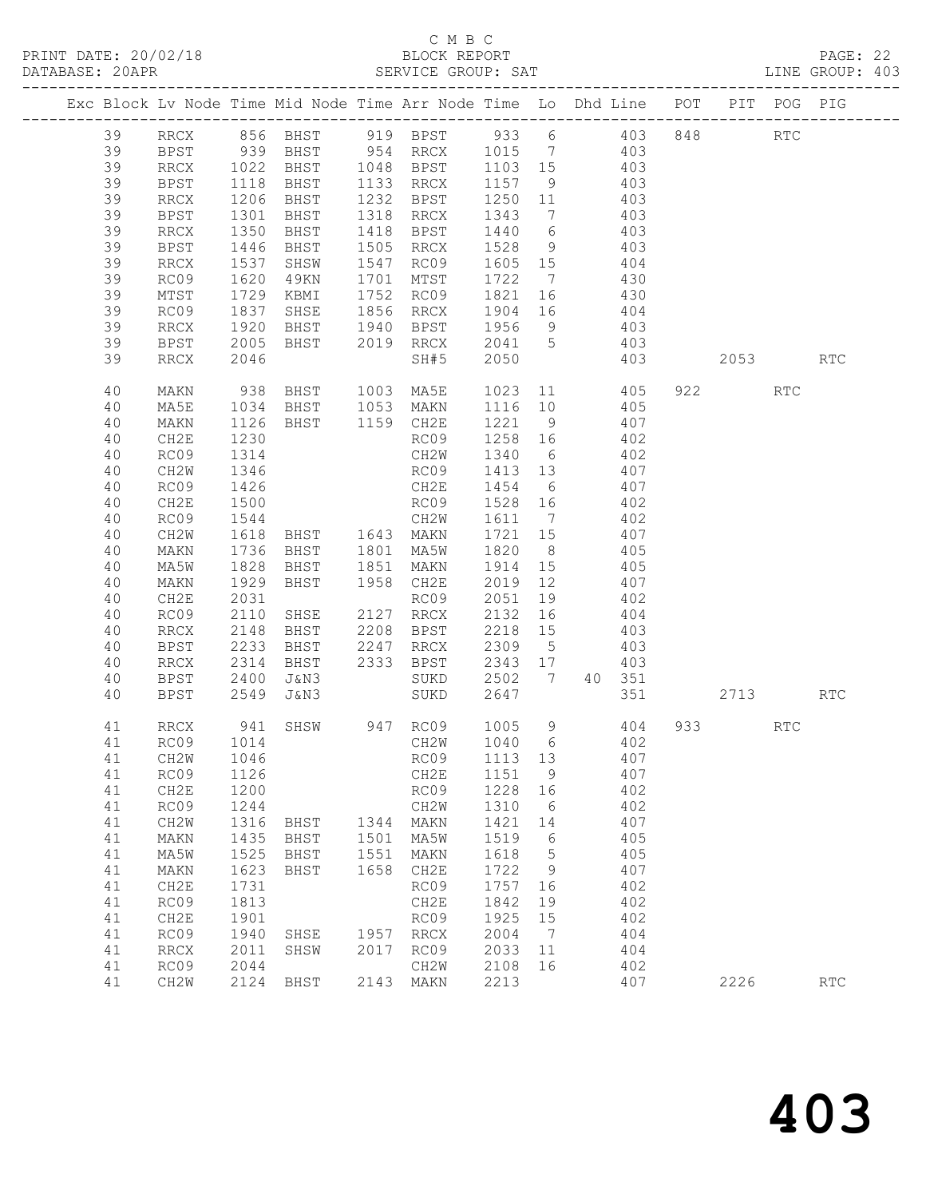C M B C
BLOCK REPORT
SERVICE GROUP: SAT

PRINT DATE: 20/02/18
DATABASE: 20APR
LINE GROUP: 403

| Exc | Block | Lv | Node | Time | Mid Node | Time | Arr Node | Time | Lo | Dhd | Line | POT | PIT | POG | PIG |
|---|---|---|---|---|---|---|---|---|---|---|---|---|---|---|---|
| | 39 | | RRCX | 856 | BHST | 919 | BPST | 933 | 6 | | 403 | 848 | | RTC | |
| | 39 | | BPST | 939 | BHST | 954 | RRCX | 1015 | 7 | | 403 | | | | |
| | 39 | | RRCX | 1022 | BHST | 1048 | BPST | 1103 | 15 | | 403 | | | | |
| | 39 | | BPST | 1118 | BHST | 1133 | RRCX | 1157 | 9 | | 403 | | | | |
| | 39 | | RRCX | 1206 | BHST | 1232 | BPST | 1250 | 11 | | 403 | | | | |
| | 39 | | BPST | 1301 | BHST | 1318 | RRCX | 1343 | 7 | | 403 | | | | |
| | 39 | | RRCX | 1350 | BHST | 1418 | BPST | 1440 | 6 | | 403 | | | | |
| | 39 | | BPST | 1446 | BHST | 1505 | RRCX | 1528 | 9 | | 403 | | | | |
| | 39 | | RRCX | 1537 | SHSW | 1547 | RC09 | 1605 | 15 | | 404 | | | | |
| | 39 | | RC09 | 1620 | 49KN | 1701 | MTST | 1722 | 7 | | 430 | | | | |
| | 39 | | MTST | 1729 | KBMI | 1752 | RC09 | 1821 | 16 | | 430 | | | | |
| | 39 | | RC09 | 1837 | SHSE | 1856 | RRCX | 1904 | 16 | | 404 | | | | |
| | 39 | | RRCX | 1920 | BHST | 1940 | BPST | 1956 | 9 | | 403 | | | | |
| | 39 | | BPST | 2005 | BHST | 2019 | RRCX | 2041 | 5 | | 403 | | | | |
| | 39 | | RRCX | 2046 | | | SH#5 | 2050 | | | 403 | | 2053 | | RTC |
| | 40 | | MAKN | 938 | BHST | 1003 | MA5E | 1023 | 11 | | 405 | 922 | | RTC | |
| | 40 | | MA5E | 1034 | BHST | 1053 | MAKN | 1116 | 10 | | 405 | | | | |
| | 40 | | MAKN | 1126 | BHST | 1159 | CH2E | 1221 | 9 | | 407 | | | | |
| | 40 | | CH2E | 1230 | | | RC09 | 1258 | 16 | | 402 | | | | |
| | 40 | | RC09 | 1314 | | | CH2W | 1340 | 6 | | 402 | | | | |
| | 40 | | CH2W | 1346 | | | RC09 | 1413 | 13 | | 407 | | | | |
| | 40 | | RC09 | 1426 | | | CH2E | 1454 | 6 | | 407 | | | | |
| | 40 | | CH2E | 1500 | | | RC09 | 1528 | 16 | | 402 | | | | |
| | 40 | | RC09 | 1544 | | | CH2W | 1611 | 7 | | 402 | | | | |
| | 40 | | CH2W | 1618 | BHST | 1643 | MAKN | 1721 | 15 | | 407 | | | | |
| | 40 | | MAKN | 1736 | BHST | 1801 | MA5W | 1820 | 8 | | 405 | | | | |
| | 40 | | MA5W | 1828 | BHST | 1851 | MAKN | 1914 | 15 | | 405 | | | | |
| | 40 | | MAKN | 1929 | BHST | 1958 | CH2E | 2019 | 12 | | 407 | | | | |
| | 40 | | CH2E | 2031 | | | RC09 | 2051 | 19 | | 402 | | | | |
| | 40 | | RC09 | 2110 | SHSE | 2127 | RRCX | 2132 | 16 | | 404 | | | | |
| | 40 | | RRCX | 2148 | BHST | 2208 | BPST | 2218 | 15 | | 403 | | | | |
| | 40 | | BPST | 2233 | BHST | 2247 | RRCX | 2309 | 5 | | 403 | | | | |
| | 40 | | RRCX | 2314 | BHST | 2333 | BPST | 2343 | 17 | | 403 | | | | |
| | 40 | | BPST | 2400 | J&N3 | | SUKD | 2502 | 7 | 40 | 351 | | | | |
| | 40 | | BPST | 2549 | J&N3 | | SUKD | 2647 | | | 351 | | 2713 | | RTC |
| | 41 | | RRCX | 941 | SHSW | 947 | RC09 | 1005 | 9 | | 404 | 933 | | RTC | |
| | 41 | | RC09 | 1014 | | | CH2W | 1040 | 6 | | 402 | | | | |
| | 41 | | CH2W | 1046 | | | RC09 | 1113 | 13 | | 407 | | | | |
| | 41 | | RC09 | 1126 | | | CH2E | 1151 | 9 | | 407 | | | | |
| | 41 | | CH2E | 1200 | | | RC09 | 1228 | 16 | | 402 | | | | |
| | 41 | | RC09 | 1244 | | | CH2W | 1310 | 6 | | 402 | | | | |
| | 41 | | CH2W | 1316 | BHST | 1344 | MAKN | 1421 | 14 | | 407 | | | | |
| | 41 | | MAKN | 1435 | BHST | 1501 | MA5W | 1519 | 6 | | 405 | | | | |
| | 41 | | MA5W | 1525 | BHST | 1551 | MAKN | 1618 | 5 | | 405 | | | | |
| | 41 | | MAKN | 1623 | BHST | 1658 | CH2E | 1722 | 9 | | 407 | | | | |
| | 41 | | CH2E | 1731 | | | RC09 | 1757 | 16 | | 402 | | | | |
| | 41 | | RC09 | 1813 | | | CH2E | 1842 | 19 | | 402 | | | | |
| | 41 | | CH2E | 1901 | | | RC09 | 1925 | 15 | | 402 | | | | |
| | 41 | | RC09 | 1940 | SHSE | 1957 | RRCX | 2004 | 7 | | 404 | | | | |
| | 41 | | RRCX | 2011 | SHSW | 2017 | RC09 | 2033 | 11 | | 404 | | | | |
| | 41 | | RC09 | 2044 | | | CH2W | 2108 | 16 | | 402 | | | | |
| | 41 | | CH2W | 2124 | BHST | 2143 | MAKN | 2213 | | | 407 | | 2226 | | RTC |

403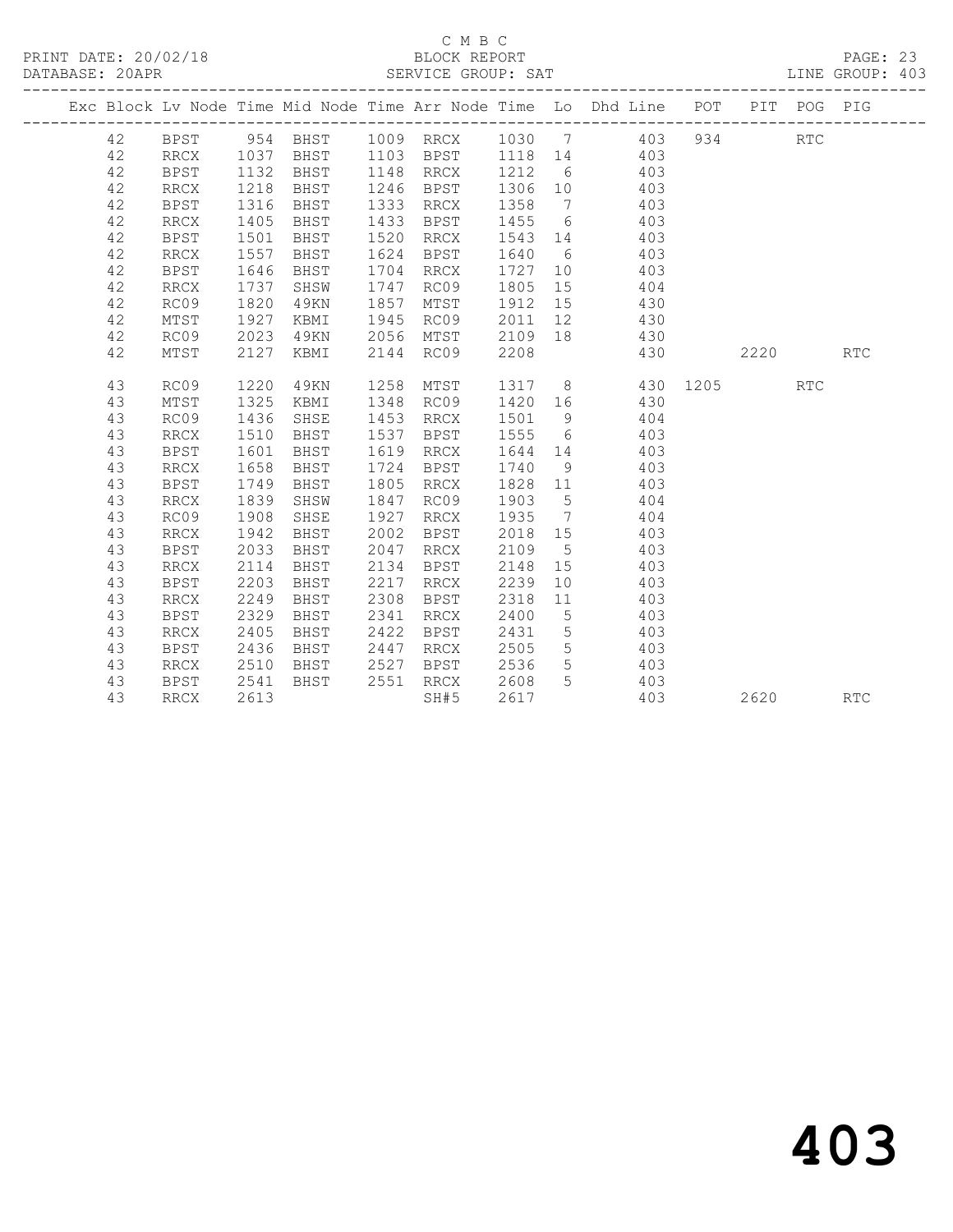C M B C

BLOCK REPORT

PRINT DATE: 20/02/18 &nbsp;&nbsp;&nbsp;&nbsp; DATABASE: 20APR &nbsp;&nbsp;&nbsp;&nbsp; SERVICE GROUP: SAT &nbsp;&nbsp;&nbsp;&nbsp; LINE GROUP: 403

| Exc | Block | Lv | Node | Time | Mid Node | Time | Arr Node | Time | Lo | Dhd Line | POT | PIT | POG | PIG |
|---|---|---|---|---|---|---|---|---|---|---|---|---|---|---|
| | 42 | | BPST | 954 | BHST | 1009 | RRCX | 1030 | 7 | 403 | 934 | | RTC | |
| | 42 | | RRCX | 1037 | BHST | 1103 | BPST | 1118 | 14 | 403 | | | | |
| | 42 | | BPST | 1132 | BHST | 1148 | RRCX | 1212 | 6 | 403 | | | | |
| | 42 | | RRCX | 1218 | BHST | 1246 | BPST | 1306 | 10 | 403 | | | | |
| | 42 | | BPST | 1316 | BHST | 1333 | RRCX | 1358 | 7 | 403 | | | | |
| | 42 | | RRCX | 1405 | BHST | 1433 | BPST | 1455 | 6 | 403 | | | | |
| | 42 | | BPST | 1501 | BHST | 1520 | RRCX | 1543 | 14 | 403 | | | | |
| | 42 | | RRCX | 1557 | BHST | 1624 | BPST | 1640 | 6 | 403 | | | | |
| | 42 | | BPST | 1646 | BHST | 1704 | RRCX | 1727 | 10 | 403 | | | | |
| | 42 | | RRCX | 1737 | SHSW | 1747 | RC09 | 1805 | 15 | 404 | | | | |
| | 42 | | RC09 | 1820 | 49KN | 1857 | MTST | 1912 | 15 | 430 | | | | |
| | 42 | | MTST | 1927 | KBMI | 1945 | RC09 | 2011 | 12 | 430 | | | | |
| | 42 | | RC09 | 2023 | 49KN | 2056 | MTST | 2109 | 18 | 430 | | | | |
| | 42 | | MTST | 2127 | KBMI | 2144 | RC09 | 2208 | | 430 | | 2220 | | RTC |
| | 43 | | RC09 | 1220 | 49KN | 1258 | MTST | 1317 | 8 | 430 | 1205 | | RTC | |
| | 43 | | MTST | 1325 | KBMI | 1348 | RC09 | 1420 | 16 | 430 | | | | |
| | 43 | | RC09 | 1436 | SHSE | 1453 | RRCX | 1501 | 9 | 404 | | | | |
| | 43 | | RRCX | 1510 | BHST | 1537 | BPST | 1555 | 6 | 403 | | | | |
| | 43 | | BPST | 1601 | BHST | 1619 | RRCX | 1644 | 14 | 403 | | | | |
| | 43 | | RRCX | 1658 | BHST | 1724 | BPST | 1740 | 9 | 403 | | | | |
| | 43 | | BPST | 1749 | BHST | 1805 | RRCX | 1828 | 11 | 403 | | | | |
| | 43 | | RRCX | 1839 | SHSW | 1847 | RC09 | 1903 | 5 | 404 | | | | |
| | 43 | | RC09 | 1908 | SHSE | 1927 | RRCX | 1935 | 7 | 404 | | | | |
| | 43 | | RRCX | 1942 | BHST | 2002 | BPST | 2018 | 15 | 403 | | | | |
| | 43 | | BPST | 2033 | BHST | 2047 | RRCX | 2109 | 5 | 403 | | | | |
| | 43 | | RRCX | 2114 | BHST | 2134 | BPST | 2148 | 15 | 403 | | | | |
| | 43 | | BPST | 2203 | BHST | 2217 | RRCX | 2239 | 10 | 403 | | | | |
| | 43 | | RRCX | 2249 | BHST | 2308 | BPST | 2318 | 11 | 403 | | | | |
| | 43 | | BPST | 2329 | BHST | 2341 | RRCX | 2400 | 5 | 403 | | | | |
| | 43 | | RRCX | 2405 | BHST | 2422 | BPST | 2431 | 5 | 403 | | | | |
| | 43 | | BPST | 2436 | BHST | 2447 | RRCX | 2505 | 5 | 403 | | | | |
| | 43 | | RRCX | 2510 | BHST | 2527 | BPST | 2536 | 5 | 403 | | | | |
| | 43 | | BPST | 2541 | BHST | 2551 | RRCX | 2608 | 5 | 403 | | | | |
| | 43 | | RRCX | 2613 | | | SH#5 | 2617 | | 403 | | 2620 | | RTC |

# 403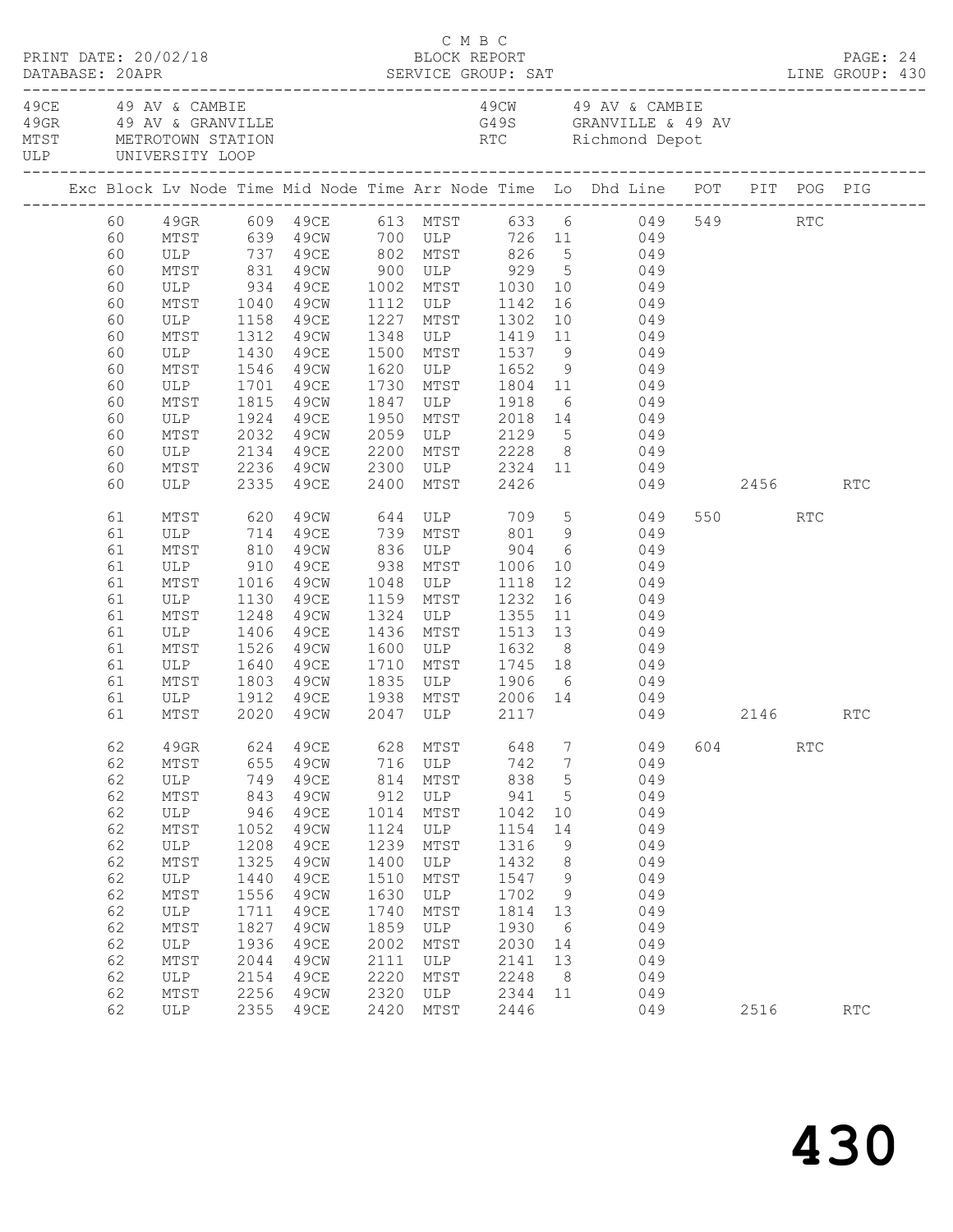C M B C
BLOCK REPORT
SERVICE GROUP: SAT

PRINT DATE: 20/02/18
DATABASE: 20APR
LINE GROUP: 430

| | | | |
|---|---|---|---|
| 49CE | 49 AV & CAMBIE | 49CW | 49 AV & CAMBIE |
| 49GR | 49 AV & GRANVILLE | G49S | GRANVILLE & 49 AV |
| MTST | METROTOWN STATION | RTC | Richmond Depot |
| ULP | UNIVERSITY LOOP | | |

| Exc | Block | Lv Node | Time | Mid Node | Time | Arr Node | Time | Lo | Dhd Line | POT | PIT | POG | PIG |
|---|---|---|---|---|---|---|---|---|---|---|---|---|---|
| | 60 | 49GR | 609 | 49CE | 613 | MTST | 633 | 6 | 049 | 549 | | RTC | |
| | 60 | MTST | 639 | 49CW | 700 | ULP | 726 | 11 | 049 | | | | |
| | 60 | ULP | 737 | 49CE | 802 | MTST | 826 | 5 | 049 | | | | |
| | 60 | MTST | 831 | 49CW | 900 | ULP | 929 | 5 | 049 | | | | |
| | 60 | ULP | 934 | 49CE | 1002 | MTST | 1030 | 10 | 049 | | | | |
| | 60 | MTST | 1040 | 49CW | 1112 | ULP | 1142 | 16 | 049 | | | | |
| | 60 | ULP | 1158 | 49CE | 1227 | MTST | 1302 | 10 | 049 | | | | |
| | 60 | MTST | 1312 | 49CW | 1348 | ULP | 1419 | 11 | 049 | | | | |
| | 60 | ULP | 1430 | 49CE | 1500 | MTST | 1537 | 9 | 049 | | | | |
| | 60 | MTST | 1546 | 49CW | 1620 | ULP | 1652 | 9 | 049 | | | | |
| | 60 | ULP | 1701 | 49CE | 1730 | MTST | 1804 | 11 | 049 | | | | |
| | 60 | MTST | 1815 | 49CW | 1847 | ULP | 1918 | 6 | 049 | | | | |
| | 60 | ULP | 1924 | 49CE | 1950 | MTST | 2018 | 14 | 049 | | | | |
| | 60 | MTST | 2032 | 49CW | 2059 | ULP | 2129 | 5 | 049 | | | | |
| | 60 | ULP | 2134 | 49CE | 2200 | MTST | 2228 | 8 | 049 | | | | |
| | 60 | MTST | 2236 | 49CW | 2300 | ULP | 2324 | 11 | 049 | | | | |
| | 60 | ULP | 2335 | 49CE | 2400 | MTST | 2426 | | 049 | | 2456 | | RTC |
| | 61 | MTST | 620 | 49CW | 644 | ULP | 709 | 5 | 049 | 550 | | RTC | |
| | 61 | ULP | 714 | 49CE | 739 | MTST | 801 | 9 | 049 | | | | |
| | 61 | MTST | 810 | 49CW | 836 | ULP | 904 | 6 | 049 | | | | |
| | 61 | ULP | 910 | 49CE | 938 | MTST | 1006 | 10 | 049 | | | | |
| | 61 | MTST | 1016 | 49CW | 1048 | ULP | 1118 | 12 | 049 | | | | |
| | 61 | ULP | 1130 | 49CE | 1159 | MTST | 1232 | 16 | 049 | | | | |
| | 61 | MTST | 1248 | 49CW | 1324 | ULP | 1355 | 11 | 049 | | | | |
| | 61 | ULP | 1406 | 49CE | 1436 | MTST | 1513 | 13 | 049 | | | | |
| | 61 | MTST | 1526 | 49CW | 1600 | ULP | 1632 | 8 | 049 | | | | |
| | 61 | ULP | 1640 | 49CE | 1710 | MTST | 1745 | 18 | 049 | | | | |
| | 61 | MTST | 1803 | 49CW | 1835 | ULP | 1906 | 6 | 049 | | | | |
| | 61 | ULP | 1912 | 49CE | 1938 | MTST | 2006 | 14 | 049 | | | | |
| | 61 | MTST | 2020 | 49CW | 2047 | ULP | 2117 | | 049 | | 2146 | | RTC |
| | 62 | 49GR | 624 | 49CE | 628 | MTST | 648 | 7 | 049 | 604 | | RTC | |
| | 62 | MTST | 655 | 49CW | 716 | ULP | 742 | 7 | 049 | | | | |
| | 62 | ULP | 749 | 49CE | 814 | MTST | 838 | 5 | 049 | | | | |
| | 62 | MTST | 843 | 49CW | 912 | ULP | 941 | 5 | 049 | | | | |
| | 62 | ULP | 946 | 49CE | 1014 | MTST | 1042 | 10 | 049 | | | | |
| | 62 | MTST | 1052 | 49CW | 1124 | ULP | 1154 | 14 | 049 | | | | |
| | 62 | ULP | 1208 | 49CE | 1239 | MTST | 1316 | 9 | 049 | | | | |
| | 62 | MTST | 1325 | 49CW | 1400 | ULP | 1432 | 8 | 049 | | | | |
| | 62 | ULP | 1440 | 49CE | 1510 | MTST | 1547 | 9 | 049 | | | | |
| | 62 | MTST | 1556 | 49CW | 1630 | ULP | 1702 | 9 | 049 | | | | |
| | 62 | ULP | 1711 | 49CE | 1740 | MTST | 1814 | 13 | 049 | | | | |
| | 62 | MTST | 1827 | 49CW | 1859 | ULP | 1930 | 6 | 049 | | | | |
| | 62 | ULP | 1936 | 49CE | 2002 | MTST | 2030 | 14 | 049 | | | | |
| | 62 | MTST | 2044 | 49CW | 2111 | ULP | 2141 | 13 | 049 | | | | |
| | 62 | ULP | 2154 | 49CE | 2220 | MTST | 2248 | 8 | 049 | | | | |
| | 62 | MTST | 2256 | 49CW | 2320 | ULP | 2344 | 11 | 049 | | | | |
| | 62 | ULP | 2355 | 49CE | 2420 | MTST | 2446 | | 049 | | 2516 | | RTC |

430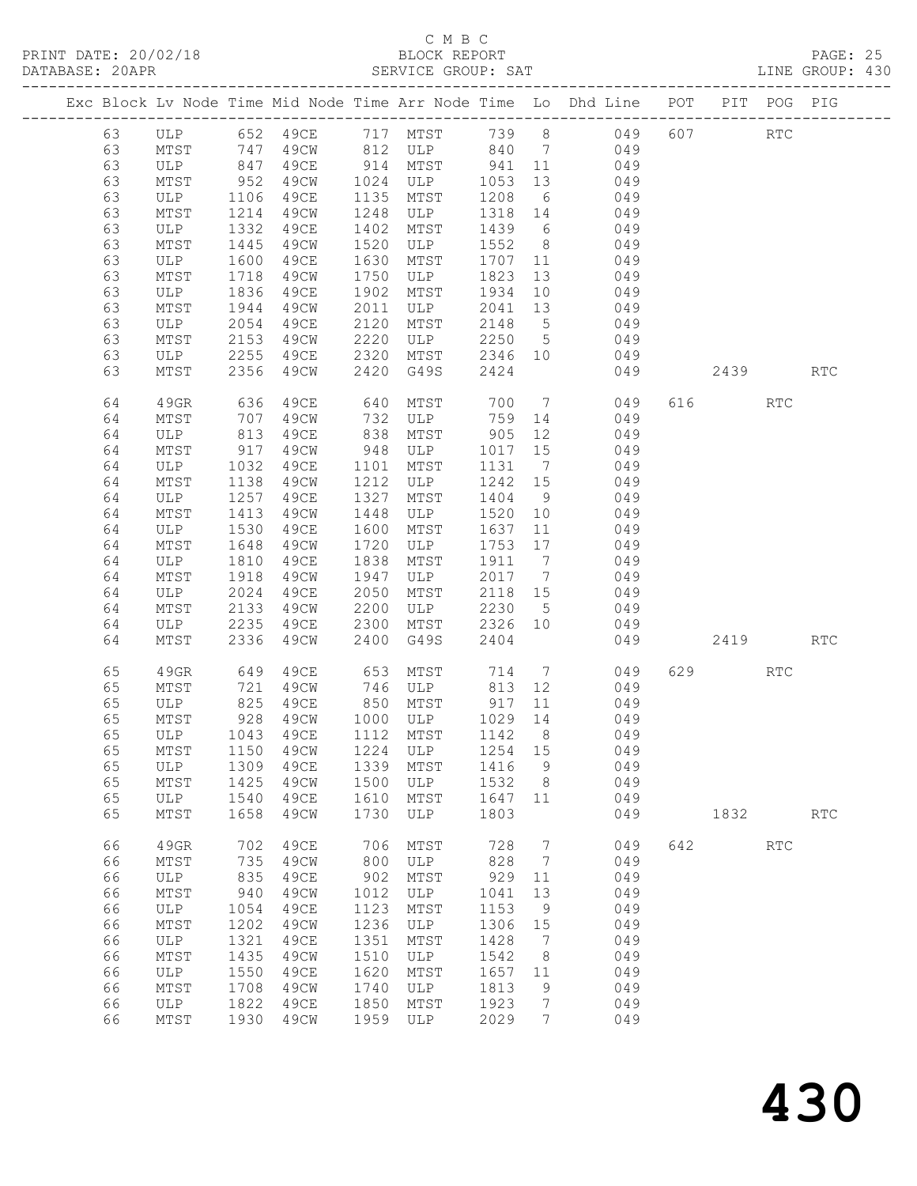C M B C
BLOCK REPORT
SERVICE GROUP: SAT

PRINT DATE: 20/02/18
DATABASE: 20APR
LINE GROUP: 430

| Exc | Block | Lv Node | Time | Mid Node | Time | Arr Node | Time | Lo | Dhd Line | POT | PIT | POG | PIG |
|---|---|---|---|---|---|---|---|---|---|---|---|---|---|
| | 63 | ULP | 652 | 49CE | 717 | MTST | 739 | 8 | 049 | 607 | | RTC | |
| | 63 | MTST | 747 | 49CW | 812 | ULP | 840 | 7 | 049 | | | | |
| | 63 | ULP | 847 | 49CE | 914 | MTST | 941 | 11 | 049 | | | | |
| | 63 | MTST | 952 | 49CW | 1024 | ULP | 1053 | 13 | 049 | | | | |
| | 63 | ULP | 1106 | 49CE | 1135 | MTST | 1208 | 6 | 049 | | | | |
| | 63 | MTST | 1214 | 49CW | 1248 | ULP | 1318 | 14 | 049 | | | | |
| | 63 | ULP | 1332 | 49CE | 1402 | MTST | 1439 | 6 | 049 | | | | |
| | 63 | MTST | 1445 | 49CW | 1520 | ULP | 1552 | 8 | 049 | | | | |
| | 63 | ULP | 1600 | 49CE | 1630 | MTST | 1707 | 11 | 049 | | | | |
| | 63 | MTST | 1718 | 49CW | 1750 | ULP | 1823 | 13 | 049 | | | | |
| | 63 | ULP | 1836 | 49CE | 1902 | MTST | 1934 | 10 | 049 | | | | |
| | 63 | MTST | 1944 | 49CW | 2011 | ULP | 2041 | 13 | 049 | | | | |
| | 63 | ULP | 2054 | 49CE | 2120 | MTST | 2148 | 5 | 049 | | | | |
| | 63 | MTST | 2153 | 49CW | 2220 | ULP | 2250 | 5 | 049 | | | | |
| | 63 | ULP | 2255 | 49CE | 2320 | MTST | 2346 | 10 | 049 | | | | |
| | 63 | MTST | 2356 | 49CW | 2420 | G49S | 2424 | | 049 | | 2439 | | RTC |
| | 64 | 49GR | 636 | 49CE | 640 | MTST | 700 | 7 | 049 | 616 | | RTC | |
| | 64 | MTST | 707 | 49CW | 732 | ULP | 759 | 14 | 049 | | | | |
| | 64 | ULP | 813 | 49CE | 838 | MTST | 905 | 12 | 049 | | | | |
| | 64 | MTST | 917 | 49CW | 948 | ULP | 1017 | 15 | 049 | | | | |
| | 64 | ULP | 1032 | 49CE | 1101 | MTST | 1131 | 7 | 049 | | | | |
| | 64 | MTST | 1138 | 49CW | 1212 | ULP | 1242 | 15 | 049 | | | | |
| | 64 | ULP | 1257 | 49CE | 1327 | MTST | 1404 | 9 | 049 | | | | |
| | 64 | MTST | 1413 | 49CW | 1448 | ULP | 1520 | 10 | 049 | | | | |
| | 64 | ULP | 1530 | 49CE | 1600 | MTST | 1637 | 11 | 049 | | | | |
| | 64 | MTST | 1648 | 49CW | 1720 | ULP | 1753 | 17 | 049 | | | | |
| | 64 | ULP | 1810 | 49CE | 1838 | MTST | 1911 | 7 | 049 | | | | |
| | 64 | MTST | 1918 | 49CW | 1947 | ULP | 2017 | 7 | 049 | | | | |
| | 64 | ULP | 2024 | 49CE | 2050 | MTST | 2118 | 15 | 049 | | | | |
| | 64 | MTST | 2133 | 49CW | 2200 | ULP | 2230 | 5 | 049 | | | | |
| | 64 | ULP | 2235 | 49CE | 2300 | MTST | 2326 | 10 | 049 | | | | |
| | 64 | MTST | 2336 | 49CW | 2400 | G49S | 2404 | | 049 | | 2419 | | RTC |
| | 65 | 49GR | 649 | 49CE | 653 | MTST | 714 | 7 | 049 | 629 | | RTC | |
| | 65 | MTST | 721 | 49CW | 746 | ULP | 813 | 12 | 049 | | | | |
| | 65 | ULP | 825 | 49CE | 850 | MTST | 917 | 11 | 049 | | | | |
| | 65 | MTST | 928 | 49CW | 1000 | ULP | 1029 | 14 | 049 | | | | |
| | 65 | ULP | 1043 | 49CE | 1112 | MTST | 1142 | 8 | 049 | | | | |
| | 65 | MTST | 1150 | 49CW | 1224 | ULP | 1254 | 15 | 049 | | | | |
| | 65 | ULP | 1309 | 49CE | 1339 | MTST | 1416 | 9 | 049 | | | | |
| | 65 | MTST | 1425 | 49CW | 1500 | ULP | 1532 | 8 | 049 | | | | |
| | 65 | ULP | 1540 | 49CE | 1610 | MTST | 1647 | 11 | 049 | | | | |
| | 65 | MTST | 1658 | 49CW | 1730 | ULP | 1803 | | 049 | | 1832 | | RTC |
| | 66 | 49GR | 702 | 49CE | 706 | MTST | 728 | 7 | 049 | 642 | | RTC | |
| | 66 | MTST | 735 | 49CW | 800 | ULP | 828 | 7 | 049 | | | | |
| | 66 | ULP | 835 | 49CE | 902 | MTST | 929 | 11 | 049 | | | | |
| | 66 | MTST | 940 | 49CW | 1012 | ULP | 1041 | 13 | 049 | | | | |
| | 66 | ULP | 1054 | 49CE | 1123 | MTST | 1153 | 9 | 049 | | | | |
| | 66 | MTST | 1202 | 49CW | 1236 | ULP | 1306 | 15 | 049 | | | | |
| | 66 | ULP | 1321 | 49CE | 1351 | MTST | 1428 | 7 | 049 | | | | |
| | 66 | MTST | 1435 | 49CW | 1510 | ULP | 1542 | 8 | 049 | | | | |
| | 66 | ULP | 1550 | 49CE | 1620 | MTST | 1657 | 11 | 049 | | | | |
| | 66 | MTST | 1708 | 49CW | 1740 | ULP | 1813 | 9 | 049 | | | | |
| | 66 | ULP | 1822 | 49CE | 1850 | MTST | 1923 | 7 | 049 | | | | |
| | 66 | MTST | 1930 | 49CW | 1959 | ULP | 2029 | 7 | 049 | | | | |

430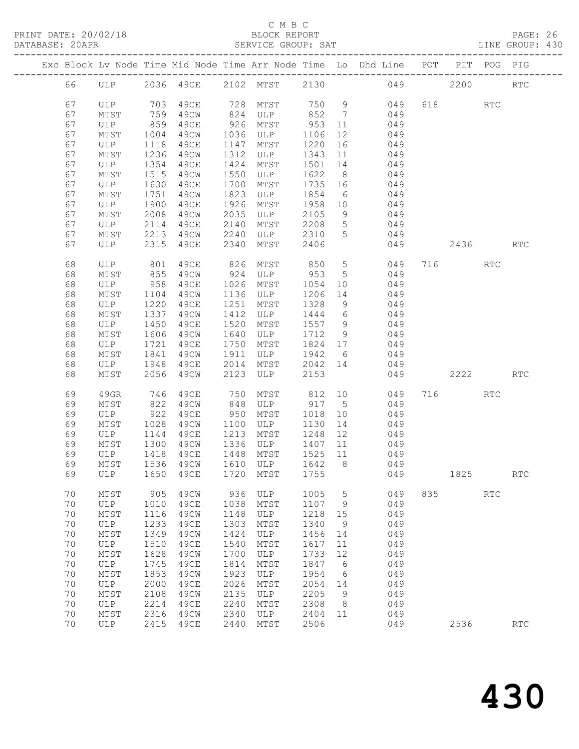C M B C

BLOCK REPORT

SERVICE GROUP: SAT

PRINT DATE: 20/02/18
DATABASE: 20APR
LINE GROUP: 430

| Exc | Block | Lv | Node | Time | Mid Node | Time | Arr Node | Time | Lo | Dhd Line | POT | PIT | POG | PIG |
|---|---|---|---|---|---|---|---|---|---|---|---|---|---|---|
| | 66 | | ULP | 2036 | 49CE | 2102 | MTST | 2130 | | 049 | | 2200 | | RTC |
| | 67 | | ULP | 703 | 49CE | 728 | MTST | 750 | 9 | 049 | 618 | | RTC | |
| | 67 | | MTST | 759 | 49CW | 824 | ULP | 852 | 7 | 049 | | | | |
| | 67 | | ULP | 859 | 49CE | 926 | MTST | 953 | 11 | 049 | | | | |
| | 67 | | MTST | 1004 | 49CW | 1036 | ULP | 1106 | 12 | 049 | | | | |
| | 67 | | ULP | 1118 | 49CE | 1147 | MTST | 1220 | 16 | 049 | | | | |
| | 67 | | MTST | 1236 | 49CW | 1312 | ULP | 1343 | 11 | 049 | | | | |
| | 67 | | ULP | 1354 | 49CE | 1424 | MTST | 1501 | 14 | 049 | | | | |
| | 67 | | MTST | 1515 | 49CW | 1550 | ULP | 1622 | 8 | 049 | | | | |
| | 67 | | ULP | 1630 | 49CE | 1700 | MTST | 1735 | 16 | 049 | | | | |
| | 67 | | MTST | 1751 | 49CW | 1823 | ULP | 1854 | 6 | 049 | | | | |
| | 67 | | ULP | 1900 | 49CE | 1926 | MTST | 1958 | 10 | 049 | | | | |
| | 67 | | MTST | 2008 | 49CW | 2035 | ULP | 2105 | 9 | 049 | | | | |
| | 67 | | ULP | 2114 | 49CE | 2140 | MTST | 2208 | 5 | 049 | | | | |
| | 67 | | MTST | 2213 | 49CW | 2240 | ULP | 2310 | 5 | 049 | | | | |
| | 67 | | ULP | 2315 | 49CE | 2340 | MTST | 2406 | | 049 | | 2436 | | RTC |
| | 68 | | ULP | 801 | 49CE | 826 | MTST | 850 | 5 | 049 | 716 | | RTC | |
| | 68 | | MTST | 855 | 49CW | 924 | ULP | 953 | 5 | 049 | | | | |
| | 68 | | ULP | 958 | 49CE | 1026 | MTST | 1054 | 10 | 049 | | | | |
| | 68 | | MTST | 1104 | 49CW | 1136 | ULP | 1206 | 14 | 049 | | | | |
| | 68 | | ULP | 1220 | 49CE | 1251 | MTST | 1328 | 9 | 049 | | | | |
| | 68 | | MTST | 1337 | 49CW | 1412 | ULP | 1444 | 6 | 049 | | | | |
| | 68 | | ULP | 1450 | 49CE | 1520 | MTST | 1557 | 9 | 049 | | | | |
| | 68 | | MTST | 1606 | 49CW | 1640 | ULP | 1712 | 9 | 049 | | | | |
| | 68 | | ULP | 1721 | 49CE | 1750 | MTST | 1824 | 17 | 049 | | | | |
| | 68 | | MTST | 1841 | 49CW | 1911 | ULP | 1942 | 6 | 049 | | | | |
| | 68 | | ULP | 1948 | 49CE | 2014 | MTST | 2042 | 14 | 049 | | | | |
| | 68 | | MTST | 2056 | 49CW | 2123 | ULP | 2153 | | 049 | | 2222 | | RTC |
| | 69 | | 49GR | 746 | 49CE | 750 | MTST | 812 | 10 | 049 | 716 | | RTC | |
| | 69 | | MTST | 822 | 49CW | 848 | ULP | 917 | 5 | 049 | | | | |
| | 69 | | ULP | 922 | 49CE | 950 | MTST | 1018 | 10 | 049 | | | | |
| | 69 | | MTST | 1028 | 49CW | 1100 | ULP | 1130 | 14 | 049 | | | | |
| | 69 | | ULP | 1144 | 49CE | 1213 | MTST | 1248 | 12 | 049 | | | | |
| | 69 | | MTST | 1300 | 49CW | 1336 | ULP | 1407 | 11 | 049 | | | | |
| | 69 | | ULP | 1418 | 49CE | 1448 | MTST | 1525 | 11 | 049 | | | | |
| | 69 | | MTST | 1536 | 49CW | 1610 | ULP | 1642 | 8 | 049 | | | | |
| | 69 | | ULP | 1650 | 49CE | 1720 | MTST | 1755 | | 049 | | 1825 | | RTC |
| | 70 | | MTST | 905 | 49CW | 936 | ULP | 1005 | 5 | 049 | 835 | | RTC | |
| | 70 | | ULP | 1010 | 49CE | 1038 | MTST | 1107 | 9 | 049 | | | | |
| | 70 | | MTST | 1116 | 49CW | 1148 | ULP | 1218 | 15 | 049 | | | | |
| | 70 | | ULP | 1233 | 49CE | 1303 | MTST | 1340 | 9 | 049 | | | | |
| | 70 | | MTST | 1349 | 49CW | 1424 | ULP | 1456 | 14 | 049 | | | | |
| | 70 | | ULP | 1510 | 49CE | 1540 | MTST | 1617 | 11 | 049 | | | | |
| | 70 | | MTST | 1628 | 49CW | 1700 | ULP | 1733 | 12 | 049 | | | | |
| | 70 | | ULP | 1745 | 49CE | 1814 | MTST | 1847 | 6 | 049 | | | | |
| | 70 | | MTST | 1853 | 49CW | 1923 | ULP | 1954 | 6 | 049 | | | | |
| | 70 | | ULP | 2000 | 49CE | 2026 | MTST | 2054 | 14 | 049 | | | | |
| | 70 | | MTST | 2108 | 49CW | 2135 | ULP | 2205 | 9 | 049 | | | | |
| | 70 | | ULP | 2214 | 49CE | 2240 | MTST | 2308 | 8 | 049 | | | | |
| | 70 | | MTST | 2316 | 49CW | 2340 | ULP | 2404 | 11 | 049 | | | | |
| | 70 | | ULP | 2415 | 49CE | 2440 | MTST | 2506 | | 049 | | 2536 | | RTC |

430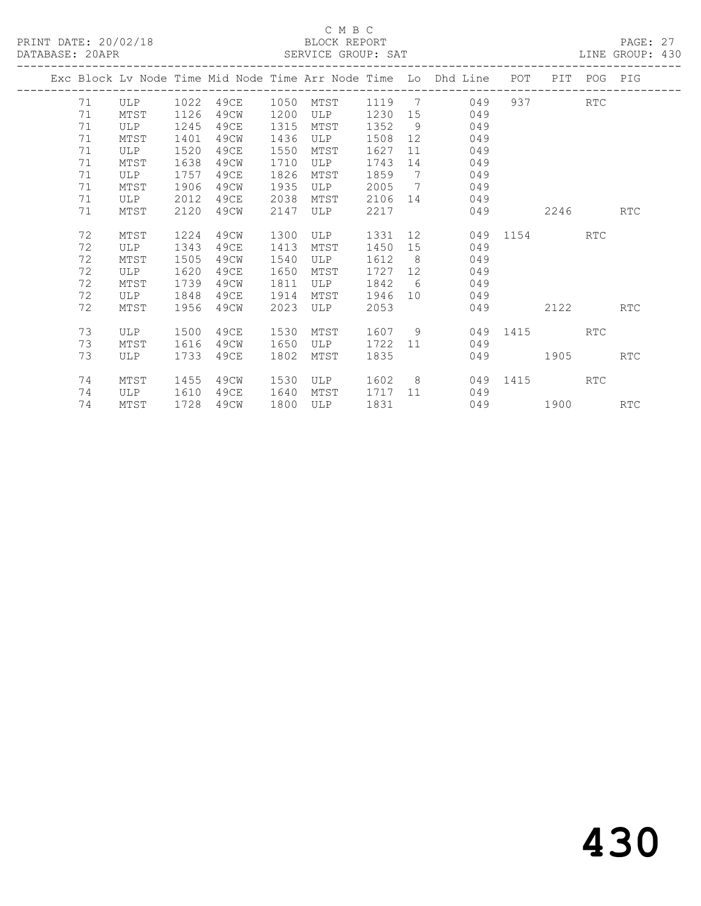C M B C
BLOCK REPORT
SERVICE GROUP: SAT

PRINT DATE: 20/02/18
DATABASE: 20APR
LINE GROUP: 430

| Exc | Block | Lv | Node | Time | Mid Node | Time | Arr Node | Time | Lo | Dhd Line | POT | PIT | POG | PIG |
|---|---|---|---|---|---|---|---|---|---|---|---|---|---|---|
| | 71 | | ULP | 1022 | 49CE | 1050 | MTST | 1119 | 7 | 049 | 937 | | RTC | |
| | 71 | | MTST | 1126 | 49CW | 1200 | ULP | 1230 | 15 | 049 | | | | |
| | 71 | | ULP | 1245 | 49CE | 1315 | MTST | 1352 | 9 | 049 | | | | |
| | 71 | | MTST | 1401 | 49CW | 1436 | ULP | 1508 | 12 | 049 | | | | |
| | 71 | | ULP | 1520 | 49CE | 1550 | MTST | 1627 | 11 | 049 | | | | |
| | 71 | | MTST | 1638 | 49CW | 1710 | ULP | 1743 | 14 | 049 | | | | |
| | 71 | | ULP | 1757 | 49CE | 1826 | MTST | 1859 | 7 | 049 | | | | |
| | 71 | | MTST | 1906 | 49CW | 1935 | ULP | 2005 | 7 | 049 | | | | |
| | 71 | | ULP | 2012 | 49CE | 2038 | MTST | 2106 | 14 | 049 | | | | |
| | 71 | | MTST | 2120 | 49CW | 2147 | ULP | 2217 | | 049 | | 2246 | | RTC |
| | 72 | | MTST | 1224 | 49CW | 1300 | ULP | 1331 | 12 | 049 | 1154 | | RTC | |
| | 72 | | ULP | 1343 | 49CE | 1413 | MTST | 1450 | 15 | 049 | | | | |
| | 72 | | MTST | 1505 | 49CW | 1540 | ULP | 1612 | 8 | 049 | | | | |
| | 72 | | ULP | 1620 | 49CE | 1650 | MTST | 1727 | 12 | 049 | | | | |
| | 72 | | MTST | 1739 | 49CW | 1811 | ULP | 1842 | 6 | 049 | | | | |
| | 72 | | ULP | 1848 | 49CE | 1914 | MTST | 1946 | 10 | 049 | | | | |
| | 72 | | MTST | 1956 | 49CW | 2023 | ULP | 2053 | | 049 | | 2122 | | RTC |
| | 73 | | ULP | 1500 | 49CE | 1530 | MTST | 1607 | 9 | 049 | 1415 | | RTC | |
| | 73 | | MTST | 1616 | 49CW | 1650 | ULP | 1722 | 11 | 049 | | | | |
| | 73 | | ULP | 1733 | 49CE | 1802 | MTST | 1835 | | 049 | | 1905 | | RTC |
| | 74 | | MTST | 1455 | 49CW | 1530 | ULP | 1602 | 8 | 049 | 1415 | | RTC | |
| | 74 | | ULP | 1610 | 49CE | 1640 | MTST | 1717 | 11 | 049 | | | | |
| | 74 | | MTST | 1728 | 49CW | 1800 | ULP | 1831 | | 049 | | 1900 | | RTC |

430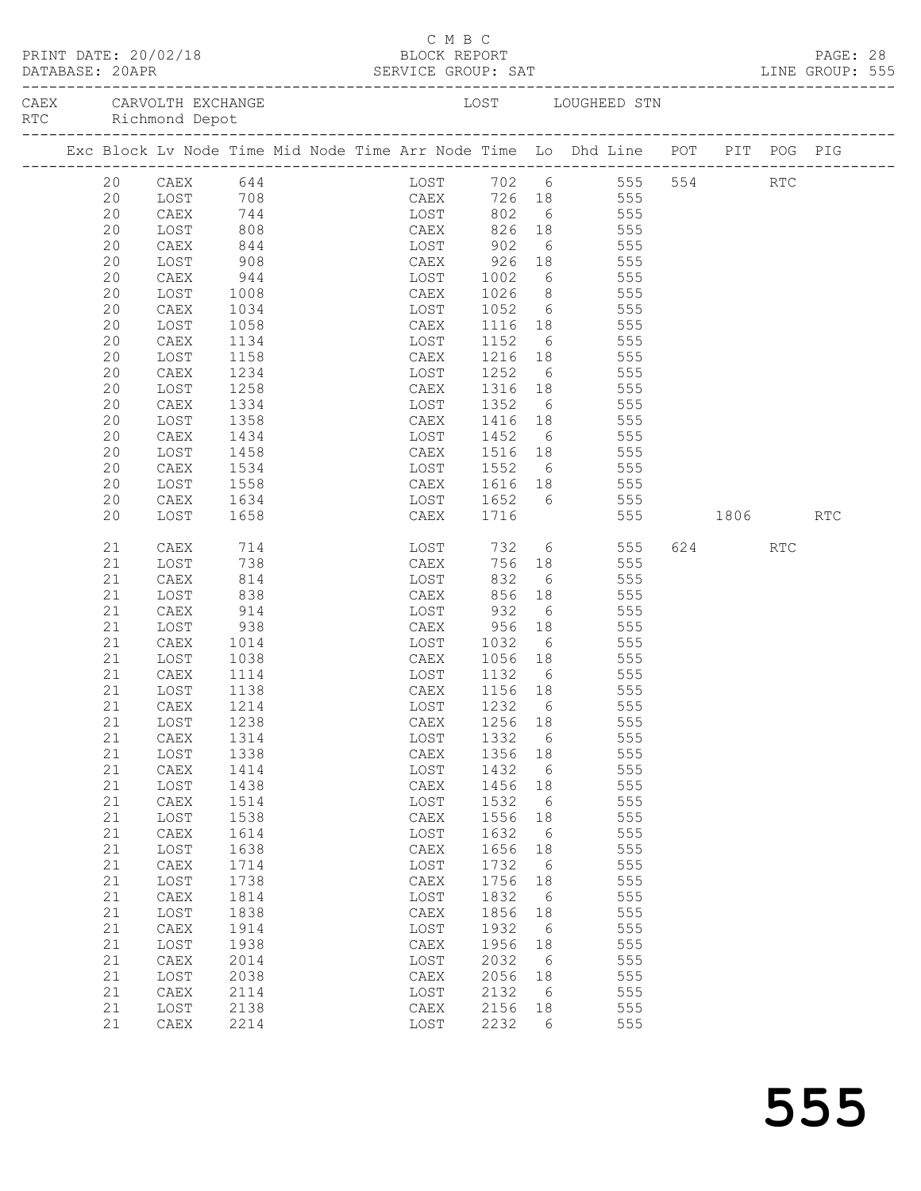C M B C
PRINT DATE: 20/02/18 BLOCK REPORT
DATABASE: 20APR SERVICE GROUP: SAT LINE GROUP: 555

CAEX CARVOLTH EXCHANGE LOST LOUGHEED STN
RTC Richmond Depot

| Exc | Block | Lv Node | Time | Mid Node | Time | Arr Node | Time | Lo | Dhd Line | POT | PIT | POG | PIG |
|---|---|---|---|---|---|---|---|---|---|---|---|---|---|
| | 20 | CAEX | 644 | | | LOST | 702 | 6 | 555 | 554 | | RTC | |
| | 20 | LOST | 708 | | | CAEX | 726 | 18 | 555 | | | | |
| | 20 | CAEX | 744 | | | LOST | 802 | 6 | 555 | | | | |
| | 20 | LOST | 808 | | | CAEX | 826 | 18 | 555 | | | | |
| | 20 | CAEX | 844 | | | LOST | 902 | 6 | 555 | | | | |
| | 20 | LOST | 908 | | | CAEX | 926 | 18 | 555 | | | | |
| | 20 | CAEX | 944 | | | LOST | 1002 | 6 | 555 | | | | |
| | 20 | LOST | 1008 | | | CAEX | 1026 | 8 | 555 | | | | |
| | 20 | CAEX | 1034 | | | LOST | 1052 | 6 | 555 | | | | |
| | 20 | LOST | 1058 | | | CAEX | 1116 | 18 | 555 | | | | |
| | 20 | CAEX | 1134 | | | LOST | 1152 | 6 | 555 | | | | |
| | 20 | LOST | 1158 | | | CAEX | 1216 | 18 | 555 | | | | |
| | 20 | CAEX | 1234 | | | LOST | 1252 | 6 | 555 | | | | |
| | 20 | LOST | 1258 | | | CAEX | 1316 | 18 | 555 | | | | |
| | 20 | CAEX | 1334 | | | LOST | 1352 | 6 | 555 | | | | |
| | 20 | LOST | 1358 | | | CAEX | 1416 | 18 | 555 | | | | |
| | 20 | CAEX | 1434 | | | LOST | 1452 | 6 | 555 | | | | |
| | 20 | LOST | 1458 | | | CAEX | 1516 | 18 | 555 | | | | |
| | 20 | CAEX | 1534 | | | LOST | 1552 | 6 | 555 | | | | |
| | 20 | LOST | 1558 | | | CAEX | 1616 | 18 | 555 | | | | |
| | 20 | CAEX | 1634 | | | LOST | 1652 | 6 | 555 | | | | |
| | 20 | LOST | 1658 | | | CAEX | 1716 | | 555 | | 1806 | | RTC |
| | 21 | CAEX | 714 | | | LOST | 732 | 6 | 555 | 624 | | RTC | |
| | 21 | LOST | 738 | | | CAEX | 756 | 18 | 555 | | | | |
| | 21 | CAEX | 814 | | | LOST | 832 | 6 | 555 | | | | |
| | 21 | LOST | 838 | | | CAEX | 856 | 18 | 555 | | | | |
| | 21 | CAEX | 914 | | | LOST | 932 | 6 | 555 | | | | |
| | 21 | LOST | 938 | | | CAEX | 956 | 18 | 555 | | | | |
| | 21 | CAEX | 1014 | | | LOST | 1032 | 6 | 555 | | | | |
| | 21 | LOST | 1038 | | | CAEX | 1056 | 18 | 555 | | | | |
| | 21 | CAEX | 1114 | | | LOST | 1132 | 6 | 555 | | | | |
| | 21 | LOST | 1138 | | | CAEX | 1156 | 18 | 555 | | | | |
| | 21 | CAEX | 1214 | | | LOST | 1232 | 6 | 555 | | | | |
| | 21 | LOST | 1238 | | | CAEX | 1256 | 18 | 555 | | | | |
| | 21 | CAEX | 1314 | | | LOST | 1332 | 6 | 555 | | | | |
| | 21 | LOST | 1338 | | | CAEX | 1356 | 18 | 555 | | | | |
| | 21 | CAEX | 1414 | | | LOST | 1432 | 6 | 555 | | | | |
| | 21 | LOST | 1438 | | | CAEX | 1456 | 18 | 555 | | | | |
| | 21 | CAEX | 1514 | | | LOST | 1532 | 6 | 555 | | | | |
| | 21 | LOST | 1538 | | | CAEX | 1556 | 18 | 555 | | | | |
| | 21 | CAEX | 1614 | | | LOST | 1632 | 6 | 555 | | | | |
| | 21 | LOST | 1638 | | | CAEX | 1656 | 18 | 555 | | | | |
| | 21 | CAEX | 1714 | | | LOST | 1732 | 6 | 555 | | | | |
| | 21 | LOST | 1738 | | | CAEX | 1756 | 18 | 555 | | | | |
| | 21 | CAEX | 1814 | | | LOST | 1832 | 6 | 555 | | | | |
| | 21 | LOST | 1838 | | | CAEX | 1856 | 18 | 555 | | | | |
| | 21 | CAEX | 1914 | | | LOST | 1932 | 6 | 555 | | | | |
| | 21 | LOST | 1938 | | | CAEX | 1956 | 18 | 555 | | | | |
| | 21 | CAEX | 2014 | | | LOST | 2032 | 6 | 555 | | | | |
| | 21 | LOST | 2038 | | | CAEX | 2056 | 18 | 555 | | | | |
| | 21 | CAEX | 2114 | | | LOST | 2132 | 6 | 555 | | | | |
| | 21 | LOST | 2138 | | | CAEX | 2156 | 18 | 555 | | | | |
| | 21 | CAEX | 2214 | | | LOST | 2232 | 6 | 555 | | | | |

555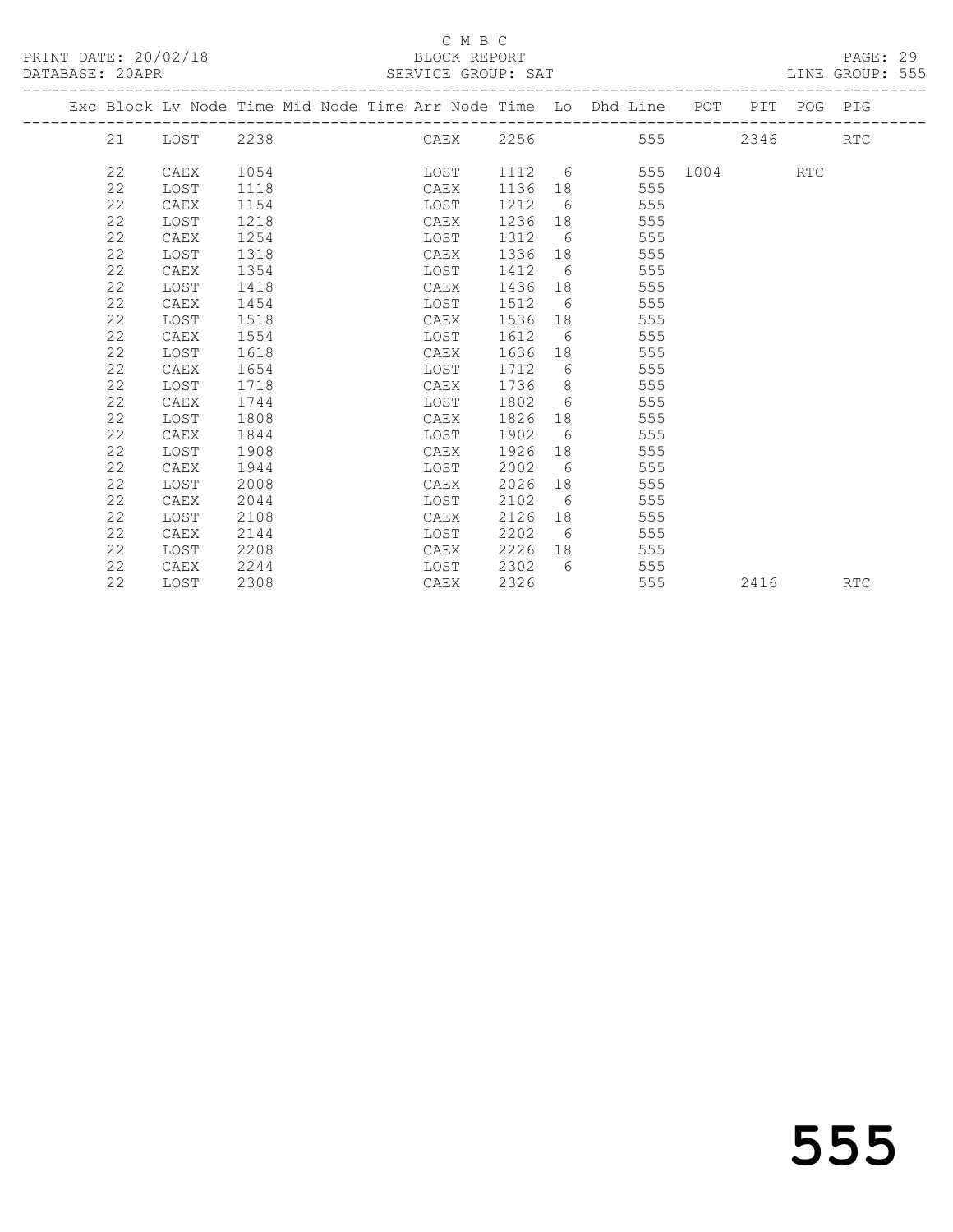C M B C

BLOCK REPORT

PRINT DATE: 20/02/18
DATABASE: 20APR
SERVICE GROUP: SAT
LINE GROUP: 555

| Exc | Block | Lv | Node | Time | Mid Node | Time | Arr Node | Time | Lo | Dhd Line | POT | PIT | POG | PIG |
|---|---|---|---|---|---|---|---|---|---|---|---|---|---|---|
| | 21 | | LOST | 2238 | | | CAEX | 2256 | | 555 | | 2346 | | RTC |
| | 22 | | CAEX | 1054 | | | LOST | 1112 | 6 | 555 | 1004 | | RTC | |
| | 22 | | LOST | 1118 | | | CAEX | 1136 | 18 | 555 | | | | |
| | 22 | | CAEX | 1154 | | | LOST | 1212 | 6 | 555 | | | | |
| | 22 | | LOST | 1218 | | | CAEX | 1236 | 18 | 555 | | | | |
| | 22 | | CAEX | 1254 | | | LOST | 1312 | 6 | 555 | | | | |
| | 22 | | LOST | 1318 | | | CAEX | 1336 | 18 | 555 | | | | |
| | 22 | | CAEX | 1354 | | | LOST | 1412 | 6 | 555 | | | | |
| | 22 | | LOST | 1418 | | | CAEX | 1436 | 18 | 555 | | | | |
| | 22 | | CAEX | 1454 | | | LOST | 1512 | 6 | 555 | | | | |
| | 22 | | LOST | 1518 | | | CAEX | 1536 | 18 | 555 | | | | |
| | 22 | | CAEX | 1554 | | | LOST | 1612 | 6 | 555 | | | | |
| | 22 | | LOST | 1618 | | | CAEX | 1636 | 18 | 555 | | | | |
| | 22 | | CAEX | 1654 | | | LOST | 1712 | 6 | 555 | | | | |
| | 22 | | LOST | 1718 | | | CAEX | 1736 | 8 | 555 | | | | |
| | 22 | | CAEX | 1744 | | | LOST | 1802 | 6 | 555 | | | | |
| | 22 | | LOST | 1808 | | | CAEX | 1826 | 18 | 555 | | | | |
| | 22 | | CAEX | 1844 | | | LOST | 1902 | 6 | 555 | | | | |
| | 22 | | LOST | 1908 | | | CAEX | 1926 | 18 | 555 | | | | |
| | 22 | | CAEX | 1944 | | | LOST | 2002 | 6 | 555 | | | | |
| | 22 | | LOST | 2008 | | | CAEX | 2026 | 18 | 555 | | | | |
| | 22 | | CAEX | 2044 | | | LOST | 2102 | 6 | 555 | | | | |
| | 22 | | LOST | 2108 | | | CAEX | 2126 | 18 | 555 | | | | |
| | 22 | | CAEX | 2144 | | | LOST | 2202 | 6 | 555 | | | | |
| | 22 | | LOST | 2208 | | | CAEX | 2226 | 18 | 555 | | | | |
| | 22 | | CAEX | 2244 | | | LOST | 2302 | 6 | 555 | | | | |
| | 22 | | LOST | 2308 | | | CAEX | 2326 | | 555 | | 2416 | | RTC |

555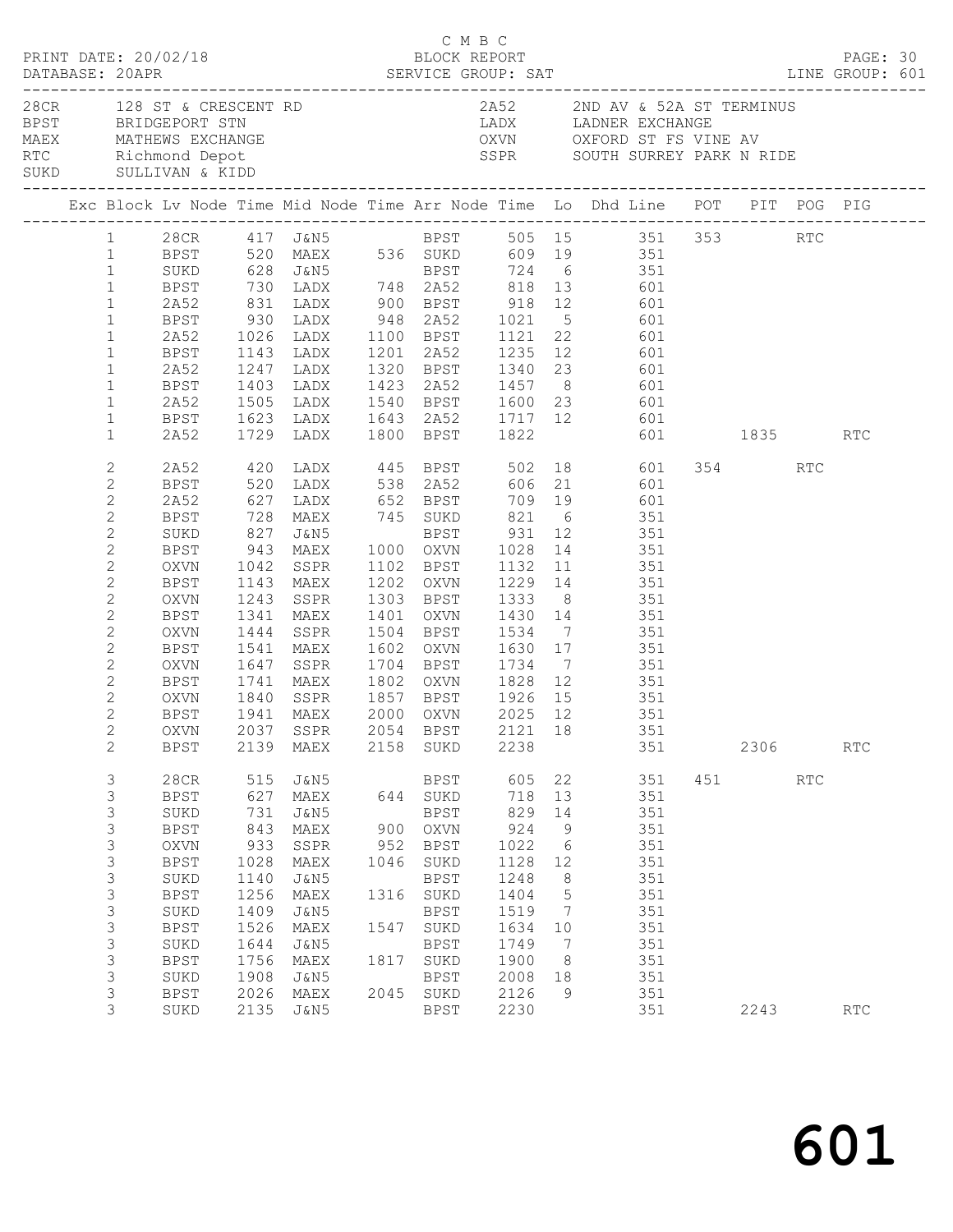C M B C
PRINT DATE: 20/02/18 BLOCK REPORT
DATABASE: 20APR SERVICE GROUP: SAT LINE GROUP: 601

| Code | Name | Code | Name |
|---|---|---|---|
| 28CR | 128 ST & CRESCENT RD | 2A52 | 2ND AV & 52A ST TERMINUS |
| BPST | BRIDGEPORT STN | LADX | LADNER EXCHANGE |
| MAEX | MATHEWS EXCHANGE | OXVN | OXFORD ST FS VINE AV |
| RTC | Richmond Depot | SSPR | SOUTH SURREY PARK N RIDE |
| SUKD | SULLIVAN & KIDD | | |

| Exc | Block | Lv Node | Time | Mid Node | Time | Arr Node | Time | Lo | Dhd Line | POT | PIT | POG | PIG |
|---|---|---|---|---|---|---|---|---|---|---|---|---|---|
| | 1 | 28CR | 417 | J&N5 | | BPST | 505 | 15 | 351 | 353 | | RTC | |
| | 1 | BPST | 520 | MAEX | 536 | SUKD | 609 | 19 | 351 | | | | |
| | 1 | SUKD | 628 | J&N5 | | BPST | 724 | 6 | 351 | | | | |
| | 1 | BPST | 730 | LADX | 748 | 2A52 | 818 | 13 | 601 | | | | |
| | 1 | 2A52 | 831 | LADX | 900 | BPST | 918 | 12 | 601 | | | | |
| | 1 | BPST | 930 | LADX | 948 | 2A52 | 1021 | 5 | 601 | | | | |
| | 1 | 2A52 | 1026 | LADX | 1100 | BPST | 1121 | 22 | 601 | | | | |
| | 1 | BPST | 1143 | LADX | 1201 | 2A52 | 1235 | 12 | 601 | | | | |
| | 1 | 2A52 | 1247 | LADX | 1320 | BPST | 1340 | 23 | 601 | | | | |
| | 1 | BPST | 1403 | LADX | 1423 | 2A52 | 1457 | 8 | 601 | | | | |
| | 1 | 2A52 | 1505 | LADX | 1540 | BPST | 1600 | 23 | 601 | | | | |
| | 1 | BPST | 1623 | LADX | 1643 | 2A52 | 1717 | 12 | 601 | | | | |
| | 1 | 2A52 | 1729 | LADX | 1800 | BPST | 1822 | | 601 | | 1835 | | RTC |
| | 2 | 2A52 | 420 | LADX | 445 | BPST | 502 | 18 | 601 | 354 | | RTC | |
| | 2 | BPST | 520 | LADX | 538 | 2A52 | 606 | 21 | 601 | | | | |
| | 2 | 2A52 | 627 | LADX | 652 | BPST | 709 | 19 | 601 | | | | |
| | 2 | BPST | 728 | MAEX | 745 | SUKD | 821 | 6 | 351 | | | | |
| | 2 | SUKD | 827 | J&N5 | | BPST | 931 | 12 | 351 | | | | |
| | 2 | BPST | 943 | MAEX | 1000 | OXVN | 1028 | 14 | 351 | | | | |
| | 2 | OXVN | 1042 | SSPR | 1102 | BPST | 1132 | 11 | 351 | | | | |
| | 2 | BPST | 1143 | MAEX | 1202 | OXVN | 1229 | 14 | 351 | | | | |
| | 2 | OXVN | 1243 | SSPR | 1303 | BPST | 1333 | 8 | 351 | | | | |
| | 2 | BPST | 1341 | MAEX | 1401 | OXVN | 1430 | 14 | 351 | | | | |
| | 2 | OXVN | 1444 | SSPR | 1504 | BPST | 1534 | 7 | 351 | | | | |
| | 2 | BPST | 1541 | MAEX | 1602 | OXVN | 1630 | 17 | 351 | | | | |
| | 2 | OXVN | 1647 | SSPR | 1704 | BPST | 1734 | 7 | 351 | | | | |
| | 2 | BPST | 1741 | MAEX | 1802 | OXVN | 1828 | 12 | 351 | | | | |
| | 2 | OXVN | 1840 | SSPR | 1857 | BPST | 1926 | 15 | 351 | | | | |
| | 2 | BPST | 1941 | MAEX | 2000 | OXVN | 2025 | 12 | 351 | | | | |
| | 2 | OXVN | 2037 | SSPR | 2054 | BPST | 2121 | 18 | 351 | | | | |
| | 2 | BPST | 2139 | MAEX | 2158 | SUKD | 2238 | | 351 | | 2306 | | RTC |
| | 3 | 28CR | 515 | J&N5 | | BPST | 605 | 22 | 351 | 451 | | RTC | |
| | 3 | BPST | 627 | MAEX | 644 | SUKD | 718 | 13 | 351 | | | | |
| | 3 | SUKD | 731 | J&N5 | | BPST | 829 | 14 | 351 | | | | |
| | 3 | BPST | 843 | MAEX | 900 | OXVN | 924 | 9 | 351 | | | | |
| | 3 | OXVN | 933 | SSPR | 952 | BPST | 1022 | 6 | 351 | | | | |
| | 3 | BPST | 1028 | MAEX | 1046 | SUKD | 1128 | 12 | 351 | | | | |
| | 3 | SUKD | 1140 | J&N5 | | BPST | 1248 | 8 | 351 | | | | |
| | 3 | BPST | 1256 | MAEX | 1316 | SUKD | 1404 | 5 | 351 | | | | |
| | 3 | SUKD | 1409 | J&N5 | | BPST | 1519 | 7 | 351 | | | | |
| | 3 | BPST | 1526 | MAEX | 1547 | SUKD | 1634 | 10 | 351 | | | | |
| | 3 | SUKD | 1644 | J&N5 | | BPST | 1749 | 7 | 351 | | | | |
| | 3 | BPST | 1756 | MAEX | 1817 | SUKD | 1900 | 8 | 351 | | | | |
| | 3 | SUKD | 1908 | J&N5 | | BPST | 2008 | 18 | 351 | | | | |
| | 3 | BPST | 2026 | MAEX | 2045 | SUKD | 2126 | 9 | 351 | | | | |
| | 3 | SUKD | 2135 | J&N5 | | BPST | 2230 | | 351 | | 2243 | | RTC |

601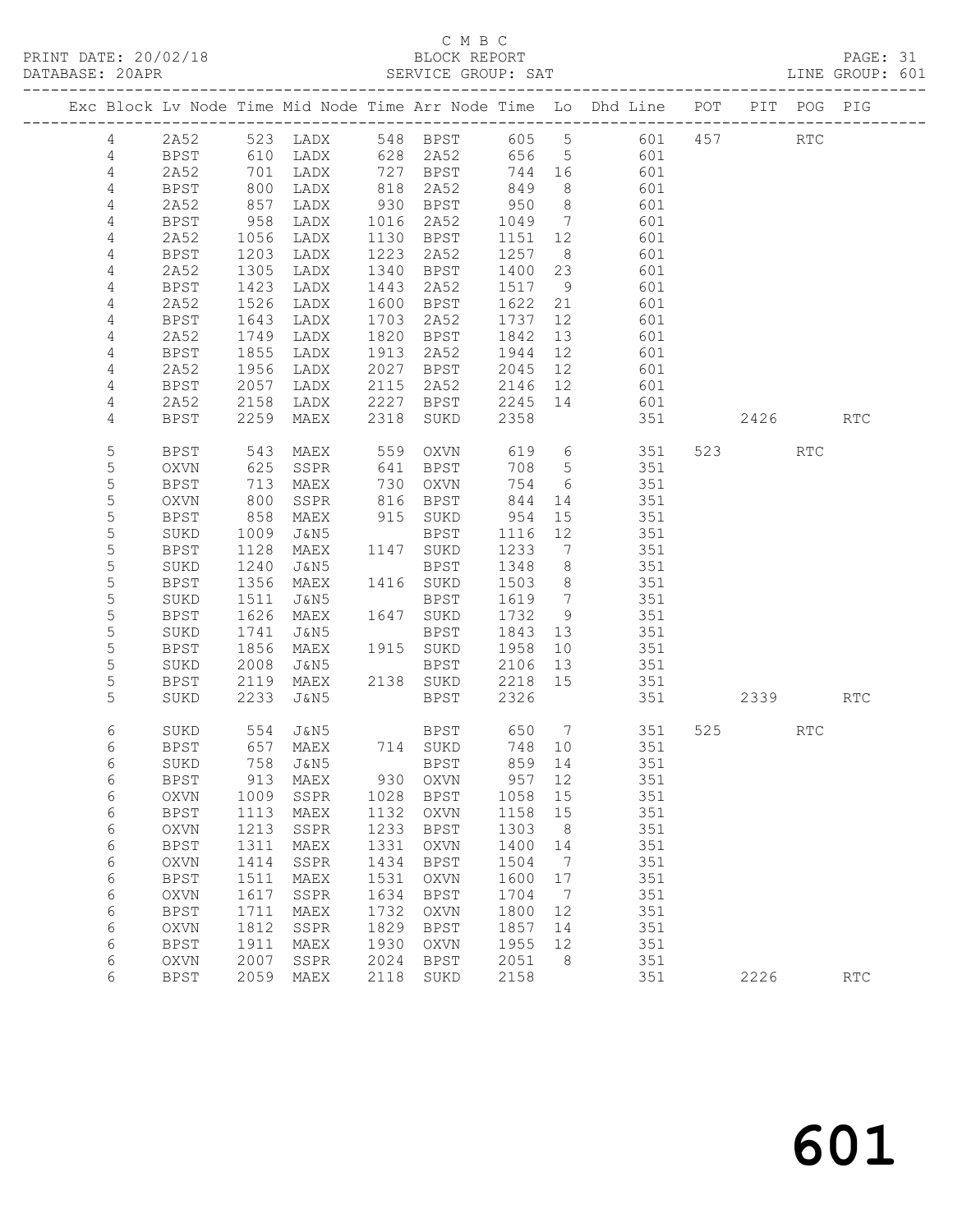C M B C

PRINT DATE: 20/02/18 BLOCK REPORT PAGE: 31
DATABASE: 20APR SERVICE GROUP: SAT LINE GROUP: 601

| Exc | Block | Lv | Node | Time | Mid Node | Time | Arr Node | Time | Lo | Dhd Line | POT | PIT | POG | PIG |
|---|---|---|---|---|---|---|---|---|---|---|---|---|---|---|
| | 4 | | 2A52 | 523 | LADX | 548 | BPST | 605 | 5 | 601 | 457 | | RTC | |
| | 4 | | BPST | 610 | LADX | 628 | 2A52 | 656 | 5 | 601 | | | | |
| | 4 | | 2A52 | 701 | LADX | 727 | BPST | 744 | 16 | 601 | | | | |
| | 4 | | BPST | 800 | LADX | 818 | 2A52 | 849 | 8 | 601 | | | | |
| | 4 | | 2A52 | 857 | LADX | 930 | BPST | 950 | 8 | 601 | | | | |
| | 4 | | BPST | 958 | LADX | 1016 | 2A52 | 1049 | 7 | 601 | | | | |
| | 4 | | 2A52 | 1056 | LADX | 1130 | BPST | 1151 | 12 | 601 | | | | |
| | 4 | | BPST | 1203 | LADX | 1223 | 2A52 | 1257 | 8 | 601 | | | | |
| | 4 | | 2A52 | 1305 | LADX | 1340 | BPST | 1400 | 23 | 601 | | | | |
| | 4 | | BPST | 1423 | LADX | 1443 | 2A52 | 1517 | 9 | 601 | | | | |
| | 4 | | 2A52 | 1526 | LADX | 1600 | BPST | 1622 | 21 | 601 | | | | |
| | 4 | | BPST | 1643 | LADX | 1703 | 2A52 | 1737 | 12 | 601 | | | | |
| | 4 | | 2A52 | 1749 | LADX | 1820 | BPST | 1842 | 13 | 601 | | | | |
| | 4 | | BPST | 1855 | LADX | 1913 | 2A52 | 1944 | 12 | 601 | | | | |
| | 4 | | 2A52 | 1956 | LADX | 2027 | BPST | 2045 | 12 | 601 | | | | |
| | 4 | | BPST | 2057 | LADX | 2115 | 2A52 | 2146 | 12 | 601 | | | | |
| | 4 | | 2A52 | 2158 | LADX | 2227 | BPST | 2245 | 14 | 601 | | | | |
| | 4 | | BPST | 2259 | MAEX | 2318 | SUKD | 2358 | | 351 | | 2426 | | RTC |
| | 5 | | BPST | 543 | MAEX | 559 | OXVN | 619 | 6 | 351 | 523 | | RTC | |
| | 5 | | OXVN | 625 | SSPR | 641 | BPST | 708 | 5 | 351 | | | | |
| | 5 | | BPST | 713 | MAEX | 730 | OXVN | 754 | 6 | 351 | | | | |
| | 5 | | OXVN | 800 | SSPR | 816 | BPST | 844 | 14 | 351 | | | | |
| | 5 | | BPST | 858 | MAEX | 915 | SUKD | 954 | 15 | 351 | | | | |
| | 5 | | SUKD | 1009 | J&N5 | | BPST | 1116 | 12 | 351 | | | | |
| | 5 | | BPST | 1128 | MAEX | 1147 | SUKD | 1233 | 7 | 351 | | | | |
| | 5 | | SUKD | 1240 | J&N5 | | BPST | 1348 | 8 | 351 | | | | |
| | 5 | | BPST | 1356 | MAEX | 1416 | SUKD | 1503 | 8 | 351 | | | | |
| | 5 | | SUKD | 1511 | J&N5 | | BPST | 1619 | 7 | 351 | | | | |
| | 5 | | BPST | 1626 | MAEX | 1647 | SUKD | 1732 | 9 | 351 | | | | |
| | 5 | | SUKD | 1741 | J&N5 | | BPST | 1843 | 13 | 351 | | | | |
| | 5 | | BPST | 1856 | MAEX | 1915 | SUKD | 1958 | 10 | 351 | | | | |
| | 5 | | SUKD | 2008 | J&N5 | | BPST | 2106 | 13 | 351 | | | | |
| | 5 | | BPST | 2119 | MAEX | 2138 | SUKD | 2218 | 15 | 351 | | | | |
| | 5 | | SUKD | 2233 | J&N5 | | BPST | 2326 | | 351 | | 2339 | | RTC |
| | 6 | | SUKD | 554 | J&N5 | | BPST | 650 | 7 | 351 | 525 | | RTC | |
| | 6 | | BPST | 657 | MAEX | 714 | SUKD | 748 | 10 | 351 | | | | |
| | 6 | | SUKD | 758 | J&N5 | | BPST | 859 | 14 | 351 | | | | |
| | 6 | | BPST | 913 | MAEX | 930 | OXVN | 957 | 12 | 351 | | | | |
| | 6 | | OXVN | 1009 | SSPR | 1028 | BPST | 1058 | 15 | 351 | | | | |
| | 6 | | BPST | 1113 | MAEX | 1132 | OXVN | 1158 | 15 | 351 | | | | |
| | 6 | | OXVN | 1213 | SSPR | 1233 | BPST | 1303 | 8 | 351 | | | | |
| | 6 | | BPST | 1311 | MAEX | 1331 | OXVN | 1400 | 14 | 351 | | | | |
| | 6 | | OXVN | 1414 | SSPR | 1434 | BPST | 1504 | 7 | 351 | | | | |
| | 6 | | BPST | 1511 | MAEX | 1531 | OXVN | 1600 | 17 | 351 | | | | |
| | 6 | | OXVN | 1617 | SSPR | 1634 | BPST | 1704 | 7 | 351 | | | | |
| | 6 | | BPST | 1711 | MAEX | 1732 | OXVN | 1800 | 12 | 351 | | | | |
| | 6 | | OXVN | 1812 | SSPR | 1829 | BPST | 1857 | 14 | 351 | | | | |
| | 6 | | BPST | 1911 | MAEX | 1930 | OXVN | 1955 | 12 | 351 | | | | |
| | 6 | | OXVN | 2007 | SSPR | 2024 | BPST | 2051 | 8 | 351 | | | | |
| | 6 | | BPST | 2059 | MAEX | 2118 | SUKD | 2158 | | 351 | | 2226 | | RTC |

601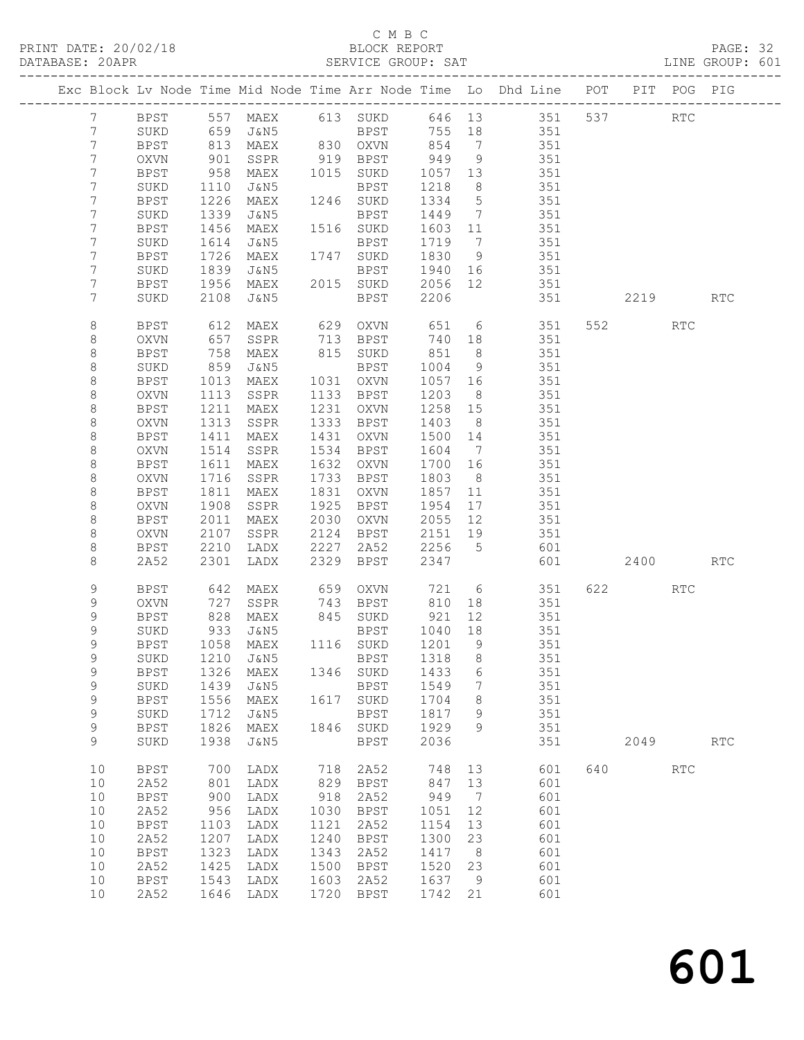C M B C
PRINT DATE: 20/02/18 BLOCK REPORT
DATABASE: 20APR SERVICE GROUP: SAT LINE GROUP: 601

| Exc | Block | Lv | Node | Time | Mid Node | Time | Arr Node | Time | Lo | Dhd Line | POT | PIT | POG | PIG |
|---|---|---|---|---|---|---|---|---|---|---|---|---|---|---|
| | 7 | | BPST | 557 | MAEX | 613 | SUKD | 646 | 13 | 351 | 537 | | RTC | |
| | 7 | | SUKD | 659 | J&N5 | | BPST | 755 | 18 | 351 | | | | |
| | 7 | | BPST | 813 | MAEX | 830 | OXVN | 854 | 7 | 351 | | | | |
| | 7 | | OXVN | 901 | SSPR | 919 | BPST | 949 | 9 | 351 | | | | |
| | 7 | | BPST | 958 | MAEX | 1015 | SUKD | 1057 | 13 | 351 | | | | |
| | 7 | | SUKD | 1110 | J&N5 | | BPST | 1218 | 8 | 351 | | | | |
| | 7 | | BPST | 1226 | MAEX | 1246 | SUKD | 1334 | 5 | 351 | | | | |
| | 7 | | SUKD | 1339 | J&N5 | | BPST | 1449 | 7 | 351 | | | | |
| | 7 | | BPST | 1456 | MAEX | 1516 | SUKD | 1603 | 11 | 351 | | | | |
| | 7 | | SUKD | 1614 | J&N5 | | BPST | 1719 | 7 | 351 | | | | |
| | 7 | | BPST | 1726 | MAEX | 1747 | SUKD | 1830 | 9 | 351 | | | | |
| | 7 | | SUKD | 1839 | J&N5 | | BPST | 1940 | 16 | 351 | | | | |
| | 7 | | BPST | 1956 | MAEX | 2015 | SUKD | 2056 | 12 | 351 | | | | |
| | 7 | | SUKD | 2108 | J&N5 | | BPST | 2206 | | 351 | | 2219 | | RTC |
| | 8 | | BPST | 612 | MAEX | 629 | OXVN | 651 | 6 | 351 | 552 | | RTC | |
| | 8 | | OXVN | 657 | SSPR | 713 | BPST | 740 | 18 | 351 | | | | |
| | 8 | | BPST | 758 | MAEX | 815 | SUKD | 851 | 8 | 351 | | | | |
| | 8 | | SUKD | 859 | J&N5 | | BPST | 1004 | 9 | 351 | | | | |
| | 8 | | BPST | 1013 | MAEX | 1031 | OXVN | 1057 | 16 | 351 | | | | |
| | 8 | | OXVN | 1113 | SSPR | 1133 | BPST | 1203 | 8 | 351 | | | | |
| | 8 | | BPST | 1211 | MAEX | 1231 | OXVN | 1258 | 15 | 351 | | | | |
| | 8 | | OXVN | 1313 | SSPR | 1333 | BPST | 1403 | 8 | 351 | | | | |
| | 8 | | BPST | 1411 | MAEX | 1431 | OXVN | 1500 | 14 | 351 | | | | |
| | 8 | | OXVN | 1514 | SSPR | 1534 | BPST | 1604 | 7 | 351 | | | | |
| | 8 | | BPST | 1611 | MAEX | 1632 | OXVN | 1700 | 16 | 351 | | | | |
| | 8 | | OXVN | 1716 | SSPR | 1733 | BPST | 1803 | 8 | 351 | | | | |
| | 8 | | BPST | 1811 | MAEX | 1831 | OXVN | 1857 | 11 | 351 | | | | |
| | 8 | | OXVN | 1908 | SSPR | 1925 | BPST | 1954 | 17 | 351 | | | | |
| | 8 | | BPST | 2011 | MAEX | 2030 | OXVN | 2055 | 12 | 351 | | | | |
| | 8 | | OXVN | 2107 | SSPR | 2124 | BPST | 2151 | 19 | 351 | | | | |
| | 8 | | BPST | 2210 | LADX | 2227 | 2A52 | 2256 | 5 | 601 | | | | |
| | 8 | | 2A52 | 2301 | LADX | 2329 | BPST | 2347 | | 601 | | 2400 | | RTC |
| | 9 | | BPST | 642 | MAEX | 659 | OXVN | 721 | 6 | 351 | 622 | | RTC | |
| | 9 | | OXVN | 727 | SSPR | 743 | BPST | 810 | 18 | 351 | | | | |
| | 9 | | BPST | 828 | MAEX | 845 | SUKD | 921 | 12 | 351 | | | | |
| | 9 | | SUKD | 933 | J&N5 | | BPST | 1040 | 18 | 351 | | | | |
| | 9 | | BPST | 1058 | MAEX | 1116 | SUKD | 1201 | 9 | 351 | | | | |
| | 9 | | SUKD | 1210 | J&N5 | | BPST | 1318 | 8 | 351 | | | | |
| | 9 | | BPST | 1326 | MAEX | 1346 | SUKD | 1433 | 6 | 351 | | | | |
| | 9 | | SUKD | 1439 | J&N5 | | BPST | 1549 | 7 | 351 | | | | |
| | 9 | | BPST | 1556 | MAEX | 1617 | SUKD | 1704 | 8 | 351 | | | | |
| | 9 | | SUKD | 1712 | J&N5 | | BPST | 1817 | 9 | 351 | | | | |
| | 9 | | BPST | 1826 | MAEX | 1846 | SUKD | 1929 | 9 | 351 | | | | |
| | 9 | | SUKD | 1938 | J&N5 | | BPST | 2036 | | 351 | | 2049 | | RTC |
| | 10 | | BPST | 700 | LADX | 718 | 2A52 | 748 | 13 | 601 | 640 | | RTC | |
| | 10 | | 2A52 | 801 | LADX | 829 | BPST | 847 | 13 | 601 | | | | |
| | 10 | | BPST | 900 | LADX | 918 | 2A52 | 949 | 7 | 601 | | | | |
| | 10 | | 2A52 | 956 | LADX | 1030 | BPST | 1051 | 12 | 601 | | | | |
| | 10 | | BPST | 1103 | LADX | 1121 | 2A52 | 1154 | 13 | 601 | | | | |
| | 10 | | 2A52 | 1207 | LADX | 1240 | BPST | 1300 | 23 | 601 | | | | |
| | 10 | | BPST | 1323 | LADX | 1343 | 2A52 | 1417 | 8 | 601 | | | | |
| | 10 | | 2A52 | 1425 | LADX | 1500 | BPST | 1520 | 23 | 601 | | | | |
| | 10 | | BPST | 1543 | LADX | 1603 | 2A52 | 1637 | 9 | 601 | | | | |
| | 10 | | 2A52 | 1646 | LADX | 1720 | BPST | 1742 | 21 | 601 | | | | |

# 601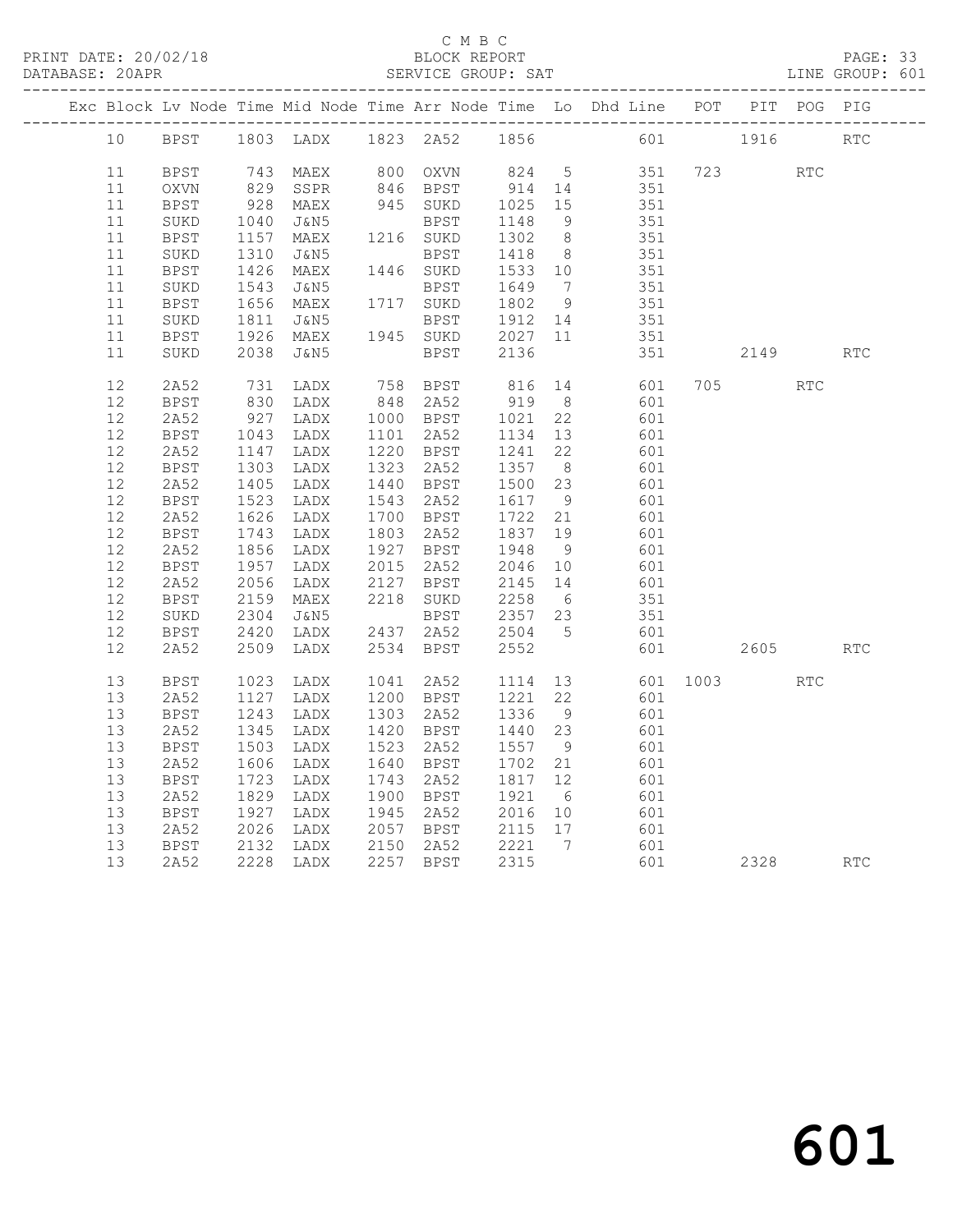C M B C

PRINT DATE: 20/02/18 BLOCK REPORT

DATABASE: 20APR SERVICE GROUP: SAT LINE GROUP: 601

| Exc | Block | Lv | Node | Time | Mid Node | Time | Arr Node | Time | Lo | Dhd Line | POT | PIT | POG | PIG |
|---|---|---|---|---|---|---|---|---|---|---|---|---|---|---|
| | 10 | | BPST | 1803 | LADX | 1823 | 2A52 | 1856 | | 601 | | 1916 | | RTC |
| | 11 | | BPST | 743 | MAEX | 800 | OXVN | 824 | 5 | 351 | 723 | | RTC | |
| | 11 | | OXVN | 829 | SSPR | 846 | BPST | 914 | 14 | 351 | | | | |
| | 11 | | BPST | 928 | MAEX | 945 | SUKD | 1025 | 15 | 351 | | | | |
| | 11 | | SUKD | 1040 | J&N5 | | BPST | 1148 | 9 | 351 | | | | |
| | 11 | | BPST | 1157 | MAEX | 1216 | SUKD | 1302 | 8 | 351 | | | | |
| | 11 | | SUKD | 1310 | J&N5 | | BPST | 1418 | 8 | 351 | | | | |
| | 11 | | BPST | 1426 | MAEX | 1446 | SUKD | 1533 | 10 | 351 | | | | |
| | 11 | | SUKD | 1543 | J&N5 | | BPST | 1649 | 7 | 351 | | | | |
| | 11 | | BPST | 1656 | MAEX | 1717 | SUKD | 1802 | 9 | 351 | | | | |
| | 11 | | SUKD | 1811 | J&N5 | | BPST | 1912 | 14 | 351 | | | | |
| | 11 | | BPST | 1926 | MAEX | 1945 | SUKD | 2027 | 11 | 351 | | | | |
| | 11 | | SUKD | 2038 | J&N5 | | BPST | 2136 | | 351 | | 2149 | | RTC |
| | 12 | | 2A52 | 731 | LADX | 758 | BPST | 816 | 14 | 601 | 705 | | RTC | |
| | 12 | | BPST | 830 | LADX | 848 | 2A52 | 919 | 8 | 601 | | | | |
| | 12 | | 2A52 | 927 | LADX | 1000 | BPST | 1021 | 22 | 601 | | | | |
| | 12 | | BPST | 1043 | LADX | 1101 | 2A52 | 1134 | 13 | 601 | | | | |
| | 12 | | 2A52 | 1147 | LADX | 1220 | BPST | 1241 | 22 | 601 | | | | |
| | 12 | | BPST | 1303 | LADX | 1323 | 2A52 | 1357 | 8 | 601 | | | | |
| | 12 | | 2A52 | 1405 | LADX | 1440 | BPST | 1500 | 23 | 601 | | | | |
| | 12 | | BPST | 1523 | LADX | 1543 | 2A52 | 1617 | 9 | 601 | | | | |
| | 12 | | 2A52 | 1626 | LADX | 1700 | BPST | 1722 | 21 | 601 | | | | |
| | 12 | | BPST | 1743 | LADX | 1803 | 2A52 | 1837 | 19 | 601 | | | | |
| | 12 | | 2A52 | 1856 | LADX | 1927 | BPST | 1948 | 9 | 601 | | | | |
| | 12 | | BPST | 1957 | LADX | 2015 | 2A52 | 2046 | 10 | 601 | | | | |
| | 12 | | 2A52 | 2056 | LADX | 2127 | BPST | 2145 | 14 | 601 | | | | |
| | 12 | | BPST | 2159 | MAEX | 2218 | SUKD | 2258 | 6 | 351 | | | | |
| | 12 | | SUKD | 2304 | J&N5 | | BPST | 2357 | 23 | 351 | | | | |
| | 12 | | BPST | 2420 | LADX | 2437 | 2A52 | 2504 | 5 | 601 | | | | |
| | 12 | | 2A52 | 2509 | LADX | 2534 | BPST | 2552 | | 601 | | 2605 | | RTC |
| | 13 | | BPST | 1023 | LADX | 1041 | 2A52 | 1114 | 13 | 601 | 1003 | | RTC | |
| | 13 | | 2A52 | 1127 | LADX | 1200 | BPST | 1221 | 22 | 601 | | | | |
| | 13 | | BPST | 1243 | LADX | 1303 | 2A52 | 1336 | 9 | 601 | | | | |
| | 13 | | 2A52 | 1345 | LADX | 1420 | BPST | 1440 | 23 | 601 | | | | |
| | 13 | | BPST | 1503 | LADX | 1523 | 2A52 | 1557 | 9 | 601 | | | | |
| | 13 | | 2A52 | 1606 | LADX | 1640 | BPST | 1702 | 21 | 601 | | | | |
| | 13 | | BPST | 1723 | LADX | 1743 | 2A52 | 1817 | 12 | 601 | | | | |
| | 13 | | 2A52 | 1829 | LADX | 1900 | BPST | 1921 | 6 | 601 | | | | |
| | 13 | | BPST | 1927 | LADX | 1945 | 2A52 | 2016 | 10 | 601 | | | | |
| | 13 | | 2A52 | 2026 | LADX | 2057 | BPST | 2115 | 17 | 601 | | | | |
| | 13 | | BPST | 2132 | LADX | 2150 | 2A52 | 2221 | 7 | 601 | | | | |
| | 13 | | 2A52 | 2228 | LADX | 2257 | BPST | 2315 | | 601 | | 2328 | | RTC |

601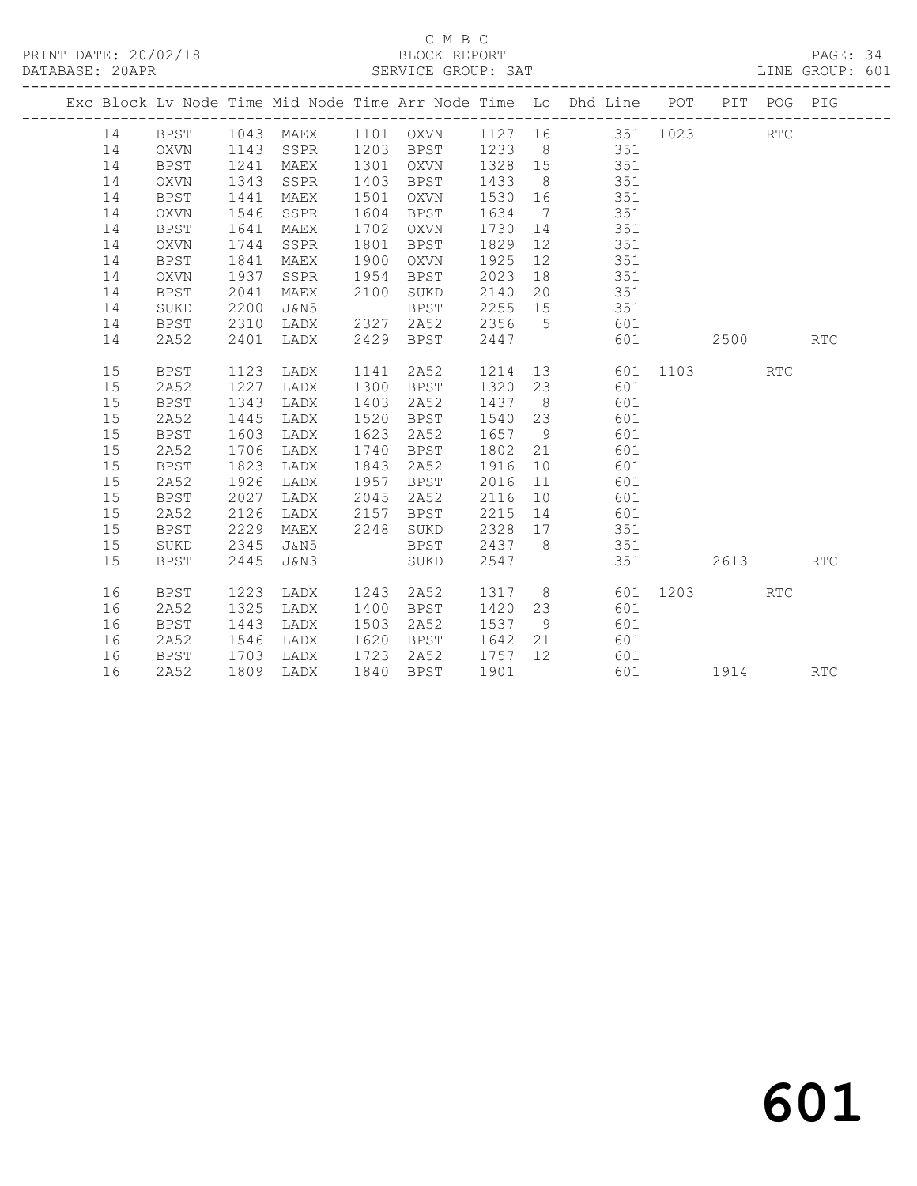C M B C

BLOCK REPORT

SERVICE GROUP: SAT

PRINT DATE: 20/02/18
DATABASE: 20APR

LINE GROUP: 601

| Exc | Block | Lv | Node | Time | Mid Node | Time | Arr Node | Time | Lo | Dhd Line | POT | PIT | POG | PIG |
|---|---|---|---|---|---|---|---|---|---|---|---|---|---|---|
| | 14 | | BPST | 1043 | MAEX | 1101 | OXVN | 1127 | 16 | 351 | 1023 | | RTC | |
| | 14 | | OXVN | 1143 | SSPR | 1203 | BPST | 1233 | 8 | 351 | | | | |
| | 14 | | BPST | 1241 | MAEX | 1301 | OXVN | 1328 | 15 | 351 | | | | |
| | 14 | | OXVN | 1343 | SSPR | 1403 | BPST | 1433 | 8 | 351 | | | | |
| | 14 | | BPST | 1441 | MAEX | 1501 | OXVN | 1530 | 16 | 351 | | | | |
| | 14 | | OXVN | 1546 | SSPR | 1604 | BPST | 1634 | 7 | 351 | | | | |
| | 14 | | BPST | 1641 | MAEX | 1702 | OXVN | 1730 | 14 | 351 | | | | |
| | 14 | | OXVN | 1744 | SSPR | 1801 | BPST | 1829 | 12 | 351 | | | | |
| | 14 | | BPST | 1841 | MAEX | 1900 | OXVN | 1925 | 12 | 351 | | | | |
| | 14 | | OXVN | 1937 | SSPR | 1954 | BPST | 2023 | 18 | 351 | | | | |
| | 14 | | BPST | 2041 | MAEX | 2100 | SUKD | 2140 | 20 | 351 | | | | |
| | 14 | | SUKD | 2200 | J&N5 | | BPST | 2255 | 15 | 351 | | | | |
| | 14 | | BPST | 2310 | LADX | 2327 | 2A52 | 2356 | 5 | 601 | | | | |
| | 14 | | 2A52 | 2401 | LADX | 2429 | BPST | 2447 | | 601 | | 2500 | | RTC |
| | 15 | | BPST | 1123 | LADX | 1141 | 2A52 | 1214 | 13 | 601 | 1103 | | RTC | |
| | 15 | | 2A52 | 1227 | LADX | 1300 | BPST | 1320 | 23 | 601 | | | | |
| | 15 | | BPST | 1343 | LADX | 1403 | 2A52 | 1437 | 8 | 601 | | | | |
| | 15 | | 2A52 | 1445 | LADX | 1520 | BPST | 1540 | 23 | 601 | | | | |
| | 15 | | BPST | 1603 | LADX | 1623 | 2A52 | 1657 | 9 | 601 | | | | |
| | 15 | | 2A52 | 1706 | LADX | 1740 | BPST | 1802 | 21 | 601 | | | | |
| | 15 | | BPST | 1823 | LADX | 1843 | 2A52 | 1916 | 10 | 601 | | | | |
| | 15 | | 2A52 | 1926 | LADX | 1957 | BPST | 2016 | 11 | 601 | | | | |
| | 15 | | BPST | 2027 | LADX | 2045 | 2A52 | 2116 | 10 | 601 | | | | |
| | 15 | | 2A52 | 2126 | LADX | 2157 | BPST | 2215 | 14 | 601 | | | | |
| | 15 | | BPST | 2229 | MAEX | 2248 | SUKD | 2328 | 17 | 351 | | | | |
| | 15 | | SUKD | 2345 | J&N5 | | BPST | 2437 | 8 | 351 | | | | |
| | 15 | | BPST | 2445 | J&N3 | | SUKD | 2547 | | 351 | | 2613 | | RTC |
| | 16 | | BPST | 1223 | LADX | 1243 | 2A52 | 1317 | 8 | 601 | 1203 | | RTC | |
| | 16 | | 2A52 | 1325 | LADX | 1400 | BPST | 1420 | 23 | 601 | | | | |
| | 16 | | BPST | 1443 | LADX | 1503 | 2A52 | 1537 | 9 | 601 | | | | |
| | 16 | | 2A52 | 1546 | LADX | 1620 | BPST | 1642 | 21 | 601 | | | | |
| | 16 | | BPST | 1703 | LADX | 1723 | 2A52 | 1757 | 12 | 601 | | | | |
| | 16 | | 2A52 | 1809 | LADX | 1840 | BPST | 1901 | | 601 | | 1914 | | RTC |

601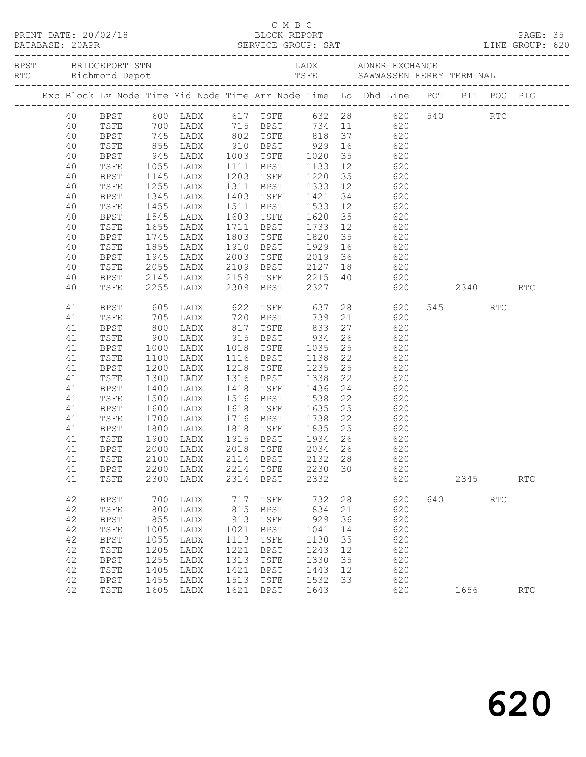C M B C
PRINT DATE: 20/02/18 BLOCK REPORT
DATABASE: 20APR SERVICE GROUP: SAT LINE GROUP: 620

BPST BRIDGEPORT STN LADX LADNER EXCHANGE
RTC Richmond Depot TSFE TSAWWASSEN FERRY TERMINAL

| Exc | Block | Lv | Node | Time | Mid Node | Time | Arr Node | Time | Lo | Dhd Line | POT | PIT | POG | PIG |
|---|---|---|---|---|---|---|---|---|---|---|---|---|---|---|
| | 40 | | BPST | 600 | LADX | 617 | TSFE | 632 | 28 | 620 | 540 | | RTC | |
| | 40 | | TSFE | 700 | LADX | 715 | BPST | 734 | 11 | 620 | | | | |
| | 40 | | BPST | 745 | LADX | 802 | TSFE | 818 | 37 | 620 | | | | |
| | 40 | | TSFE | 855 | LADX | 910 | BPST | 929 | 16 | 620 | | | | |
| | 40 | | BPST | 945 | LADX | 1003 | TSFE | 1020 | 35 | 620 | | | | |
| | 40 | | TSFE | 1055 | LADX | 1111 | BPST | 1133 | 12 | 620 | | | | |
| | 40 | | BPST | 1145 | LADX | 1203 | TSFE | 1220 | 35 | 620 | | | | |
| | 40 | | TSFE | 1255 | LADX | 1311 | BPST | 1333 | 12 | 620 | | | | |
| | 40 | | BPST | 1345 | LADX | 1403 | TSFE | 1421 | 34 | 620 | | | | |
| | 40 | | TSFE | 1455 | LADX | 1511 | BPST | 1533 | 12 | 620 | | | | |
| | 40 | | BPST | 1545 | LADX | 1603 | TSFE | 1620 | 35 | 620 | | | | |
| | 40 | | TSFE | 1655 | LADX | 1711 | BPST | 1733 | 12 | 620 | | | | |
| | 40 | | BPST | 1745 | LADX | 1803 | TSFE | 1820 | 35 | 620 | | | | |
| | 40 | | TSFE | 1855 | LADX | 1910 | BPST | 1929 | 16 | 620 | | | | |
| | 40 | | BPST | 1945 | LADX | 2003 | TSFE | 2019 | 36 | 620 | | | | |
| | 40 | | TSFE | 2055 | LADX | 2109 | BPST | 2127 | 18 | 620 | | | | |
| | 40 | | BPST | 2145 | LADX | 2159 | TSFE | 2215 | 40 | 620 | | | | |
| | 40 | | TSFE | 2255 | LADX | 2309 | BPST | 2327 | | 620 | | 2340 | | RTC |
| | 41 | | BPST | 605 | LADX | 622 | TSFE | 637 | 28 | 620 | 545 | | RTC | |
| | 41 | | TSFE | 705 | LADX | 720 | BPST | 739 | 21 | 620 | | | | |
| | 41 | | BPST | 800 | LADX | 817 | TSFE | 833 | 27 | 620 | | | | |
| | 41 | | TSFE | 900 | LADX | 915 | BPST | 934 | 26 | 620 | | | | |
| | 41 | | BPST | 1000 | LADX | 1018 | TSFE | 1035 | 25 | 620 | | | | |
| | 41 | | TSFE | 1100 | LADX | 1116 | BPST | 1138 | 22 | 620 | | | | |
| | 41 | | BPST | 1200 | LADX | 1218 | TSFE | 1235 | 25 | 620 | | | | |
| | 41 | | TSFE | 1300 | LADX | 1316 | BPST | 1338 | 22 | 620 | | | | |
| | 41 | | BPST | 1400 | LADX | 1418 | TSFE | 1436 | 24 | 620 | | | | |
| | 41 | | TSFE | 1500 | LADX | 1516 | BPST | 1538 | 22 | 620 | | | | |
| | 41 | | BPST | 1600 | LADX | 1618 | TSFE | 1635 | 25 | 620 | | | | |
| | 41 | | TSFE | 1700 | LADX | 1716 | BPST | 1738 | 22 | 620 | | | | |
| | 41 | | BPST | 1800 | LADX | 1818 | TSFE | 1835 | 25 | 620 | | | | |
| | 41 | | TSFE | 1900 | LADX | 1915 | BPST | 1934 | 26 | 620 | | | | |
| | 41 | | BPST | 2000 | LADX | 2018 | TSFE | 2034 | 26 | 620 | | | | |
| | 41 | | TSFE | 2100 | LADX | 2114 | BPST | 2132 | 28 | 620 | | | | |
| | 41 | | BPST | 2200 | LADX | 2214 | TSFE | 2230 | 30 | 620 | | | | |
| | 41 | | TSFE | 2300 | LADX | 2314 | BPST | 2332 | | 620 | | 2345 | | RTC |
| | 42 | | BPST | 700 | LADX | 717 | TSFE | 732 | 28 | 620 | 640 | | RTC | |
| | 42 | | TSFE | 800 | LADX | 815 | BPST | 834 | 21 | 620 | | | | |
| | 42 | | BPST | 855 | LADX | 913 | TSFE | 929 | 36 | 620 | | | | |
| | 42 | | TSFE | 1005 | LADX | 1021 | BPST | 1041 | 14 | 620 | | | | |
| | 42 | | BPST | 1055 | LADX | 1113 | TSFE | 1130 | 35 | 620 | | | | |
| | 42 | | TSFE | 1205 | LADX | 1221 | BPST | 1243 | 12 | 620 | | | | |
| | 42 | | BPST | 1255 | LADX | 1313 | TSFE | 1330 | 35 | 620 | | | | |
| | 42 | | TSFE | 1405 | LADX | 1421 | BPST | 1443 | 12 | 620 | | | | |
| | 42 | | BPST | 1455 | LADX | 1513 | TSFE | 1532 | 33 | 620 | | | | |
| | 42 | | TSFE | 1605 | LADX | 1621 | BPST | 1643 | | 620 | | 1656 | | RTC |

620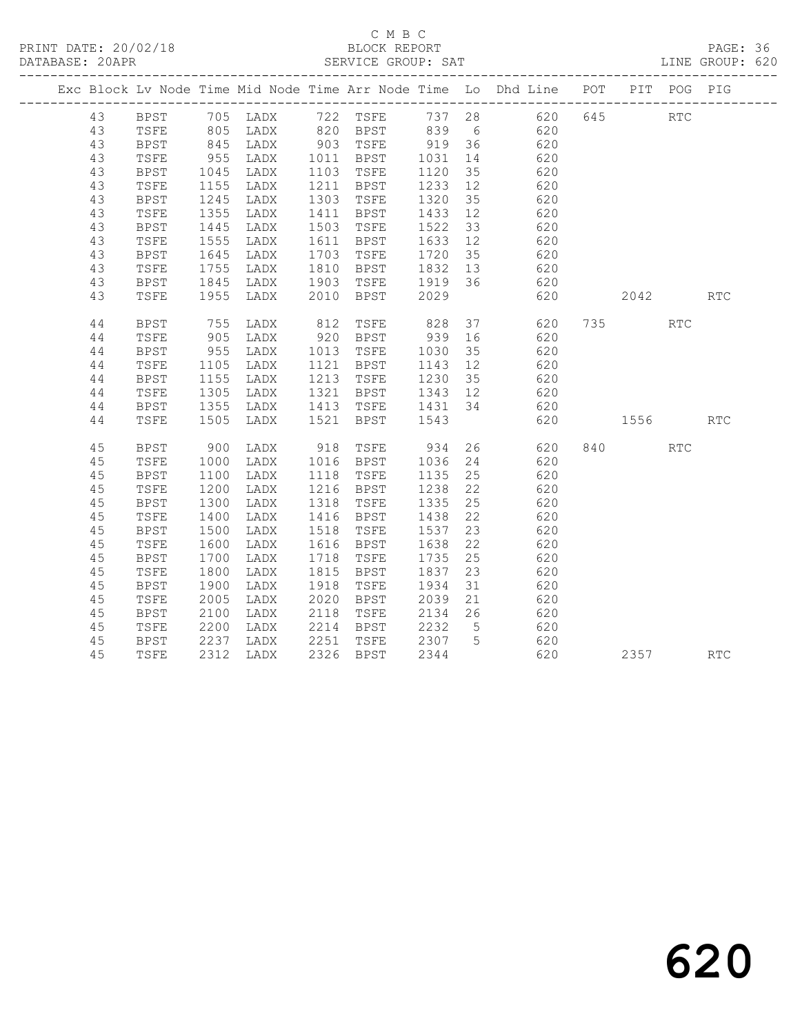C M B C
BLOCK REPORT
SERVICE GROUP: SAT

PRINT DATE: 20/02/18
DATABASE: 20APR
LINE GROUP: 620

| Exc | Block | Lv | Node | Time | Mid Node | Time | Arr Node | Time | Lo | Dhd Line | POT | PIT | POG | PIG |
|---|---|---|---|---|---|---|---|---|---|---|---|---|---|---|
| | 43 | | BPST | 705 | LADX | 722 | TSFE | 737 | 28 | 620 | 645 | | RTC | |
| | 43 | | TSFE | 805 | LADX | 820 | BPST | 839 | 6 | 620 | | | | |
| | 43 | | BPST | 845 | LADX | 903 | TSFE | 919 | 36 | 620 | | | | |
| | 43 | | TSFE | 955 | LADX | 1011 | BPST | 1031 | 14 | 620 | | | | |
| | 43 | | BPST | 1045 | LADX | 1103 | TSFE | 1120 | 35 | 620 | | | | |
| | 43 | | TSFE | 1155 | LADX | 1211 | BPST | 1233 | 12 | 620 | | | | |
| | 43 | | BPST | 1245 | LADX | 1303 | TSFE | 1320 | 35 | 620 | | | | |
| | 43 | | TSFE | 1355 | LADX | 1411 | BPST | 1433 | 12 | 620 | | | | |
| | 43 | | BPST | 1445 | LADX | 1503 | TSFE | 1522 | 33 | 620 | | | | |
| | 43 | | TSFE | 1555 | LADX | 1611 | BPST | 1633 | 12 | 620 | | | | |
| | 43 | | BPST | 1645 | LADX | 1703 | TSFE | 1720 | 35 | 620 | | | | |
| | 43 | | TSFE | 1755 | LADX | 1810 | BPST | 1832 | 13 | 620 | | | | |
| | 43 | | BPST | 1845 | LADX | 1903 | TSFE | 1919 | 36 | 620 | | | | |
| | 43 | | TSFE | 1955 | LADX | 2010 | BPST | 2029 | | 620 | | 2042 | | RTC |
| | 44 | | BPST | 755 | LADX | 812 | TSFE | 828 | 37 | 620 | 735 | | RTC | |
| | 44 | | TSFE | 905 | LADX | 920 | BPST | 939 | 16 | 620 | | | | |
| | 44 | | BPST | 955 | LADX | 1013 | TSFE | 1030 | 35 | 620 | | | | |
| | 44 | | TSFE | 1105 | LADX | 1121 | BPST | 1143 | 12 | 620 | | | | |
| | 44 | | BPST | 1155 | LADX | 1213 | TSFE | 1230 | 35 | 620 | | | | |
| | 44 | | TSFE | 1305 | LADX | 1321 | BPST | 1343 | 12 | 620 | | | | |
| | 44 | | BPST | 1355 | LADX | 1413 | TSFE | 1431 | 34 | 620 | | | | |
| | 44 | | TSFE | 1505 | LADX | 1521 | BPST | 1543 | | 620 | | 1556 | | RTC |
| | 45 | | BPST | 900 | LADX | 918 | TSFE | 934 | 26 | 620 | 840 | | RTC | |
| | 45 | | TSFE | 1000 | LADX | 1016 | BPST | 1036 | 24 | 620 | | | | |
| | 45 | | BPST | 1100 | LADX | 1118 | TSFE | 1135 | 25 | 620 | | | | |
| | 45 | | TSFE | 1200 | LADX | 1216 | BPST | 1238 | 22 | 620 | | | | |
| | 45 | | BPST | 1300 | LADX | 1318 | TSFE | 1335 | 25 | 620 | | | | |
| | 45 | | TSFE | 1400 | LADX | 1416 | BPST | 1438 | 22 | 620 | | | | |
| | 45 | | BPST | 1500 | LADX | 1518 | TSFE | 1537 | 23 | 620 | | | | |
| | 45 | | TSFE | 1600 | LADX | 1616 | BPST | 1638 | 22 | 620 | | | | |
| | 45 | | BPST | 1700 | LADX | 1718 | TSFE | 1735 | 25 | 620 | | | | |
| | 45 | | TSFE | 1800 | LADX | 1815 | BPST | 1837 | 23 | 620 | | | | |
| | 45 | | BPST | 1900 | LADX | 1918 | TSFE | 1934 | 31 | 620 | | | | |
| | 45 | | TSFE | 2005 | LADX | 2020 | BPST | 2039 | 21 | 620 | | | | |
| | 45 | | BPST | 2100 | LADX | 2118 | TSFE | 2134 | 26 | 620 | | | | |
| | 45 | | TSFE | 2200 | LADX | 2214 | BPST | 2232 | 5 | 620 | | | | |
| | 45 | | BPST | 2237 | LADX | 2251 | TSFE | 2307 | 5 | 620 | | | | |
| | 45 | | TSFE | 2312 | LADX | 2326 | BPST | 2344 | | 620 | | 2357 | | RTC |

620